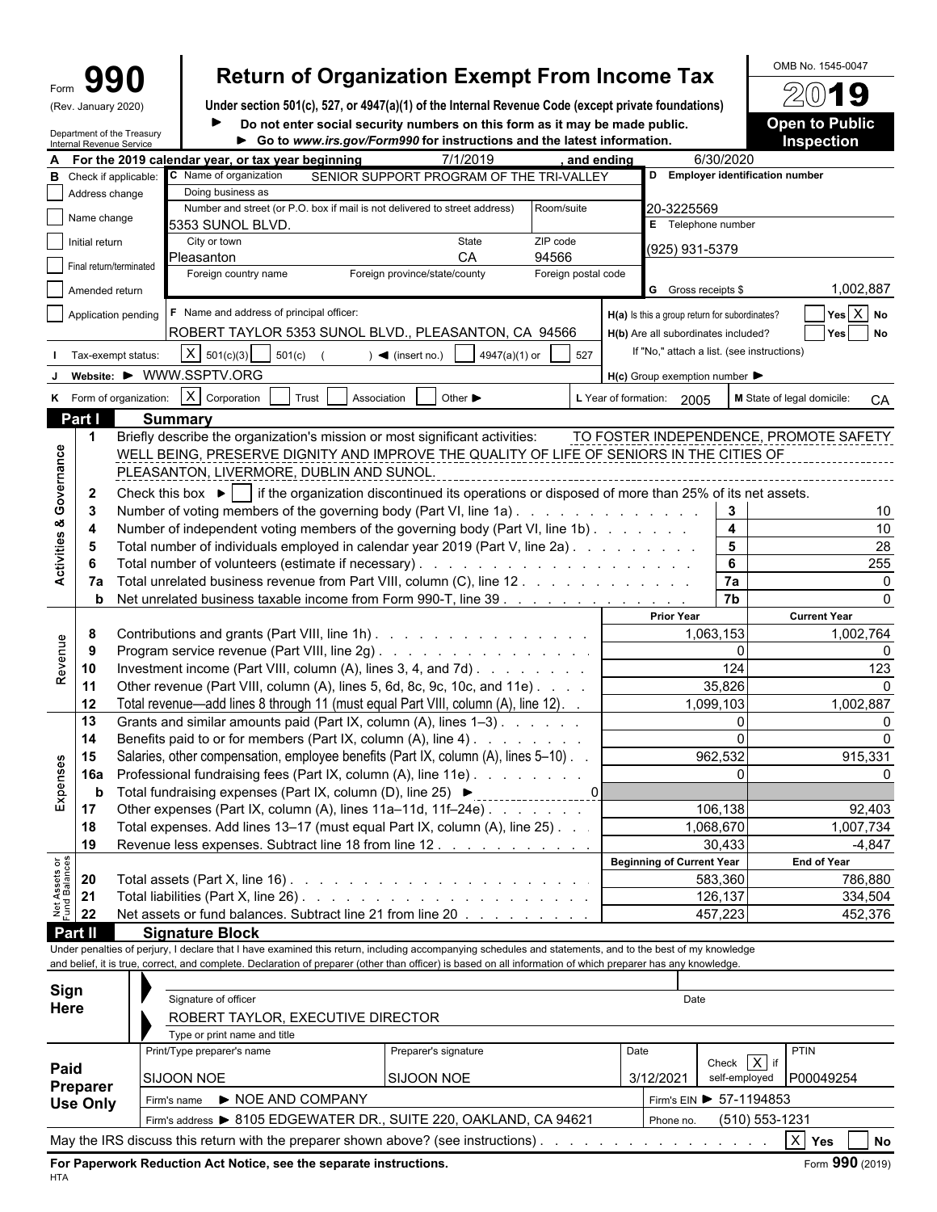Form **990** (Rev. January 2020)

Department of the Treasury Internal Revenue Service

# Return of Organization Exempt From Income Tax

**Under section 501(c), 527, or 4947(a)(1) of the Internal Revenue Code (except private foundations)**

► **Do not enter social security numbers on this form as it may be made public.**

► **Go to www.irs.gov/Form990 for instructions and the latest information.**

OMB No. 1545-0047

**2019**

**Open to Public Inspection**

**A** For the 2019 calendar year, or tax year beginning 7/1/2019, and ending 6/30/2020

**B** Check if applicable:
- [ ] Address change
- [ ] Name change
- [ ] Initial return
- [ ] Final return/terminated
- [ ] Amended return
- [ ] Application pending

**C** Name of organization: SENIOR SUPPORT PROGRAM OF THE TRI-VALLEY

Doing business as:

Number and street (or P.O. box if mail is not delivered to street address): 5353 SUNOL BLVD. Room/suite:

City or town: Pleasanton State: CA ZIP code: 94566

Foreign country name / Foreign province/state/county / Foreign postal code:

**D** Employer identification number: 20-3225569

**E** Telephone number: (925) 931-5379

**G** Gross receipts $ 1,002,887

**F** Name and address of principal officer: ROBERT TAYLOR 5353 SUNOL BLVD., PLEASANTON, CA 94566

**H(a)** Is this a group return for subordinates? [ ] Yes [X] No

**H(b)** Are all subordinates included? [ ] Yes [ ] No

If "No," attach a list. (see instructions)

**H(c)** Group exemption number ►

**I** Tax-exempt status: [X] 501(c)(3) [ ] 501(c) ( ) ◄ (insert no.) [ ] 4947(a)(1) or [ ] 527

**J** Website: ► WWW.SSPTV.ORG

**K** Form of organization: [X] Corporation [ ] Trust [ ] Association [ ] Other ►

**L** Year of formation: 2005

**M** State of legal domicile: CA

## Part I Summary

**Activities & Governance**

1 Briefly describe the organization's mission or most significant activities: TO FOSTER INDEPENDENCE, PROMOTE SAFETY WELL BEING, PRESERVE DIGNITY AND IMPROVE THE QUALITY OF LIFE OF SENIORS IN THE CITIES OF PLEASANTON, LIVERMORE, DUBLIN AND SUNOL.

2 Check this box ► [ ] if the organization discontinued its operations or disposed of more than 25% of its net assets.

| | | | |
|---|---|---|---|
| 3 | Number of voting members of the governing body (Part VI, line 1a) | 3 | 10 |
| 4 | Number of independent voting members of the governing body (Part VI, line 1b) | 4 | 10 |
| 5 | Total number of individuals employed in calendar year 2019 (Part V, line 2a) | 5 | 28 |
| 6 | Total number of volunteers (estimate if necessary) | 6 | 255 |
| 7a | Total unrelated business revenue from Part VIII, column (C), line 12 | 7a | 0 |
| b | Net unrelated business taxable income from Form 990-T, line 39 | 7b | 0 |

| | | | Prior Year | Current Year |
|---|---|---|---|---|
| **Revenue** | 8 | Contributions and grants (Part VIII, line 1h) | 1,063,153 | 1,002,764 |
| | 9 | Program service revenue (Part VIII, line 2g) | 0 | 0 |
| | 10 | Investment income (Part VIII, column (A), lines 3, 4, and 7d) | 124 | 123 |
| | 11 | Other revenue (Part VIII, column (A), lines 5, 6d, 8c, 9c, 10c, and 11e) | 35,826 | 0 |
| | 12 | Total revenue—add lines 8 through 11 (must equal Part VIII, column (A), line 12) | 1,099,103 | 1,002,887 |
| **Expenses** | 13 | Grants and similar amounts paid (Part IX, column (A), lines 1–3) | 0 | 0 |
| | 14 | Benefits paid to or for members (Part IX, column (A), line 4) | 0 | 0 |
| | 15 | Salaries, other compensation, employee benefits (Part IX, column (A), lines 5–10) | 962,532 | 915,331 |
| | 16a | Professional fundraising fees (Part IX, column (A), line 11e) | 0 | 0 |
| | b | Total fundraising expenses (Part IX, column (D), line 25) ► 0 | | |
| | 17 | Other expenses (Part IX, column (A), lines 11a–11d, 11f–24e) | 106,138 | 92,403 |
| | 18 | Total expenses. Add lines 13–17 (must equal Part IX, column (A), line 25) | 1,068,670 | 1,007,734 |
| | 19 | Revenue less expenses. Subtract line 18 from line 12 | 30,433 | -4,847 |
| | | | **Beginning of Current Year** | **End of Year** |
| **Net Assets or Fund Balances** | 20 | Total assets (Part X, line 16) | 583,360 | 786,880 |
| | 21 | Total liabilities (Part X, line 26) | 126,137 | 334,504 |
| | 22 | Net assets or fund balances. Subtract line 21 from line 20 | 457,223 | 452,376 |

## Part II Signature Block

Under penalties of perjury, I declare that I have examined this return, including accompanying schedules and statements, and to the best of my knowledge and belief, it is true, correct, and complete. Declaration of preparer (other than officer) is based on all information of which preparer has any knowledge.

**Sign Here**

Signature of officer | Date

ROBERT TAYLOR, EXECUTIVE DIRECTOR

Type or print name and title

**Paid Preparer Use Only**

| Print/Type preparer's name | Preparer's signature | Date | Check [X] if self-employed | PTIN |
|---|---|---|---|---|
| SIJOON NOE | SIJOON NOE | 3/12/2021 | | P00049254 |

Firm's name ► NOE AND COMPANY — Firm's EIN ► 57-1194853

Firm's address ► 8105 EDGEWATER DR., SUITE 220, OAKLAND, CA 94621 — Phone no. (510) 553-1231

May the IRS discuss this return with the preparer shown above? (see instructions) [X] Yes [ ] No

**For Paperwork Reduction Act Notice, see the separate instructions.** Form **990** (2019)

HTA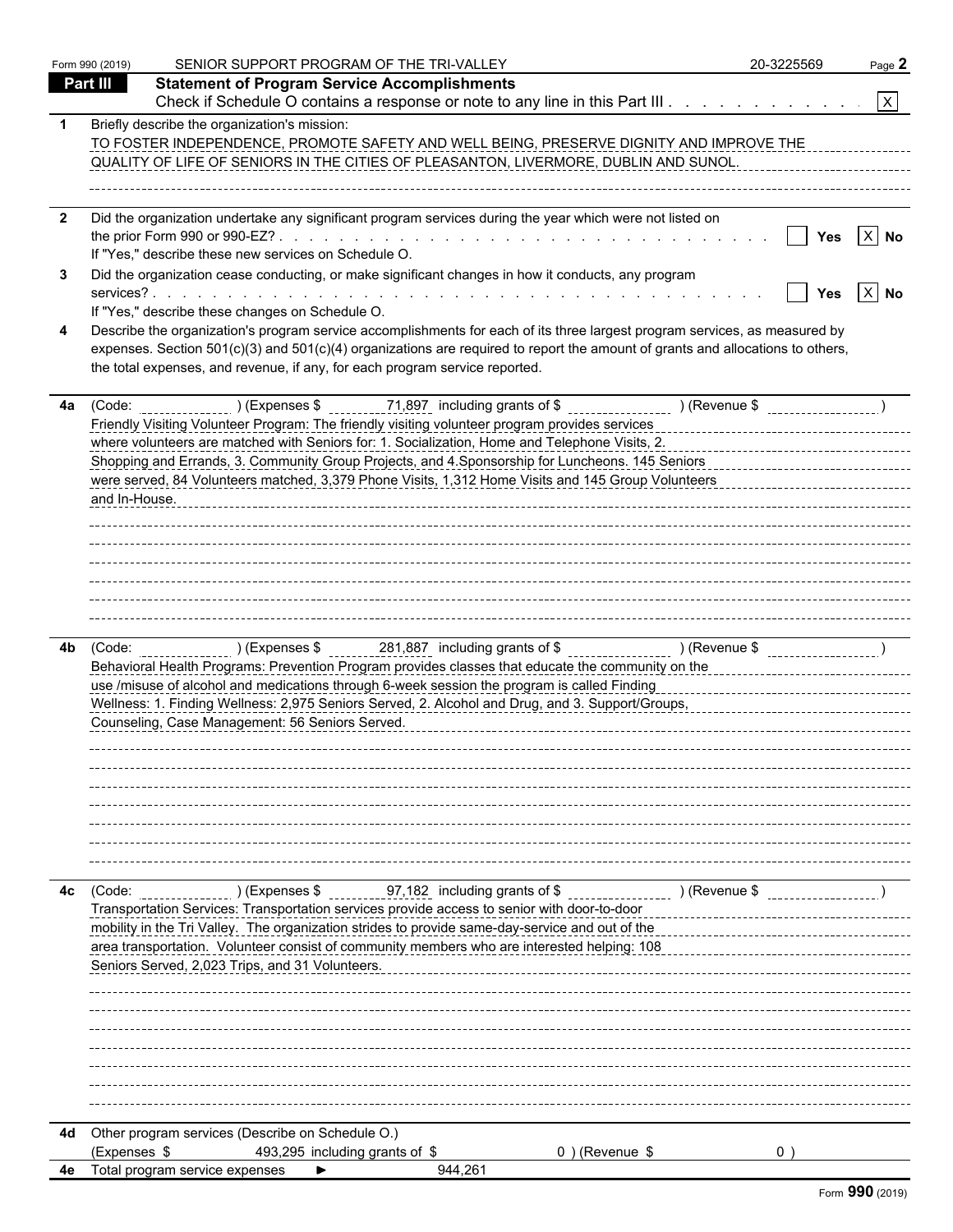Form 990 (2019) SENIOR SUPPORT PROGRAM OF THE TRI-VALLEY 20-3225569

## Part III Statement of Program Service Accomplishments

Check if Schedule O contains a response or note to any line in this Part III . . . . . . . . . . . . [X]

**1** Briefly describe the organization's mission:

TO FOSTER INDEPENDENCE, PROMOTE SAFETY AND WELL BEING, PRESERVE DIGNITY AND IMPROVE THE QUALITY OF LIFE OF SENIORS IN THE CITIES OF PLEASANTON, LIVERMORE, DUBLIN AND SUNOL.

**2** Did the organization undertake any significant program services during the year which were not listed on the prior Form 990 or 990-EZ? . . . . . . . . . . [ ] Yes [X] No

If "Yes," describe these new services on Schedule O.

**3** Did the organization cease conducting, or make significant changes in how it conducts, any program services? . . . . . . . . . . [ ] Yes [X] No

If "Yes," describe these changes on Schedule O.

**4** Describe the organization's program service accomplishments for each of its three largest program services, as measured by expenses. Section 501(c)(3) and 501(c)(4) organizations are required to report the amount of grants and allocations to others, the total expenses, and revenue, if any, for each program service reported.

**4a** (Code: ) (Expenses $ 71,897 including grants of $ ) (Revenue $ )

Friendly Visiting Volunteer Program: The friendly visiting volunteer program provides services where volunteers are matched with Seniors for: 1. Socialization, Home and Telephone Visits, 2. Shopping and Errands, 3. Community Group Projects, and 4.Sponsorship for Luncheons. 145 Seniors were served, 84 Volunteers matched, 3,379 Phone Visits, 1,312 Home Visits and 145 Group Volunteers and In-House.

**4b** (Code: ) (Expenses $ 281,887 including grants of $ ) (Revenue $ )

Behavioral Health Programs: Prevention Program provides classes that educate the community on the use /misuse of alcohol and medications through 6-week session the program is called Finding Wellness: 1. Finding Wellness: 2,975 Seniors Served, 2. Alcohol and Drug, and 3. Support/Groups, Counseling, Case Management: 56 Seniors Served.

**4c** (Code: ) (Expenses $ 97,182 including grants of $ ) (Revenue $ )

Transportation Services: Transportation services provide access to senior with door-to-door mobility in the Tri Valley. The organization strides to provide same-day-service and out of the area transportation. Volunteer consist of community members who are interested helping: 108 Seniors Served, 2,023 Trips, and 31 Volunteers.

**4d** Other program services (Describe on Schedule O.)

(Expenses $ 493,295 including grants of $ 0 ) (Revenue $ 0 )

**4e** Total program service expenses ► 944,261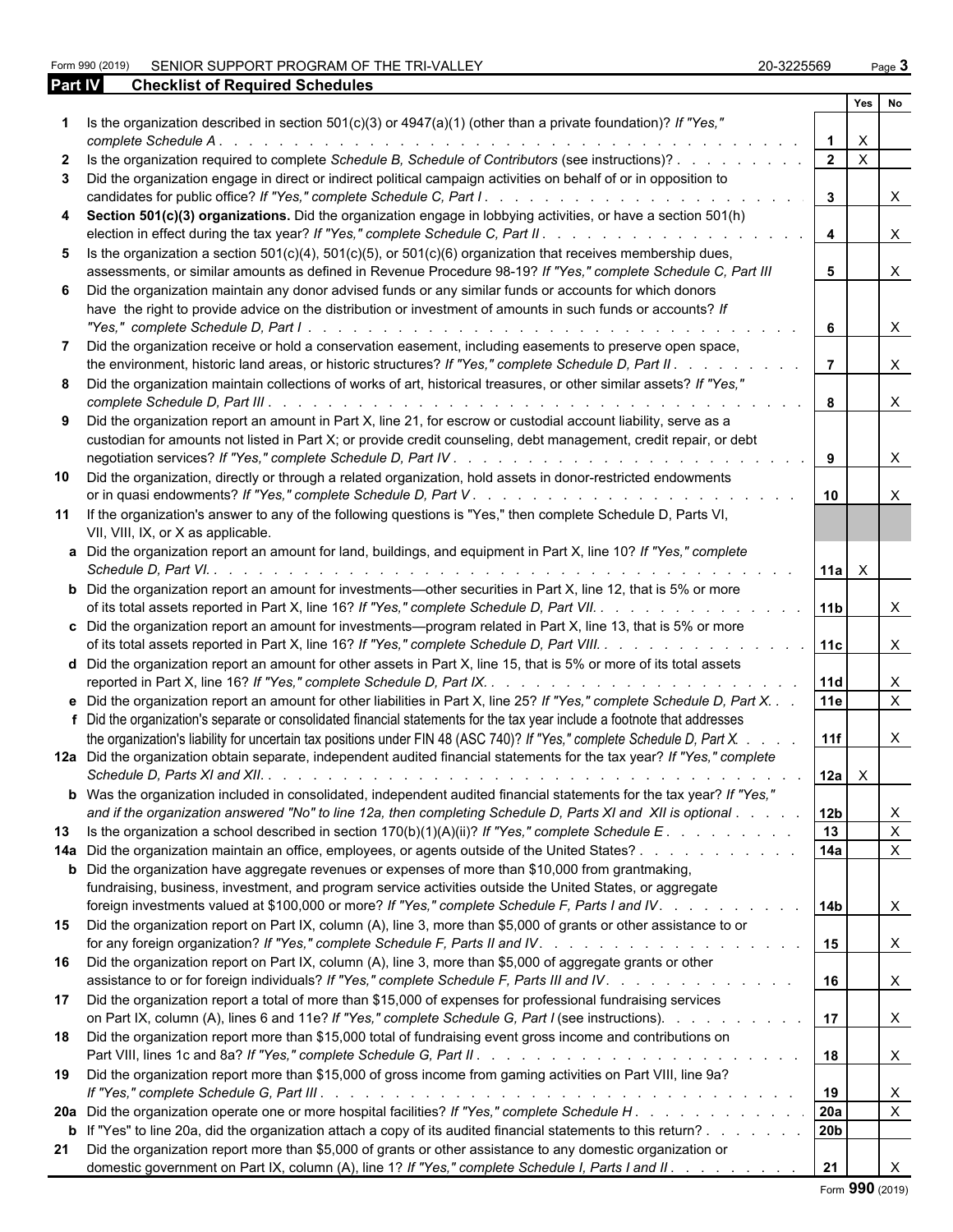Form 990 (2019) SENIOR SUPPORT PROGRAM OF THE TRI-VALLEY 20-3225569

## Part IV Checklist of Required Schedules

| | | | Yes | No |
|---|---|---|---|---|
| 1 | Is the organization described in section 501(c)(3) or 4947(a)(1) (other than a private foundation)? *If "Yes," complete Schedule A* | 1 | X | |
| 2 | Is the organization required to complete *Schedule B, Schedule of Contributors* (see instructions)? | 2 | X | |
| 3 | Did the organization engage in direct or indirect political campaign activities on behalf of or in opposition to candidates for public office? *If "Yes," complete Schedule C, Part I* | 3 | | X |
| 4 | **Section 501(c)(3) organizations.** Did the organization engage in lobbying activities, or have a section 501(h) election in effect during the tax year? *If "Yes," complete Schedule C, Part II* | 4 | | X |
| 5 | Is the organization a section 501(c)(4), 501(c)(5), or 501(c)(6) organization that receives membership dues, assessments, or similar amounts as defined in Revenue Procedure 98-19? *If "Yes," complete Schedule C, Part III* | 5 | | X |
| 6 | Did the organization maintain any donor advised funds or any similar funds or accounts for which donors have the right to provide advice on the distribution or investment of amounts in such funds or accounts? *If "Yes," complete Schedule D, Part I* | 6 | | X |
| 7 | Did the organization receive or hold a conservation easement, including easements to preserve open space, the environment, historic land areas, or historic structures? *If "Yes," complete Schedule D, Part II* | 7 | | X |
| 8 | Did the organization maintain collections of works of art, historical treasures, or other similar assets? *If "Yes," complete Schedule D, Part III* | 8 | | X |
| 9 | Did the organization report an amount in Part X, line 21, for escrow or custodial account liability, serve as a custodian for amounts not listed in Part X; or provide credit counseling, debt management, credit repair, or debt negotiation services? *If "Yes," complete Schedule D, Part IV* | 9 | | X |
| 10 | Did the organization, directly or through a related organization, hold assets in donor-restricted endowments or in quasi endowments? *If "Yes," complete Schedule D, Part V* | 10 | | X |
| 11 | If the organization's answer to any of the following questions is "Yes," then complete Schedule D, Parts VI, VII, VIII, IX, or X as applicable. | | | |
| a | Did the organization report an amount for land, buildings, and equipment in Part X, line 10? *If "Yes," complete Schedule D, Part VI.* | 11a | X | |
| b | Did the organization report an amount for investments—other securities in Part X, line 12, that is 5% or more of its total assets reported in Part X, line 16? *If "Yes," complete Schedule D, Part VII.* | 11b | | X |
| c | Did the organization report an amount for investments—program related in Part X, line 13, that is 5% or more of its total assets reported in Part X, line 16? *If "Yes," complete Schedule D, Part VIII.* | 11c | | X |
| d | Did the organization report an amount for other assets in Part X, line 15, that is 5% or more of its total assets reported in Part X, line 16? *If "Yes," complete Schedule D, Part IX.* | 11d | | X |
| e | Did the organization report an amount for other liabilities in Part X, line 25? *If "Yes," complete Schedule D, Part X.* | 11e | | X |
| f | Did the organization's separate or consolidated financial statements for the tax year include a footnote that addresses the organization's liability for uncertain tax positions under FIN 48 (ASC 740)? *If "Yes," complete Schedule D, Part X.* | 11f | | X |
| 12a | Did the organization obtain separate, independent audited financial statements for the tax year? *If "Yes," complete Schedule D, Parts XI and XII.* | 12a | X | |
| b | Was the organization included in consolidated, independent audited financial statements for the tax year? *If "Yes," and if the organization answered "No" to line 12a, then completing Schedule D, Parts XI and XII is optional* | 12b | | X |
| 13 | Is the organization a school described in section 170(b)(1)(A)(ii)? *If "Yes," complete Schedule E* | 13 | | X |
| 14a | Did the organization maintain an office, employees, or agents outside of the United States? | 14a | | X |
| b | Did the organization have aggregate revenues or expenses of more than $10,000 from grantmaking, fundraising, business, investment, and program service activities outside the United States, or aggregate foreign investments valued at $100,000 or more? *If "Yes," complete Schedule F, Parts I and IV.* | 14b | | X |
| 15 | Did the organization report on Part IX, column (A), line 3, more than $5,000 of grants or other assistance to or for any foreign organization? *If "Yes," complete Schedule F, Parts II and IV.* | 15 | | X |
| 16 | Did the organization report on Part IX, column (A), line 3, more than $5,000 of aggregate grants or other assistance to or for foreign individuals? *If "Yes," complete Schedule F, Parts III and IV.* | 16 | | X |
| 17 | Did the organization report a total of more than $15,000 of expenses for professional fundraising services on Part IX, column (A), lines 6 and 11e? *If "Yes," complete Schedule G, Part I* (see instructions). | 17 | | X |
| 18 | Did the organization report more than $15,000 total of fundraising event gross income and contributions on Part VIII, lines 1c and 8a? *If "Yes," complete Schedule G, Part II* | 18 | | X |
| 19 | Did the organization report more than $15,000 of gross income from gaming activities on Part VIII, line 9a? *If "Yes," complete Schedule G, Part III* | 19 | | X |
| 20a | Did the organization operate one or more hospital facilities? *If "Yes," complete Schedule H* | 20a | | X |
| b | If "Yes" to line 20a, did the organization attach a copy of its audited financial statements to this return? | 20b | | |
| 21 | Did the organization report more than $5,000 of grants or other assistance to any domestic organization or domestic government on Part IX, column (A), line 1? *If "Yes," complete Schedule I, Parts I and II* | 21 | | X |

Form **990** (2019)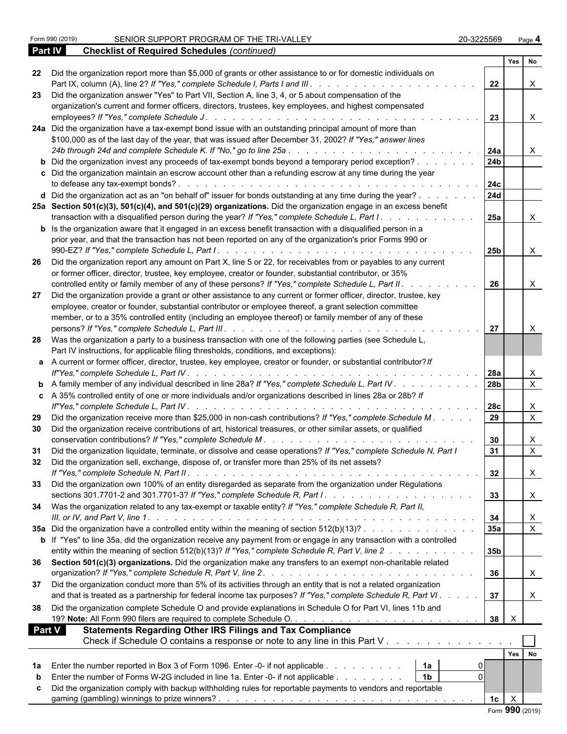Form 990 (2019) SENIOR SUPPORT PROGRAM OF THE TRI-VALLEY 20-3225569

## Part IV Checklist of Required Schedules *(continued)*

| | | | Yes | No |
|---|---|---|---|---|
| 22 | Did the organization report more than $5,000 of grants or other assistance to or for domestic individuals on Part IX, column (A), line 2? *If "Yes," complete Schedule I, Parts I and III* | 22 | | X |
| 23 | Did the organization answer "Yes" to Part VII, Section A, line 3, 4, or 5 about compensation of the organization's current and former officers, directors, trustees, key employees, and highest compensated employees? *If "Yes," complete Schedule J* | 23 | | X |
| 24a | Did the organization have a tax-exempt bond issue with an outstanding principal amount of more than $100,000 as of the last day of the year, that was issued after December 31, 2002? *If "Yes," answer lines 24b through 24d and complete Schedule K. If "No," go to line 25a* | 24a | | X |
| b | Did the organization invest any proceeds of tax-exempt bonds beyond a temporary period exception? | 24b | | |
| c | Did the organization maintain an escrow account other than a refunding escrow at any time during the year to defease any tax-exempt bonds? | 24c | | |
| d | Did the organization act as an "on behalf of" issuer for bonds outstanding at any time during the year? | 24d | | |
| 25a | **Section 501(c)(3), 501(c)(4), and 501(c)(29) organizations.** Did the organization engage in an excess benefit transaction with a disqualified person during the year? *If "Yes," complete Schedule L, Part I* | 25a | | X |
| b | Is the organization aware that it engaged in an excess benefit transaction with a disqualified person in a prior year, and that the transaction has not been reported on any of the organization's prior Forms 990 or 990-EZ? *If "Yes," complete Schedule L, Part I* | 25b | | X |
| 26 | Did the organization report any amount on Part X, line 5 or 22, for receivables from or payables to any current or former officer, director, trustee, key employee, creator or founder, substantial contributor, or 35% controlled entity or family member of any of these persons? *If "Yes," complete Schedule L, Part II* | 26 | | X |
| 27 | Did the organization provide a grant or other assistance to any current or former officer, director, trustee, key employee, creator or founder, substantial contributor or employee thereof, a grant selection committee member, or to a 35% controlled entity (including an employee thereof) or family member of any of these persons? *If "Yes," complete Schedule L, Part III* | 27 | | X |
| 28 | Was the organization a party to a business transaction with one of the following parties (see Schedule L, Part IV instructions, for applicable filing thresholds, conditions, and exceptions): | | | |
| a | A current or former officer, director, trustee, key employee, creator or founder, or substantial contributor? *If "Yes," complete Schedule L, Part IV* | 28a | | X |
| b | A family member of any individual described in line 28a? *If "Yes," complete Schedule L, Part IV* | 28b | | X |
| c | A 35% controlled entity of one or more individuals and/or organizations described in lines 28a or 28b? *If "Yes," complete Schedule L, Part IV* | 28c | | X |
| 29 | Did the organization receive more than $25,000 in non-cash contributions? *If "Yes," complete Schedule M* | 29 | | X |
| 30 | Did the organization receive contributions of art, historical treasures, or other similar assets, or qualified conservation contributions? *If "Yes," complete Schedule M* | 30 | | X |
| 31 | Did the organization liquidate, terminate, or dissolve and cease operations? *If "Yes," complete Schedule N, Part I* | 31 | | X |
| 32 | Did the organization sell, exchange, dispose of, or transfer more than 25% of its net assets? *If "Yes," complete Schedule N, Part II* | 32 | | X |
| 33 | Did the organization own 100% of an entity disregarded as separate from the organization under Regulations sections 301.7701-2 and 301.7701-3? *If "Yes," complete Schedule R, Part I* | 33 | | X |
| 34 | Was the organization related to any tax-exempt or taxable entity? *If "Yes," complete Schedule R, Part II, III, or IV, and Part V, line 1* | 34 | | X |
| 35a | Did the organization have a controlled entity within the meaning of section 512(b)(13)? | 35a | | X |
| b | If "Yes" to line 35a, did the organization receive any payment from or engage in any transaction with a controlled entity within the meaning of section 512(b)(13)? *If "Yes," complete Schedule R, Part V, line 2* | 35b | | |
| 36 | **Section 501(c)(3) organizations.** Did the organization make any transfers to an exempt non-charitable related organization? *If "Yes," complete Schedule R, Part V, line 2* | 36 | | X |
| 37 | Did the organization conduct more than 5% of its activities through an entity that is not a related organization and that is treated as a partnership for federal income tax purposes? *If "Yes," complete Schedule R, Part VI* | 37 | | X |
| 38 | Did the organization complete Schedule O and provide explanations in Schedule O for Part VI, lines 11b and 19? **Note:** All Form 990 filers are required to complete Schedule O. | 38 | X | |

## Part V Statements Regarding Other IRS Filings and Tax Compliance

Check if Schedule O contains a response or note to any line in this Part V . . . ☐

| | | | | | Yes | No |
|---|---|---|---|---|---|---|
| 1a | Enter the number reported in Box 3 of Form 1096. Enter -0- if not applicable | 1a | 0 | | | |
| b | Enter the number of Forms W-2G included in line 1a. Enter -0- if not applicable | 1b | 0 | | | |
| c | Did the organization comply with backup withholding rules for reportable payments to vendors and reportable gaming (gambling) winnings to prize winners? | | | 1c | X | |

Form **990** (2019)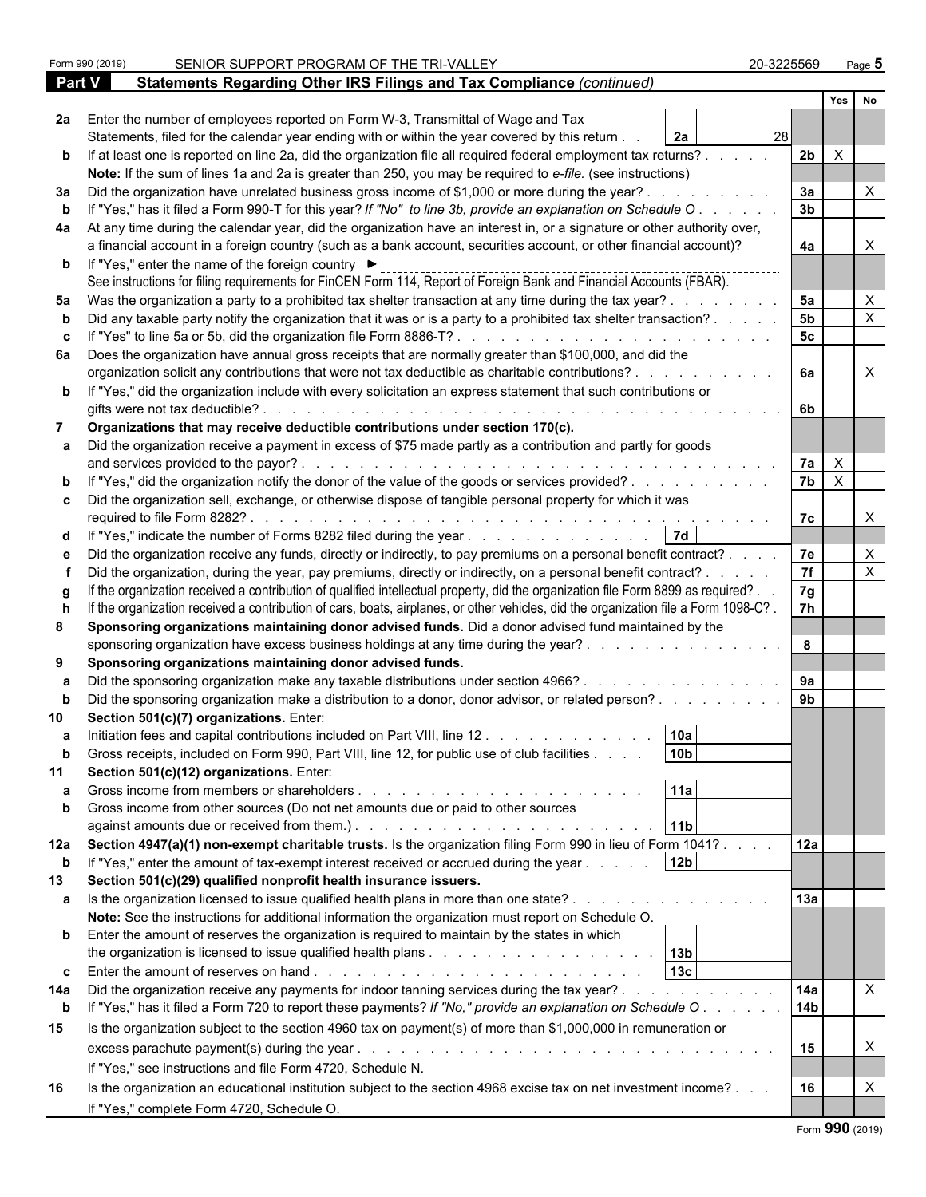Form 990 (2019) SENIOR SUPPORT PROGRAM OF THE TRI-VALLEY 20-3225569 Page 5

## Part V Statements Regarding Other IRS Filings and Tax Compliance *(continued)*

| | | | | | Yes | No |
|---|---|---|---|---|---|---|
| **2a** | Enter the number of employees reported on Form W-3, Transmittal of Wage and Tax Statements, filed for the calendar year ending with or within the year covered by this return | 2a | 28 | | | |
| **b** | If at least one is reported on line 2a, did the organization file all required federal employment tax returns? | | | 2b | X | |
| | **Note:** If the sum of lines 1a and 2a is greater than 250, you may be required to *e-file*. (see instructions) | | | | | |
| **3a** | Did the organization have unrelated business gross income of $1,000 or more during the year? | | | 3a | | X |
| **b** | If "Yes," has it filed a Form 990-T for this year? *If "No" to line 3b, provide an explanation on Schedule O* | | | 3b | | |
| **4a** | At any time during the calendar year, did the organization have an interest in, or a signature or other authority over, a financial account in a foreign country (such as a bank account, securities account, or other financial account)? | | | 4a | | X |
| **b** | If "Yes," enter the name of the foreign country ► | | | | | |
| | See instructions for filing requirements for FinCEN Form 114, Report of Foreign Bank and Financial Accounts (FBAR). | | | | | |
| **5a** | Was the organization a party to a prohibited tax shelter transaction at any time during the tax year? | | | 5a | | X |
| **b** | Did any taxable party notify the organization that it was or is a party to a prohibited tax shelter transaction? | | | 5b | | X |
| **c** | If "Yes" to line 5a or 5b, did the organization file Form 8886-T? | | | 5c | | |
| **6a** | Does the organization have annual gross receipts that are normally greater than $100,000, and did the organization solicit any contributions that were not tax deductible as charitable contributions? | | | 6a | | X |
| **b** | If "Yes," did the organization include with every solicitation an express statement that such contributions or gifts were not tax deductible? | | | 6b | | |
| **7** | **Organizations that may receive deductible contributions under section 170(c).** | | | | | |
| **a** | Did the organization receive a payment in excess of $75 made partly as a contribution and partly for goods and services provided to the payor? | | | 7a | X | |
| **b** | If "Yes," did the organization notify the donor of the value of the goods or services provided? | | | 7b | X | |
| **c** | Did the organization sell, exchange, or otherwise dispose of tangible personal property for which it was required to file Form 8282? | | | 7c | | X |
| **d** | If "Yes," indicate the number of Forms 8282 filed during the year | 7d | | | | |
| **e** | Did the organization receive any funds, directly or indirectly, to pay premiums on a personal benefit contract? | | | 7e | | X |
| **f** | Did the organization, during the year, pay premiums, directly or indirectly, on a personal benefit contract? | | | 7f | | X |
| **g** | If the organization received a contribution of qualified intellectual property, did the organization file Form 8899 as required? | | | 7g | | |
| **h** | If the organization received a contribution of cars, boats, airplanes, or other vehicles, did the organization file a Form 1098-C? | | | 7h | | |
| **8** | **Sponsoring organizations maintaining donor advised funds.** Did a donor advised fund maintained by the sponsoring organization have excess business holdings at any time during the year? | | | 8 | | |
| **9** | **Sponsoring organizations maintaining donor advised funds.** | | | | | |
| **a** | Did the sponsoring organization make any taxable distributions under section 4966? | | | 9a | | |
| **b** | Did the sponsoring organization make a distribution to a donor, donor advisor, or related person? | | | 9b | | |
| **10** | **Section 501(c)(7) organizations.** Enter: | | | | | |
| **a** | Initiation fees and capital contributions included on Part VIII, line 12 | 10a | | | | |
| **b** | Gross receipts, included on Form 990, Part VIII, line 12, for public use of club facilities | 10b | | | | |
| **11** | **Section 501(c)(12) organizations.** Enter: | | | | | |
| **a** | Gross income from members or shareholders | 11a | | | | |
| **b** | Gross income from other sources (Do not net amounts due or paid to other sources against amounts due or received from them.) | 11b | | | | |
| **12a** | **Section 4947(a)(1) non-exempt charitable trusts.** Is the organization filing Form 990 in lieu of Form 1041? | | | 12a | | |
| **b** | If "Yes," enter the amount of tax-exempt interest received or accrued during the year | 12b | | | | |
| **13** | **Section 501(c)(29) qualified nonprofit health insurance issuers.** | | | | | |
| **a** | Is the organization licensed to issue qualified health plans in more than one state? | | | 13a | | |
| | **Note:** See the instructions for additional information the organization must report on Schedule O. | | | | | |
| **b** | Enter the amount of reserves the organization is required to maintain by the states in which the organization is licensed to issue qualified health plans | 13b | | | | |
| **c** | Enter the amount of reserves on hand | 13c | | | | |
| **14a** | Did the organization receive any payments for indoor tanning services during the tax year? | | | 14a | | X |
| **b** | If "Yes," has it filed a Form 720 to report these payments? *If "No," provide an explanation on Schedule O* | | | 14b | | |
| **15** | Is the organization subject to the section 4960 tax on payment(s) of more than $1,000,000 in remuneration or excess parachute payment(s) during the year? | | | 15 | | X |
| | If "Yes," see instructions and file Form 4720, Schedule N. | | | | | |
| **16** | Is the organization an educational institution subject to the section 4968 excise tax on net investment income? | | | 16 | | X |
| | If "Yes," complete Form 4720, Schedule O. | | | | | |

Form **990** (2019)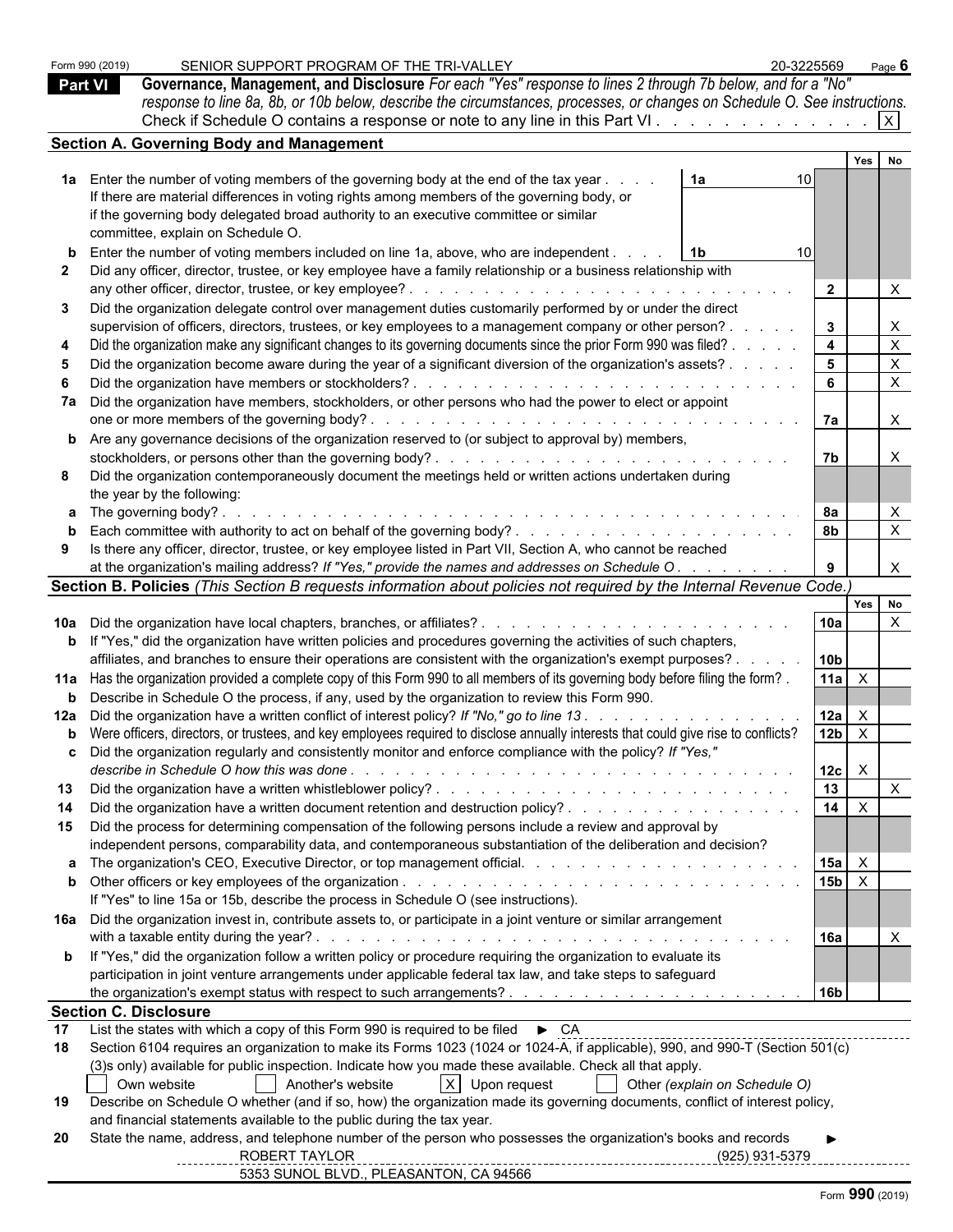Form 990 (2019) SENIOR SUPPORT PROGRAM OF THE TRI-VALLEY 20-3225569 Page **6**

## Part VI Governance, Management, and Disclosure

*For each "Yes" response to lines 2 through 7b below, and for a "No" response to line 8a, 8b, or 10b below, describe the circumstances, processes, or changes on Schedule O. See instructions.*

Check if Schedule O contains a response or note to any line in this Part VI . . . . . . . . . . . . [X]

### Section A. Governing Body and Management

| | | | | Yes | No |
|---|---|---|---|---|---|
| **1a** | Enter the number of voting members of the governing body at the end of the tax year . . . . **1a** 10<br>If there are material differences in voting rights among members of the governing body, or if the governing body delegated broad authority to an executive committee or similar committee, explain on Schedule O. | | | | |
| **b** | Enter the number of voting members included on line 1a, above, who are independent . . . . **1b** 10 | | | | |
| **2** | Did any officer, director, trustee, or key employee have a family relationship or a business relationship with any other officer, director, trustee, or key employee? . . . . . . . . . . . . . . . . . . . . . . . | | **2** | | X |
| **3** | Did the organization delegate control over management duties customarily performed by or under the direct supervision of officers, directors, trustees, or key employees to a management company or other person? . . . . . | | **3** | | X |
| **4** | Did the organization make any significant changes to its governing documents since the prior Form 990 was filed? . . . . . | | **4** | | X |
| **5** | Did the organization become aware during the year of a significant diversion of the organization's assets? . . . . . | | **5** | | X |
| **6** | Did the organization have members or stockholders? . . . . . . . . . . . . . . . . . . . . . . . . | | **6** | | X |
| **7a** | Did the organization have members, stockholders, or other persons who had the power to elect or appoint one or more members of the governing body? . . . . . . . . . . . . . . . . . . . . . . . . | | **7a** | | X |
| **b** | Are any governance decisions of the organization reserved to (or subject to approval by) members, stockholders, or persons other than the governing body? . . . . . . . . . . . . . . . . . . . . . . . | | **7b** | | X |
| **8** | Did the organization contemporaneously document the meetings held or written actions undertaken during the year by the following: | | | | |
| **a** | The governing body? . . . . . . . . . . . . . . . . . . . . . . . . . . . . . . . . . . | | **8a** | | X |
| **b** | Each committee with authority to act on behalf of the governing body? . . . . . . . . . . . . . . . . . . | | **8b** | | X |
| **9** | Is there any officer, director, trustee, or key employee listed in Part VII, Section A, who cannot be reached at the organization's mailing address? *If "Yes," provide the names and addresses on Schedule O* . . . . . . . . | | **9** | | X |

### Section B. Policies *(This Section B requests information about policies not required by the Internal Revenue Code.)*

| | | | Yes | No |
|---|---|---|---|---|
| **10a** | Did the organization have local chapters, branches, or affiliates? . . . . . . . . . . . . . . . . . . . . | **10a** | | X |
| **b** | If "Yes," did the organization have written policies and procedures governing the activities of such chapters, affiliates, and branches to ensure their operations are consistent with the organization's exempt purposes? . . . . . | **10b** | | |
| **11a** | Has the organization provided a complete copy of this Form 990 to all members of its governing body before filing the form? . | **11a** | X | |
| **b** | Describe in Schedule O the process, if any, used by the organization to review this Form 990. | | | |
| **12a** | Did the organization have a written conflict of interest policy? *If "No," go to line 13* . . . . . . . . . . . . . . | **12a** | X | |
| **b** | Were officers, directors, or trustees, and key employees required to disclose annually interests that could give rise to conflicts? | **12b** | X | |
| **c** | Did the organization regularly and consistently monitor and enforce compliance with the policy? *If "Yes," describe in Schedule O how this was done* . . . . . . . . . . . . . . . . . . . . . . . . . . . | **12c** | X | |
| **13** | Did the organization have a written whistleblower policy? . . . . . . . . . . . . . . . . . . . . . . . | **13** | | X |
| **14** | Did the organization have a written document retention and destruction policy? . . . . . . . . . . . . . . . | **14** | X | |
| **15** | Did the process for determining compensation of the following persons include a review and approval by independent persons, comparability data, and contemporaneous substantiation of the deliberation and decision? | | | |
| **a** | The organization's CEO, Executive Director, or top management official. . . . . . . . . . . . . . . . . | **15a** | X | |
| **b** | Other officers or key employees of the organization . . . . . . . . . . . . . . . . . . . . . . . . . | **15b** | X | |
| | If "Yes" to line 15a or 15b, describe the process in Schedule O (see instructions). | | | |
| **16a** | Did the organization invest in, contribute assets to, or participate in a joint venture or similar arrangement with a taxable entity during the year? . . . . . . . . . . . . . . . . . . . . . . . . . . . . . | **16a** | | X |
| **b** | If "Yes," did the organization follow a written policy or procedure requiring the organization to evaluate its participation in joint venture arrangements under applicable federal tax law, and take steps to safeguard the organization's exempt status with respect to such arrangements? . . . . . . . . . . . . . . . . . . | **16b** | | |

### Section C. Disclosure

**17** List the states with which a copy of this Form 990 is required to be filed ► CA

**18** Section 6104 requires an organization to make its Forms 1023 (1024 or 1024-A, if applicable), 990, and 990-T (Section 501(c)(3)s only) available for public inspection. Indicate how you made these available. Check all that apply.

[ ] Own website [ ] Another's website [X] Upon request [ ] Other *(explain on Schedule O)*

**19** Describe on Schedule O whether (and if so, how) the organization made its governing documents, conflict of interest policy, and financial statements available to the public during the tax year.

**20** State the name, address, and telephone number of the person who possesses the organization's books and records ►

ROBERT TAYLOR (925) 931-5379
5353 SUNOL BLVD., PLEASANTON, CA 94566

Form **990** (2019)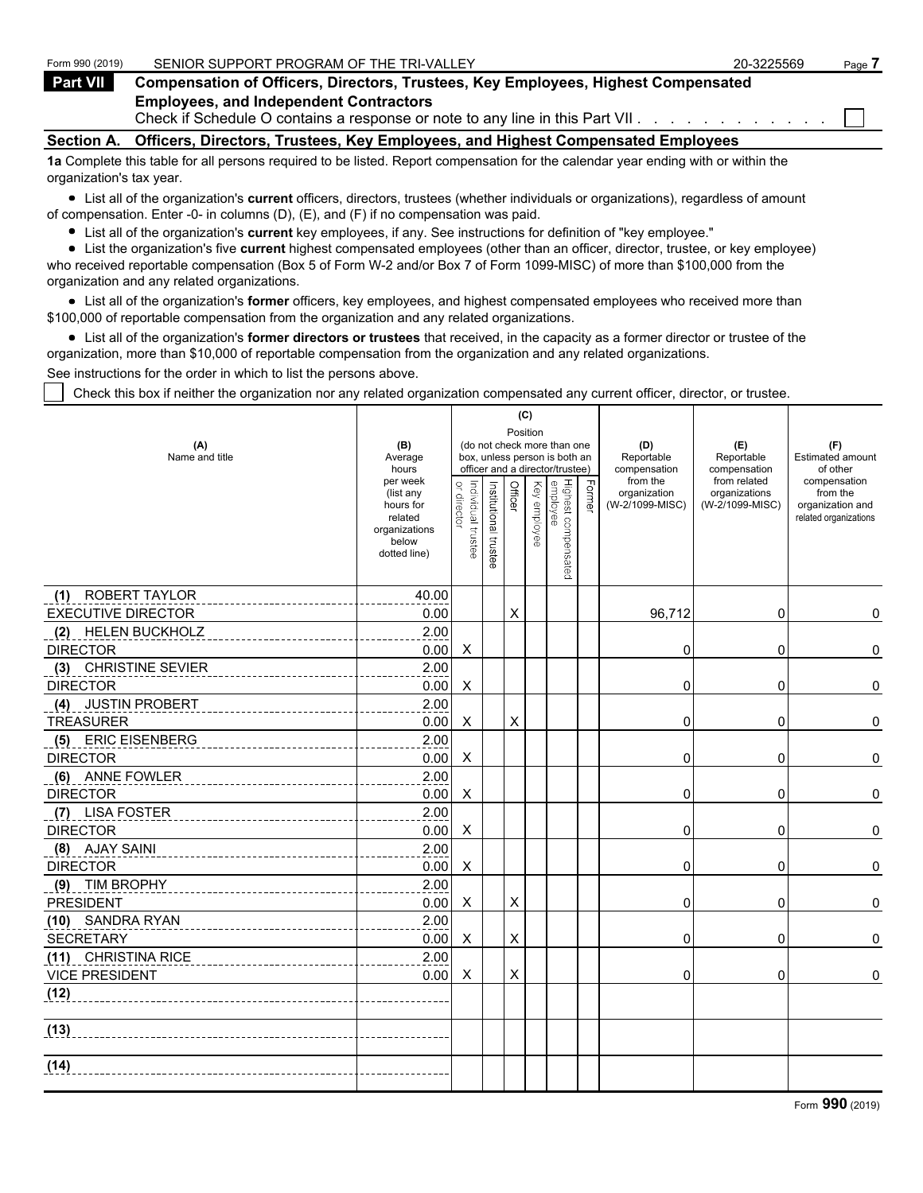Form 990 (2019) SENIOR SUPPORT PROGRAM OF THE TRI-VALLEY 20-3225569

## Part VII Compensation of Officers, Directors, Trustees, Key Employees, Highest Compensated Employees, and Independent Contractors

Check if Schedule O contains a response or note to any line in this Part VII . . . . . . . . . . . . ☐

### Section A. Officers, Directors, Trustees, Key Employees, and Highest Compensated Employees

**1a** Complete this table for all persons required to be listed. Report compensation for the calendar year ending with or within the organization's tax year.

- List all of the organization's **current** officers, directors, trustees (whether individuals or organizations), regardless of amount of compensation. Enter -0- in columns (D), (E), and (F) if no compensation was paid.
- List all of the organization's **current** key employees, if any. See instructions for definition of "key employee."
- List the organization's five **current** highest compensated employees (other than an officer, director, trustee, or key employee) who received reportable compensation (Box 5 of Form W-2 and/or Box 7 of Form 1099-MISC) of more than $100,000 from the organization and any related organizations.
- List all of the organization's **former** officers, key employees, and highest compensated employees who received more than $100,000 of reportable compensation from the organization and any related organizations.
- List all of the organization's **former directors or trustees** that received, in the capacity as a former director or trustee of the organization, more than $10,000 of reportable compensation from the organization and any related organizations.

See instructions for the order in which to list the persons above.

☐ Check this box if neither the organization nor any related organization compensated any current officer, director, or trustee.

| (A) Name and title | (B) Average hours per week (list any hours for related organizations below dotted line) | (C) Position (do not check more than one box, unless person is both an officer and a director/trustee): Individual trustee or director | Institutional trustee | Officer | Key employee | Highest compensated employee | Former | (D) Reportable compensation from the organization (W-2/1099-MISC) | (E) Reportable compensation from related organizations (W-2/1099-MISC) | (F) Estimated amount of other compensation from the organization and related organizations |
|---|---|---|---|---|---|---|---|---|---|---|
| (1) ROBERT TAYLOR<br>EXECUTIVE DIRECTOR | 40.00<br>0.00 | | | X | | | | 96,712 | 0 | 0 |
| (2) HELEN BUCKHOLZ<br>DIRECTOR | 2.00<br>0.00 | X | | | | | | 0 | 0 | 0 |
| (3) CHRISTINE SEVIER<br>DIRECTOR | 2.00<br>0.00 | X | | | | | | 0 | 0 | 0 |
| (4) JUSTIN PROBERT<br>TREASURER | 2.00<br>0.00 | X | | X | | | | 0 | 0 | 0 |
| (5) ERIC EISENBERG<br>DIRECTOR | 2.00<br>0.00 | X | | | | | | 0 | 0 | 0 |
| (6) ANNE FOWLER<br>DIRECTOR | 2.00<br>0.00 | X | | | | | | 0 | 0 | 0 |
| (7) LISA FOSTER<br>DIRECTOR | 2.00<br>0.00 | X | | | | | | 0 | 0 | 0 |
| (8) AJAY SAINI<br>DIRECTOR | 2.00<br>0.00 | X | | | | | | 0 | 0 | 0 |
| (9) TIM BROPHY<br>PRESIDENT | 2.00<br>0.00 | X | | X | | | | 0 | 0 | 0 |
| (10) SANDRA RYAN<br>SECRETARY | 2.00<br>0.00 | X | | X | | | | 0 | 0 | 0 |
| (11) CHRISTINA RICE<br>VICE PRESIDENT | 2.00<br>0.00 | X | | X | | | | 0 | 0 | 0 |
| (12) | | | | | | | | | | |
| (13) | | | | | | | | | | |
| (14) | | | | | | | | | | |

Form **990** (2019)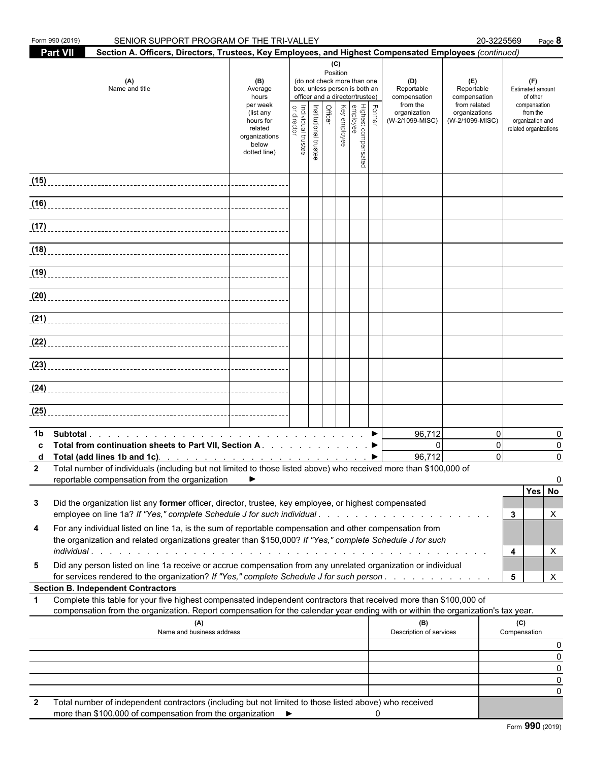Form 990 (2019) SENIOR SUPPORT PROGRAM OF THE TRI-VALLEY 20-3225569 Page 8

**Part VII Section A. Officers, Directors, Trustees, Key Employees, and Highest Compensated Employees** *(continued)*

| (A) Name and title | (B) Average hours per week (list any hours for related organizations below dotted line) | (C) Position (do not check more than one box, unless person is both an officer and a director/trustee): Individual trustee or director | Institutional trustee | Officer | Key employee | Highest compensated employee | Former | (D) Reportable compensation from the organization (W-2/1099-MISC) | (E) Reportable compensation from related organizations (W-2/1099-MISC) | (F) Estimated amount of other compensation from the organization and related organizations |
|---|---|---|---|---|---|---|---|---|---|---|
| (15) | | | | | | | | | | |
| (16) | | | | | | | | | | |
| (17) | | | | | | | | | | |
| (18) | | | | | | | | | | |
| (19) | | | | | | | | | | |
| (20) | | | | | | | | | | |
| (21) | | | | | | | | | | |
| (22) | | | | | | | | | | |
| (23) | | | | | | | | | | |
| (24) | | | | | | | | | | |
| (25) | | | | | | | | | | |

| | | (D) | (E) | (F) |
|---|---|---|---|---|
| 1b | **Subtotal** ▶ | 96,712 | 0 | 0 |
| c | **Total from continuation sheets to Part VII, Section A** ▶ | 0 | 0 | 0 |
| d | **Total (add lines 1b and 1c)** ▶ | 96,712 | 0 | 0 |

**2** Total number of individuals (including but not limited to those listed above) who received more than $100,000 of reportable compensation from the organization ▶ 0

| | | | Yes | No |
|---|---|---|---|---|
| 3 | Did the organization list any **former** officer, director, trustee, key employee, or highest compensated employee on line 1a? *If "Yes," complete Schedule J for such individual* | 3 | | X |
| 4 | For any individual listed on line 1a, is the sum of reportable compensation and other compensation from the organization and related organizations greater than $150,000? *If "Yes," complete Schedule J for such individual* | 4 | | X |
| 5 | Did any person listed on line 1a receive or accrue compensation from any unrelated organization or individual for services rendered to the organization? *If "Yes," complete Schedule J for such person* | 5 | | X |

**Section B. Independent Contractors**

**1** Complete this table for your five highest compensated independent contractors that received more than $100,000 of compensation from the organization. Report compensation for the calendar year ending with or within the organization's tax year.

| (A) Name and business address | (B) Description of services | (C) Compensation |
|---|---|---|
| | | 0 |
| | | 0 |
| | | 0 |
| | | 0 |
| | | 0 |

**2** Total number of independent contractors (including but not limited to those listed above) who received more than $100,000 of compensation from the organization ▶ 0

Form **990** (2019)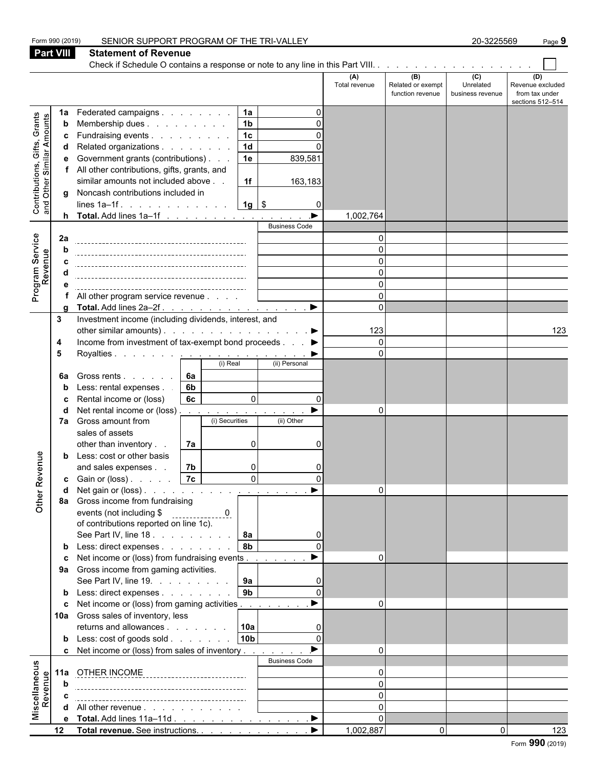Form 990 (2019) SENIOR SUPPORT PROGRAM OF THE TRI-VALLEY 20-3225569 Page **9**

## Part VIII Statement of Revenue

Check if Schedule O contains a response or note to any line in this Part VIII. . . . . . . . . . . . . . . . . . ☐

| | | | | (A) Total revenue | (B) Related or exempt function revenue | (C) Unrelated business revenue | (D) Revenue excluded from tax under sections 512–514 |
|---|---|---|---|---|---|---|---|
| **Contributions, Gifts, Grants and Other Similar Amounts** | **1a** Federated campaigns | 1a | 0 | | | | |
| | **b** Membership dues | 1b | 0 | | | | |
| | **c** Fundraising events | 1c | 0 | | | | |
| | **d** Related organizations | 1d | 0 | | | | |
| | **e** Government grants (contributions) | 1e | 839,581 | | | | |
| | **f** All other contributions, gifts, grants, and similar amounts not included above | 1f | 163,183 | | | | |
| | **g** Noncash contributions included in lines 1a–1f | 1g | $ 0 | | | | |
| | **h Total.** Add lines 1a–1f ▶ | | | 1,002,764 | | | |
| **Program Service Revenue** | | | Business Code | | | | |
| | **2a** | | | 0 | | | |
| | **b** | | | 0 | | | |
| | **c** | | | 0 | | | |
| | **d** | | | 0 | | | |
| | **e** | | | 0 | | | |
| | **f** All other program service revenue | | | 0 | | | |
| | **g Total.** Add lines 2a–2f ▶ | | | 0 | | | |
| **Other Revenue** | **3** Investment income (including dividends, interest, and other similar amounts) ▶ | | | 123 | | | 123 |
| | **4** Income from investment of tax-exempt bond proceeds ▶ | | | 0 | | | |
| | **5** Royalties ▶ | | | 0 | | | |
| | | (i) Real | (ii) Personal | | | | |
| | **6a** Gross rents — 6a | | | | | | |
| | **b** Less: rental expenses — 6b | | | | | | |
| | **c** Rental income or (loss) — 6c | 0 | 0 | | | | |
| | **d** Net rental income or (loss) ▶ | | | 0 | | | |
| | | (i) Securities | (ii) Other | | | | |
| | **7a** Gross amount from sales of assets other than inventory — 7a | 0 | 0 | | | | |
| | **b** Less: cost or other basis and sales expenses — 7b | 0 | 0 | | | | |
| | **c** Gain or (loss) — 7c | 0 | 0 | | | | |
| | **d** Net gain or (loss) ▶ | | | 0 | | | |
| | **8a** Gross income from fundraising events (not including $ 0 of contributions reported on line 1c). See Part IV, line 18 | 8a | 0 | | | | |
| | **b** Less: direct expenses | 8b | 0 | | | | |
| | **c** Net income or (loss) from fundraising events ▶ | | | 0 | | | |
| | **9a** Gross income from gaming activities. See Part IV, line 19. | 9a | 0 | | | | |
| | **b** Less: direct expenses | 9b | 0 | | | | |
| | **c** Net income or (loss) from gaming activities ▶ | | | 0 | | | |
| | **10a** Gross sales of inventory, less returns and allowances | 10a | 0 | | | | |
| | **b** Less: cost of goods sold | 10b | 0 | | | | |
| | **c** Net income or (loss) from sales of inventory ▶ | | | 0 | | | |
| **Miscellaneous Revenue** | | | Business Code | | | | |
| | **11a** OTHER INCOME | | | 0 | | | |
| | **b** | | | 0 | | | |
| | **c** | | | 0 | | | |
| | **d** All other revenue | | | 0 | | | |
| | **e Total.** Add lines 11a–11d ▶ | | | 0 | | | |
| **12** | **Total revenue.** See instructions. ▶ | | | 1,002,887 | 0 | 0 | 123 |

Form **990** (2019)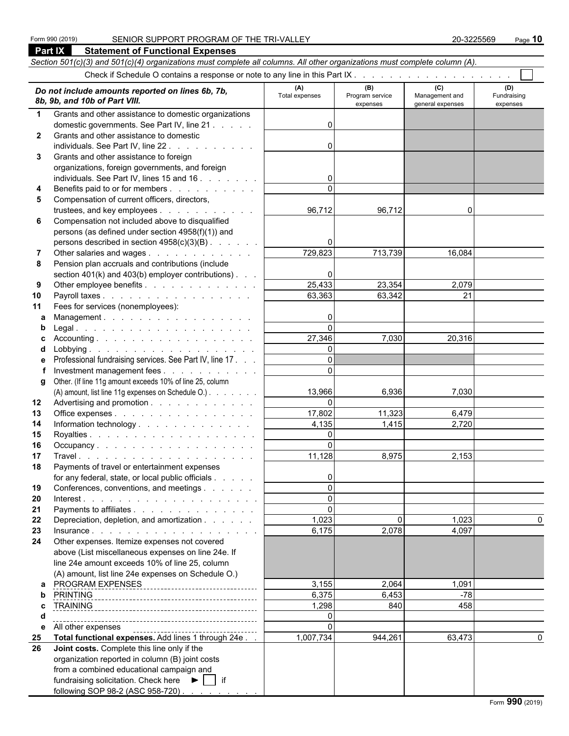Form 990 (2019) SENIOR SUPPORT PROGRAM OF THE TRI-VALLEY 20-3225569 Page **10**

## Part IX Statement of Functional Expenses

*Section 501(c)(3) and 501(c)(4) organizations must complete all columns. All other organizations must complete column (A).*

Check if Schedule O contains a response or note to any line in this Part IX . . . . . . . . . . . . . . . . . . . . ☐

| *Do not include amounts reported on lines 6b, 7b, 8b, 9b, and 10b of Part VIII.* | (A) Total expenses | (B) Program service expenses | (C) Management and general expenses | (D) Fundraising expenses |
|---|---|---|---|---|
| **1** Grants and other assistance to domestic organizations domestic governments. See Part IV, line 21 | 0 | | | |
| **2** Grants and other assistance to domestic individuals. See Part IV, line 22 | 0 | | | |
| **3** Grants and other assistance to foreign organizations, foreign governments, and foreign individuals. See Part IV, lines 15 and 16 | 0 | | | |
| **4** Benefits paid to or for members | 0 | | | |
| **5** Compensation of current officers, directors, trustees, and key employees | 96,712 | 96,712 | 0 | |
| **6** Compensation not included above to disqualified persons (as defined under section 4958(f)(1)) and persons described in section 4958(c)(3)(B) | 0 | | | |
| **7** Other salaries and wages | 729,823 | 713,739 | 16,084 | |
| **8** Pension plan accruals and contributions (include section 401(k) and 403(b) employer contributions) | 0 | | | |
| **9** Other employee benefits | 25,433 | 23,354 | 2,079 | |
| **10** Payroll taxes | 63,363 | 63,342 | 21 | |
| **11** Fees for services (nonemployees): | | | | |
| **a** Management | 0 | | | |
| **b** Legal | 0 | | | |
| **c** Accounting | 27,346 | 7,030 | 20,316 | |
| **d** Lobbying | 0 | | | |
| **e** Professional fundraising services. See Part IV, line 17 | 0 | | | |
| **f** Investment management fees | 0 | | | |
| **g** Other. (If line 11g amount exceeds 10% of line 25, column (A) amount, list line 11g expenses on Schedule O.) | 13,966 | 6,936 | 7,030 | |
| **12** Advertising and promotion | 0 | | | |
| **13** Office expenses | 17,802 | 11,323 | 6,479 | |
| **14** Information technology | 4,135 | 1,415 | 2,720 | |
| **15** Royalties | 0 | | | |
| **16** Occupancy | 0 | | | |
| **17** Travel | 11,128 | 8,975 | 2,153 | |
| **18** Payments of travel or entertainment expenses for any federal, state, or local public officials | 0 | | | |
| **19** Conferences, conventions, and meetings | 0 | | | |
| **20** Interest | 0 | | | |
| **21** Payments to affiliates | 0 | | | |
| **22** Depreciation, depletion, and amortization | 1,023 | 0 | 1,023 | 0 |
| **23** Insurance | 6,175 | 2,078 | 4,097 | |
| **24** Other expenses. Itemize expenses not covered above (List miscellaneous expenses on line 24e. If line 24e amount exceeds 10% of line 25, column (A) amount, list line 24e expenses on Schedule O.) | | | | |
| **a** PROGRAM EXPENSES | 3,155 | 2,064 | 1,091 | |
| **b** PRINTING | 6,375 | 6,453 | -78 | |
| **c** TRAINING | 1,298 | 840 | 458 | |
| **d** | 0 | | | |
| **e** All other expenses | 0 | | | |
| **25 Total functional expenses.** Add lines 1 through 24e | 1,007,734 | 944,261 | 63,473 | 0 |
| **26 Joint costs.** Complete this line only if the organization reported in column (B) joint costs from a combined educational campaign and fundraising solicitation. Check here ► ☐ if following SOP 98-2 (ASC 958-720) | | | | |

Form **990** (2019)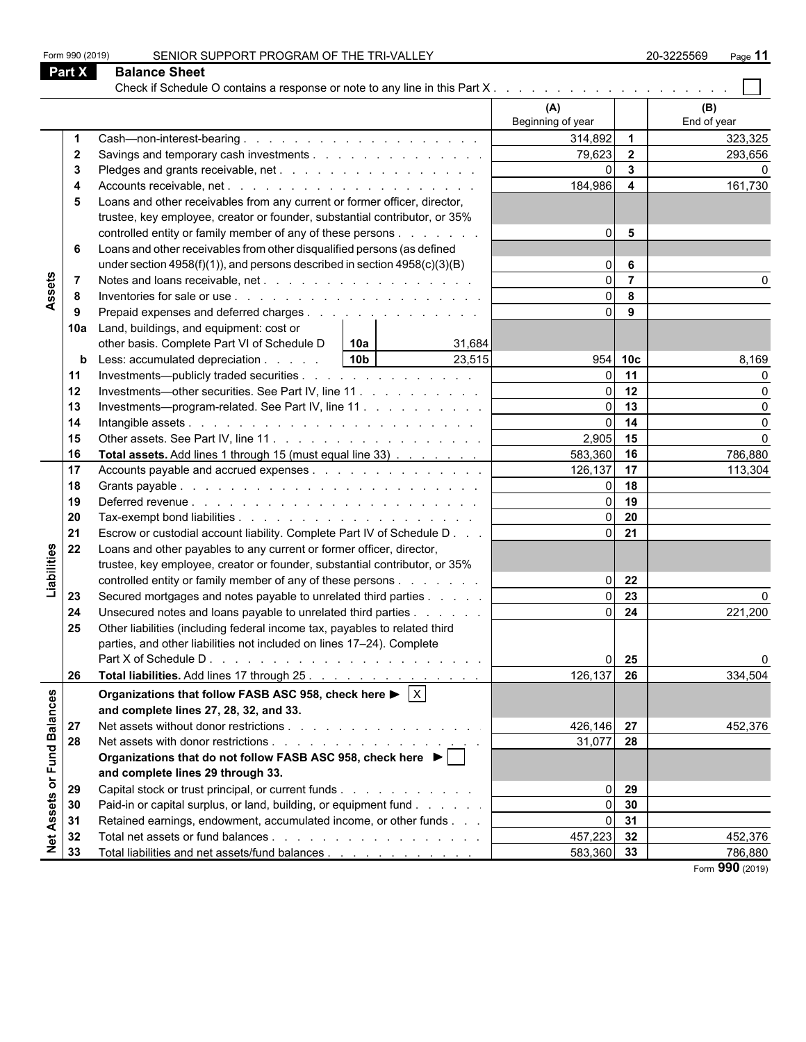Form 990 (2019) SENIOR SUPPORT PROGRAM OF THE TRI-VALLEY 20-3225569 Page 11

## Part X Balance Sheet

Check if Schedule O contains a response or note to any line in this Part X . . . . . . . . . . . . . . . . . . . . ☐

| | | | (A) Beginning of year | | (B) End of year |
|---|---|---|---|---|---|
| **Assets** | 1 | Cash—non-interest-bearing | 314,892 | 1 | 323,325 |
| | 2 | Savings and temporary cash investments | 79,623 | 2 | 293,656 |
| | 3 | Pledges and grants receivable, net | 0 | 3 | 0 |
| | 4 | Accounts receivable, net | 184,986 | 4 | 161,730 |
| | 5 | Loans and other receivables from any current or former officer, director, trustee, key employee, creator or founder, substantial contributor, or 35% controlled entity or family member of any of these persons | 0 | 5 | |
| | 6 | Loans and other receivables from other disqualified persons (as defined under section 4958(f)(1)), and persons described in section 4958(c)(3)(B) | 0 | 6 | |
| | 7 | Notes and loans receivable, net | 0 | 7 | 0 |
| | 8 | Inventories for sale or use | 0 | 8 | |
| | 9 | Prepaid expenses and deferred charges | 0 | 9 | |
| | 10a | Land, buildings, and equipment: cost or other basis. Complete Part VI of Schedule D — 10a: 31,684 | | | |
| | b | Less: accumulated depreciation — 10b: 23,515 | 954 | 10c | 8,169 |
| | 11 | Investments—publicly traded securities | 0 | 11 | 0 |
| | 12 | Investments—other securities. See Part IV, line 11 | 0 | 12 | 0 |
| | 13 | Investments—program-related. See Part IV, line 11 | 0 | 13 | 0 |
| | 14 | Intangible assets | 0 | 14 | 0 |
| | 15 | Other assets. See Part IV, line 11 | 2,905 | 15 | 0 |
| | 16 | **Total assets.** Add lines 1 through 15 (must equal line 33) | 583,360 | 16 | 786,880 |
| **Liabilities** | 17 | Accounts payable and accrued expenses | 126,137 | 17 | 113,304 |
| | 18 | Grants payable | 0 | 18 | |
| | 19 | Deferred revenue | 0 | 19 | |
| | 20 | Tax-exempt bond liabilities | 0 | 20 | |
| | 21 | Escrow or custodial account liability. Complete Part IV of Schedule D | 0 | 21 | |
| | 22 | Loans and other payables to any current or former officer, director, trustee, key employee, creator or founder, substantial contributor, or 35% controlled entity or family member of any of these persons | 0 | 22 | |
| | 23 | Secured mortgages and notes payable to unrelated third parties | 0 | 23 | 0 |
| | 24 | Unsecured notes and loans payable to unrelated third parties | 0 | 24 | 221,200 |
| | 25 | Other liabilities (including federal income tax, payables to related third parties, and other liabilities not included on lines 17–24). Complete Part X of Schedule D | 0 | 25 | 0 |
| | 26 | **Total liabilities.** Add lines 17 through 25 | 126,137 | 26 | 334,504 |
| **Net Assets or Fund Balances** | | **Organizations that follow FASB ASC 958, check here ▶** ☒ **and complete lines 27, 28, 32, and 33.** | | | |
| | 27 | Net assets without donor restrictions | 426,146 | 27 | 452,376 |
| | 28 | Net assets with donor restrictions | 31,077 | 28 | |
| | | **Organizations that do not follow FASB ASC 958, check here ▶** ☐ **and complete lines 29 through 33.** | | | |
| | 29 | Capital stock or trust principal, or current funds | 0 | 29 | |
| | 30 | Paid-in or capital surplus, or land, building, or equipment fund | 0 | 30 | |
| | 31 | Retained earnings, endowment, accumulated income, or other funds | 0 | 31 | |
| | 32 | Total net assets or fund balances | 457,223 | 32 | 452,376 |
| | 33 | Total liabilities and net assets/fund balances | 583,360 | 33 | 786,880 |

Form **990** (2019)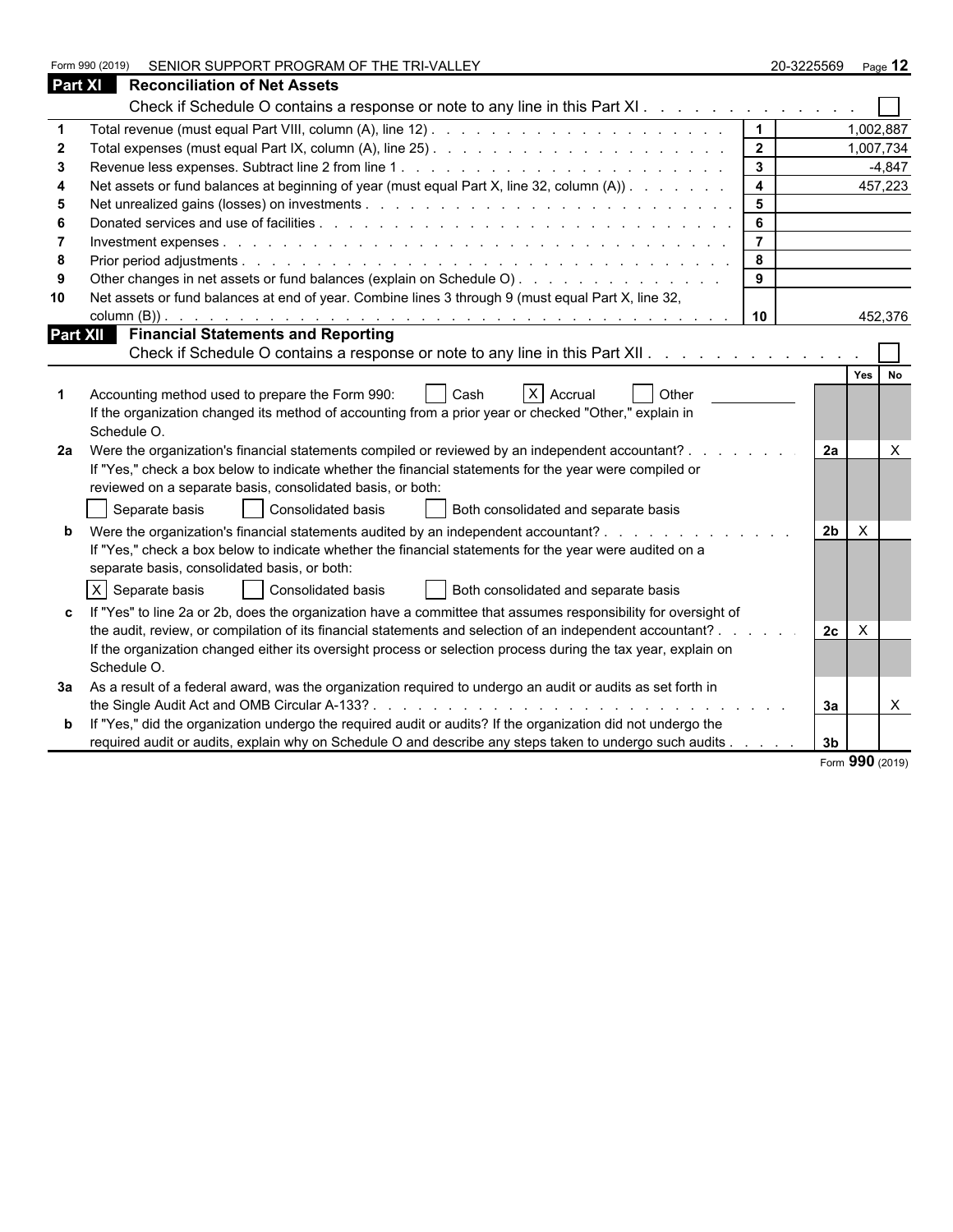Form 990 (2019) SENIOR SUPPORT PROGRAM OF THE TRI-VALLEY 20-3225569

## Part XI Reconciliation of Net Assets

Check if Schedule O contains a response or note to any line in this Part XI . . . . . . . . . . . . . ☐

| | | | |
|---|---|---|---|
| 1 | Total revenue (must equal Part VIII, column (A), line 12) | 1 | 1,002,887 |
| 2 | Total expenses (must equal Part IX, column (A), line 25) | 2 | 1,007,734 |
| 3 | Revenue less expenses. Subtract line 2 from line 1 | 3 | -4,847 |
| 4 | Net assets or fund balances at beginning of year (must equal Part X, line 32, column (A)) | 4 | 457,223 |
| 5 | Net unrealized gains (losses) on investments | 5 | |
| 6 | Donated services and use of facilities | 6 | |
| 7 | Investment expenses | 7 | |
| 8 | Prior period adjustments | 8 | |
| 9 | Other changes in net assets or fund balances (explain on Schedule O) | 9 | |
| 10 | Net assets or fund balances at end of year. Combine lines 3 through 9 (must equal Part X, line 32, column (B)) | 10 | 452,376 |

## Part XII Financial Statements and Reporting

Check if Schedule O contains a response or note to any line in this Part XII . . . . . . . . . . . . . ☐

| | | | Yes | No |
|---|---|---|---|---|
| 1 | Accounting method used to prepare the Form 990: ☐ Cash ☒ Accrual ☐ Other ______ If the organization changed its method of accounting from a prior year or checked "Other," explain in Schedule O. | | | |
| 2a | Were the organization's financial statements compiled or reviewed by an independent accountant? If "Yes," check a box below to indicate whether the financial statements for the year were compiled or reviewed on a separate basis, consolidated basis, or both: ☐ Separate basis ☐ Consolidated basis ☐ Both consolidated and separate basis | 2a | | X |
| b | Were the organization's financial statements audited by an independent accountant? If "Yes," check a box below to indicate whether the financial statements for the year were audited on a separate basis, consolidated basis, or both: ☒ Separate basis ☐ Consolidated basis ☐ Both consolidated and separate basis | 2b | X | |
| c | If "Yes" to line 2a or 2b, does the organization have a committee that assumes responsibility for oversight of the audit, review, or compilation of its financial statements and selection of an independent accountant? If the organization changed either its oversight process or selection process during the tax year, explain on Schedule O. | 2c | X | |
| 3a | As a result of a federal award, was the organization required to undergo an audit or audits as set forth in the Single Audit Act and OMB Circular A-133? | 3a | | X |
| b | If "Yes," did the organization undergo the required audit or audits? If the organization did not undergo the required audit or audits, explain why on Schedule O and describe any steps taken to undergo such audits | 3b | | |

Form **990** (2019)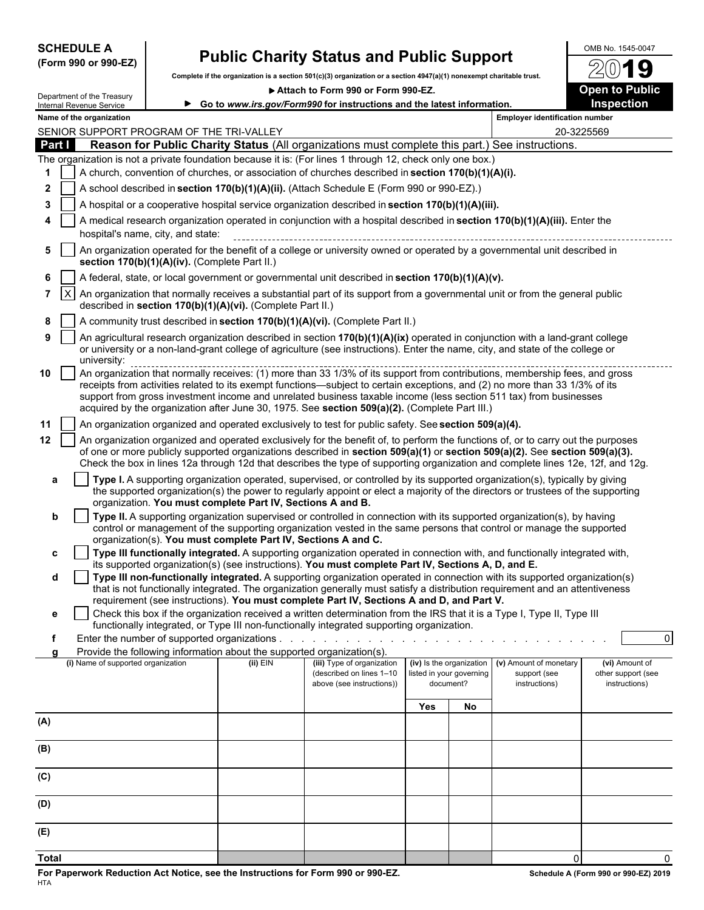**SCHEDULE A**
**(Form 990 or 990-EZ)**

Department of the Treasury
Internal Revenue Service

# Public Charity Status and Public Support

**Complete if the organization is a section 501(c)(3) organization or a section 4947(a)(1) nonexempt charitable trust.**

▶ **Attach to Form 990 or Form 990-EZ.**

▶ **Go to *www.irs.gov/Form990* for instructions and the latest information.**

OMB No. 1545-0047

**2019**

**Open to Public Inspection**

**Name of the organization:** SENIOR SUPPORT PROGRAM OF THE TRI-VALLEY

**Employer identification number:** 20-3225569

## Part I — Reason for Public Charity Status (All organizations must complete this part.) See instructions.

The organization is not a private foundation because it is: (For lines 1 through 12, check only one box.)

1. [ ] A church, convention of churches, or association of churches described in **section 170(b)(1)(A)(i).**
2. [ ] A school described in **section 170(b)(1)(A)(ii).** (Attach Schedule E (Form 990 or 990-EZ).)
3. [ ] A hospital or a cooperative hospital service organization described in **section 170(b)(1)(A)(iii).**
4. [ ] A medical research organization operated in conjunction with a hospital described in **section 170(b)(1)(A)(iii).** Enter the hospital's name, city, and state:
5. [ ] An organization operated for the benefit of a college or university owned or operated by a governmental unit described in **section 170(b)(1)(A)(iv).** (Complete Part II.)
6. [ ] A federal, state, or local government or governmental unit described in **section 170(b)(1)(A)(v).**
7. [X] An organization that normally receives a substantial part of its support from a governmental unit or from the general public described in **section 170(b)(1)(A)(vi).** (Complete Part II.)
8. [ ] A community trust described in **section 170(b)(1)(A)(vi).** (Complete Part II.)
9. [ ] An agricultural research organization described in section **170(b)(1)(A)(ix)** operated in conjunction with a land-grant college or university or a non-land-grant college of agriculture (see instructions). Enter the name, city, and state of the college or university:
10. [ ] An organization that normally receives: (1) more than 33 1/3% of its support from contributions, membership fees, and gross receipts from activities related to its exempt functions—subject to certain exceptions, and (2) no more than 33 1/3% of its support from gross investment income and unrelated business taxable income (less section 511 tax) from businesses acquired by the organization after June 30, 1975. See **section 509(a)(2).** (Complete Part III.)
11. [ ] An organization organized and operated exclusively to test for public safety. See **section 509(a)(4).**
12. [ ] An organization organized and operated exclusively for the benefit of, to perform the functions of, or to carry out the purposes of one or more publicly supported organizations described in **section 509(a)(1)** or **section 509(a)(2).** See **section 509(a)(3).** Check the box in lines 12a through 12d that describes the type of supporting organization and complete lines 12e, 12f, and 12g.
   - **a** [ ] **Type I.** A supporting organization operated, supervised, or controlled by its supported organization(s), typically by giving the supported organization(s) the power to regularly appoint or elect a majority of the directors or trustees of the supporting organization. **You must complete Part IV, Sections A and B.**
   - **b** [ ] **Type II.** A supporting organization supervised or controlled in connection with its supported organization(s), by having control or management of the supporting organization vested in the same persons that control or manage the supported organization(s). **You must complete Part IV, Sections A and C.**
   - **c** [ ] **Type III functionally integrated.** A supporting organization operated in connection with, and functionally integrated with, its supported organization(s) (see instructions). **You must complete Part IV, Sections A, D, and E.**
   - **d** [ ] **Type III non-functionally integrated.** A supporting organization operated in connection with its supported organization(s) that is not functionally integrated. The organization generally must satisfy a distribution requirement and an attentiveness requirement (see instructions). **You must complete Part IV, Sections A and D, and Part V.**
   - **e** [ ] Check this box if the organization received a written determination from the IRS that it is a Type I, Type II, Type III functionally integrated, or Type III non-functionally integrated supporting organization.
   - **f** Enter the number of supported organizations . . . . . . . . 0
   - **g** Provide the following information about the supported organization(s).

| (i) Name of supported organization | (ii) EIN | (iii) Type of organization (described on lines 1–10 above (see instructions)) | (iv) Is the organization listed in your governing document? | | (v) Amount of monetary support (see instructions) | (vi) Amount of other support (see instructions) |
|---|---|---|---|---|---|---|
| | | | Yes | No | | |
| (A) | | | | | | |
| (B) | | | | | | |
| (C) | | | | | | |
| (D) | | | | | | |
| (E) | | | | | | |
| **Total** | | | | | 0 | 0 |

**For Paperwork Reduction Act Notice, see the Instructions for Form 990 or 990-EZ.**
HTA

**Schedule A (Form 990 or 990-EZ) 2019**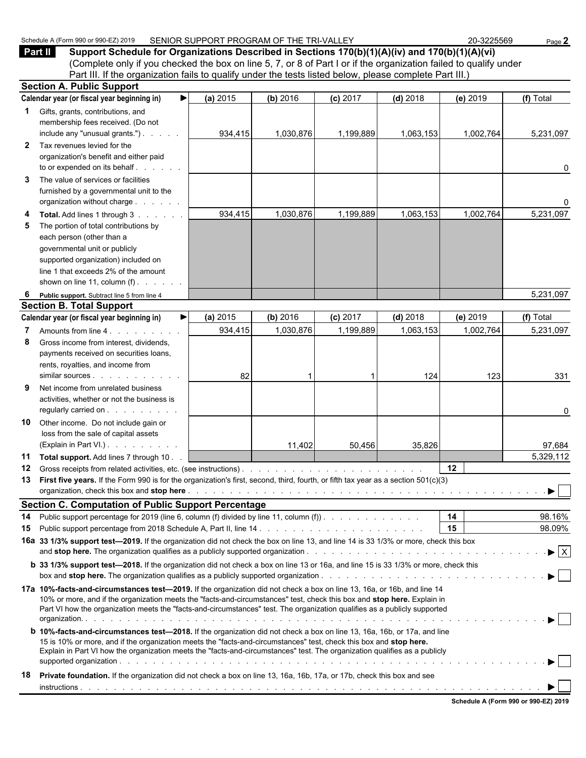Schedule A (Form 990 or 990-EZ) 2019 SENIOR SUPPORT PROGRAM OF THE TRI-VALLEY 20-3225569 Page **2**

## Part II Support Schedule for Organizations Described in Sections 170(b)(1)(A)(iv) and 170(b)(1)(A)(vi)

(Complete only if you checked the box on line 5, 7, or 8 of Part I or if the organization failed to qualify under Part III. If the organization fails to qualify under the tests listed below, please complete Part III.)

### Section A. Public Support

| Calendar year (or fiscal year beginning in) ▶ | (a) 2015 | (b) 2016 | (c) 2017 | (d) 2018 | (e) 2019 | (f) Total |
|---|---|---|---|---|---|---|
| **1** Gifts, grants, contributions, and membership fees received. (Do not include any "unusual grants.") | 934,415 | 1,030,876 | 1,199,889 | 1,063,153 | 1,002,764 | 5,231,097 |
| **2** Tax revenues levied for the organization's benefit and either paid to or expended on its behalf | | | | | | 0 |
| **3** The value of services or facilities furnished by a governmental unit to the organization without charge | | | | | | 0 |
| **4 Total.** Add lines 1 through 3 | 934,415 | 1,030,876 | 1,199,889 | 1,063,153 | 1,002,764 | 5,231,097 |
| **5** The portion of total contributions by each person (other than a governmental unit or publicly supported organization) included on line 1 that exceeds 2% of the amount shown on line 11, column (f) | | | | | | |
| **6 Public support.** Subtract line 5 from line 4 | | | | | | 5,231,097 |

### Section B. Total Support

| Calendar year (or fiscal year beginning in) ▶ | (a) 2015 | (b) 2016 | (c) 2017 | (d) 2018 | (e) 2019 | (f) Total |
|---|---|---|---|---|---|---|
| **7** Amounts from line 4 | 934,415 | 1,030,876 | 1,199,889 | 1,063,153 | 1,002,764 | 5,231,097 |
| **8** Gross income from interest, dividends, payments received on securities loans, rents, royalties, and income from similar sources | 82 | 1 | 1 | 124 | 123 | 331 |
| **9** Net income from unrelated business activities, whether or not the business is regularly carried on | | | | | | 0 |
| **10** Other income. Do not include gain or loss from the sale of capital assets (Explain in Part VI.) | | 11,402 | 50,456 | 35,826 | | 97,684 |
| **11 Total support.** Add lines 7 through 10 | | | | | | 5,329,112 |

**12** Gross receipts from related activities, etc. (see instructions) . . . . . **12**

**13 First five years.** If the Form 990 is for the organization's first, second, third, fourth, or fifth tax year as a section 501(c)(3) organization, check this box and **stop here** . . . . . ▶ ☐

### Section C. Computation of Public Support Percentage

**14** Public support percentage for 2019 (line 6, column (f) divided by line 11, column (f)) . . . . . **14** 98.16%

**15** Public support percentage from 2018 Schedule A, Part II, line 14 . . . . . **15** 98.09%

**16a 33 1/3% support test—2019.** If the organization did not check the box on line 13, and line 14 is 33 1/3% or more, check this box and **stop here.** The organization qualifies as a publicly supported organization . . . . . ▶ ☒

**b 33 1/3% support test—2018.** If the organization did not check a box on line 13 or 16a, and line 15 is 33 1/3% or more, check this box and **stop here.** The organization qualifies as a publicly supported organization . . . . . ▶ ☐

**17a 10%-facts-and-circumstances test—2019.** If the organization did not check a box on line 13, 16a, or 16b, and line 14 is 10% or more, and if the organization meets the "facts-and-circumstances" test, check this box and **stop here.** Explain in Part VI how the organization meets the "facts-and-circumstances" test. The organization qualifies as a publicly supported organization. . . . . ▶ ☐

**b 10%-facts-and-circumstances test—2018.** If the organization did not check a box on line 13, 16a, 16b, or 17a, and line 15 is 10% or more, and if the organization meets the "facts-and-circumstances" test, check this box and **stop here.** Explain in Part VI how the organization meets the "facts-and-circumstances" test. The organization qualifies as a publicly supported organization . . . . . ▶ ☐

**18 Private foundation.** If the organization did not check a box on line 13, 16a, 16b, 17a, or 17b, check this box and see instructions . . . . . ▶ ☐

**Schedule A (Form 990 or 990-EZ) 2019**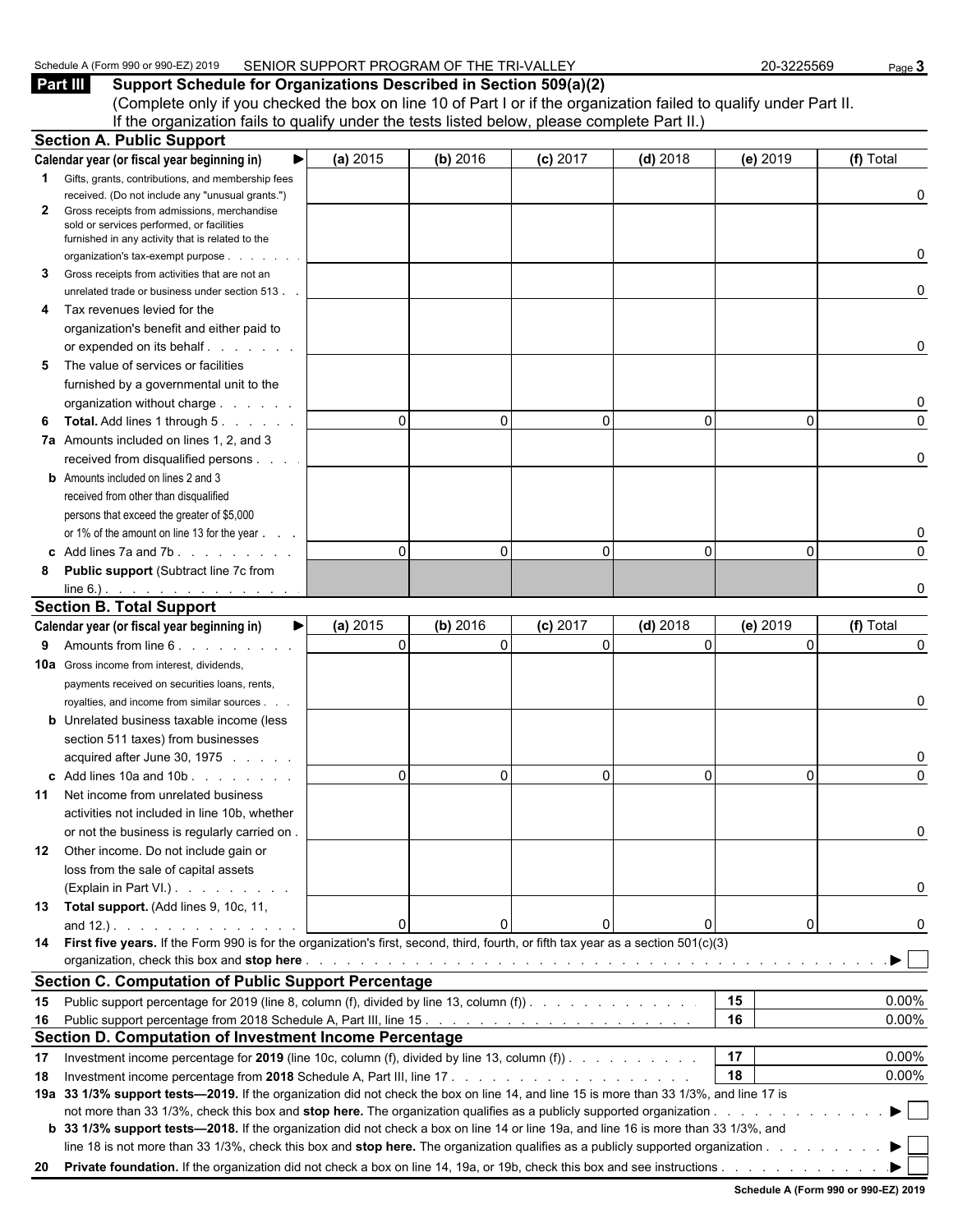Schedule A (Form 990 or 990-EZ) 2019 SENIOR SUPPORT PROGRAM OF THE TRI-VALLEY 20-3225569

## Part III Support Schedule for Organizations Described in Section 509(a)(2)

(Complete only if you checked the box on line 10 of Part I or if the organization failed to qualify under Part II. If the organization fails to qualify under the tests listed below, please complete Part II.)

### Section A. Public Support

| Calendar year (or fiscal year beginning in) ► | (a) 2015 | (b) 2016 | (c) 2017 | (d) 2018 | (e) 2019 | (f) Total |
|---|---|---|---|---|---|---|
| **1** Gifts, grants, contributions, and membership fees received. (Do not include any "unusual grants.") | | | | | | 0 |
| **2** Gross receipts from admissions, merchandise sold or services performed, or facilities furnished in any activity that is related to the organization's tax-exempt purpose | | | | | | 0 |
| **3** Gross receipts from activities that are not an unrelated trade or business under section 513 | | | | | | 0 |
| **4** Tax revenues levied for the organization's benefit and either paid to or expended on its behalf | | | | | | 0 |
| **5** The value of services or facilities furnished by a governmental unit to the organization without charge | | | | | | 0 |
| **6 Total.** Add lines 1 through 5 | 0 | 0 | 0 | 0 | 0 | 0 |
| **7a** Amounts included on lines 1, 2, and 3 received from disqualified persons | | | | | | 0 |
| **b** Amounts included on lines 2 and 3 received from other than disqualified persons that exceed the greater of $5,000 or 1% of the amount on line 13 for the year | | | | | | 0 |
| **c** Add lines 7a and 7b | 0 | 0 | 0 | 0 | 0 | 0 |
| **8 Public support** (Subtract line 7c from line 6.) | | | | | | 0 |

### Section B. Total Support

| Calendar year (or fiscal year beginning in) ► | (a) 2015 | (b) 2016 | (c) 2017 | (d) 2018 | (e) 2019 | (f) Total |
|---|---|---|---|---|---|---|
| **9** Amounts from line 6 | 0 | 0 | 0 | 0 | 0 | 0 |
| **10a** Gross income from interest, dividends, payments received on securities loans, rents, royalties, and income from similar sources | | | | | | 0 |
| **b** Unrelated business taxable income (less section 511 taxes) from businesses acquired after June 30, 1975 | | | | | | 0 |
| **c** Add lines 10a and 10b | 0 | 0 | 0 | 0 | 0 | 0 |
| **11** Net income from unrelated business activities not included in line 10b, whether or not the business is regularly carried on | | | | | | 0 |
| **12** Other income. Do not include gain or loss from the sale of capital assets (Explain in Part VI.) | | | | | | 0 |
| **13 Total support.** (Add lines 9, 10c, 11, and 12.) | 0 | 0 | 0 | 0 | 0 | 0 |

**14 First five years.** If the Form 990 is for the organization's first, second, third, fourth, or fifth tax year as a section 501(c)(3) organization, check this box and **stop here** ► ☐

### Section C. Computation of Public Support Percentage

| | | | |
|---|---|---|---|
| **15** | Public support percentage for 2019 (line 8, column (f), divided by line 13, column (f)) | 15 | 0.00% |
| **16** | Public support percentage from 2018 Schedule A, Part III, line 15 | 16 | 0.00% |

### Section D. Computation of Investment Income Percentage

| | | | |
|---|---|---|---|
| **17** | Investment income percentage for **2019** (line 10c, column (f), divided by line 13, column (f)) | 17 | 0.00% |
| **18** | Investment income percentage from **2018** Schedule A, Part III, line 17 | 18 | 0.00% |

**19a 33 1/3% support tests—2019.** If the organization did not check the box on line 14, and line 15 is more than 33 1/3%, and line 17 is not more than 33 1/3%, check this box and **stop here.** The organization qualifies as a publicly supported organization ► ☐

**b 33 1/3% support tests—2018.** If the organization did not check a box on line 14 or line 19a, and line 16 is more than 33 1/3%, and line 18 is not more than 33 1/3%, check this box and **stop here.** The organization qualifies as a publicly supported organization ► ☐

**20 Private foundation.** If the organization did not check a box on line 14, 19a, or 19b, check this box and see instructions ► ☐

**Schedule A (Form 990 or 990-EZ) 2019**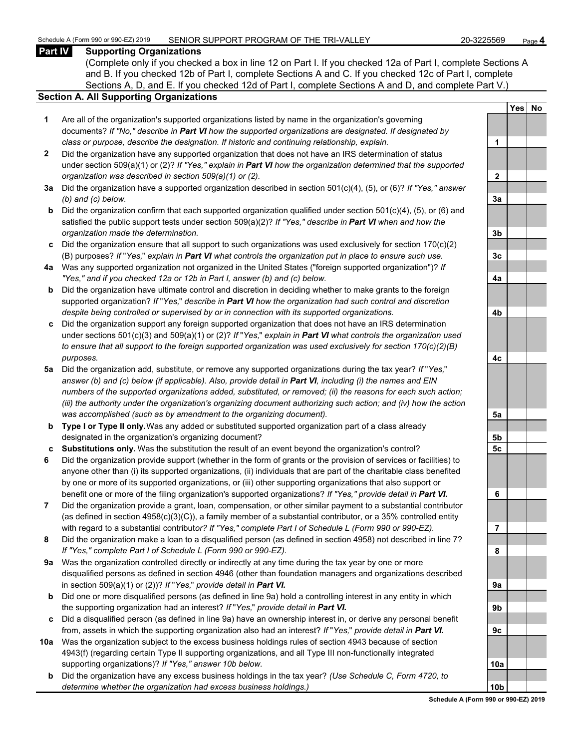## Part IV Supporting Organizations

(Complete only if you checked a box in line 12 on Part I. If you checked 12a of Part I, complete Sections A and B. If you checked 12b of Part I, complete Sections A and C. If you checked 12c of Part I, complete Sections A, D, and E. If you checked 12d of Part I, complete Sections A and D, and complete Part V.)

### Section A. All Supporting Organizations

| | | Line | Yes | No |
|---|---|---|---|---|
| **1** | Are all of the organization's supported organizations listed by name in the organization's governing documents? *If "No," describe in **Part VI** how the supported organizations are designated. If designated by class or purpose, describe the designation. If historic and continuing relationship, explain.* | 1 | | |
| **2** | Did the organization have any supported organization that does not have an IRS determination of status under section 509(a)(1) or (2)? *If "Yes," explain in **Part VI** how the organization determined that the supported organization was described in section 509(a)(1) or (2).* | 2 | | |
| **3a** | Did the organization have a supported organization described in section 501(c)(4), (5), or (6)? *If "Yes," answer (b) and (c) below.* | 3a | | |
| **b** | Did the organization confirm that each supported organization qualified under section 501(c)(4), (5), or (6) and satisfied the public support tests under section 509(a)(2)? *If "Yes," describe in **Part VI** when and how the organization made the determination.* | 3b | | |
| **c** | Did the organization ensure that all support to such organizations was used exclusively for section 170(c)(2)(B) purposes? *If "Yes," explain in **Part VI** what controls the organization put in place to ensure such use.* | 3c | | |
| **4a** | Was any supported organization not organized in the United States ("foreign supported organization")? *If "Yes," and if you checked 12a or 12b in Part I, answer (b) and (c) below.* | 4a | | |
| **b** | Did the organization have ultimate control and discretion in deciding whether to make grants to the foreign supported organization? *If "Yes," describe in **Part VI** how the organization had such control and discretion despite being controlled or supervised by or in connection with its supported organizations.* | 4b | | |
| **c** | Did the organization support any foreign supported organization that does not have an IRS determination under sections 501(c)(3) and 509(a)(1) or (2)? *If "Yes," explain in **Part VI** what controls the organization used to ensure that all support to the foreign supported organization was used exclusively for section 170(c)(2)(B) purposes.* | 4c | | |
| **5a** | Did the organization add, substitute, or remove any supported organizations during the tax year? *If "Yes," answer (b) and (c) below (if applicable). Also, provide detail in **Part VI**, including (i) the names and EIN numbers of the supported organizations added, substituted, or removed; (ii) the reasons for each such action; (iii) the authority under the organization's organizing document authorizing such action; and (iv) how the action was accomplished (such as by amendment to the organizing document).* | 5a | | |
| **b** | **Type I or Type II only.** Was any added or substituted supported organization part of a class already designated in the organization's organizing document? | 5b | | |
| **c** | **Substitutions only.** Was the substitution the result of an event beyond the organization's control? | 5c | | |
| **6** | Did the organization provide support (whether in the form of grants or the provision of services or facilities) to anyone other than (i) its supported organizations, (ii) individuals that are part of the charitable class benefited by one or more of its supported organizations, or (iii) other supporting organizations that also support or benefit one or more of the filing organization's supported organizations? *If "Yes," provide detail in **Part VI.*** | 6 | | |
| **7** | Did the organization provide a grant, loan, compensation, or other similar payment to a substantial contributor (as defined in section 4958(c)(3)(C)), a family member of a substantial contributor, or a 35% controlled entity with regard to a substantial contributor? *If "Yes," complete Part I of Schedule L (Form 990 or 990-EZ).* | 7 | | |
| **8** | Did the organization make a loan to a disqualified person (as defined in section 4958) not described in line 7? *If "Yes," complete Part I of Schedule L (Form 990 or 990-EZ).* | 8 | | |
| **9a** | Was the organization controlled directly or indirectly at any time during the tax year by one or more disqualified persons as defined in section 4946 (other than foundation managers and organizations described in section 509(a)(1) or (2))? *If "Yes," provide detail in **Part VI.*** | 9a | | |
| **b** | Did one or more disqualified persons (as defined in line 9a) hold a controlling interest in any entity in which the supporting organization had an interest? *If "Yes," provide detail in **Part VI.*** | 9b | | |
| **c** | Did a disqualified person (as defined in line 9a) have an ownership interest in, or derive any personal benefit from, assets in which the supporting organization also had an interest? *If "Yes," provide detail in **Part VI.*** | 9c | | |
| **10a** | Was the organization subject to the excess business holdings rules of section 4943 because of section 4943(f) (regarding certain Type II supporting organizations, and all Type III non-functionally integrated supporting organizations)? *If "Yes," answer 10b below.* | 10a | | |
| **b** | Did the organization have any excess business holdings in the tax year? *(Use Schedule C, Form 4720, to determine whether the organization had excess business holdings.)* | 10b | | |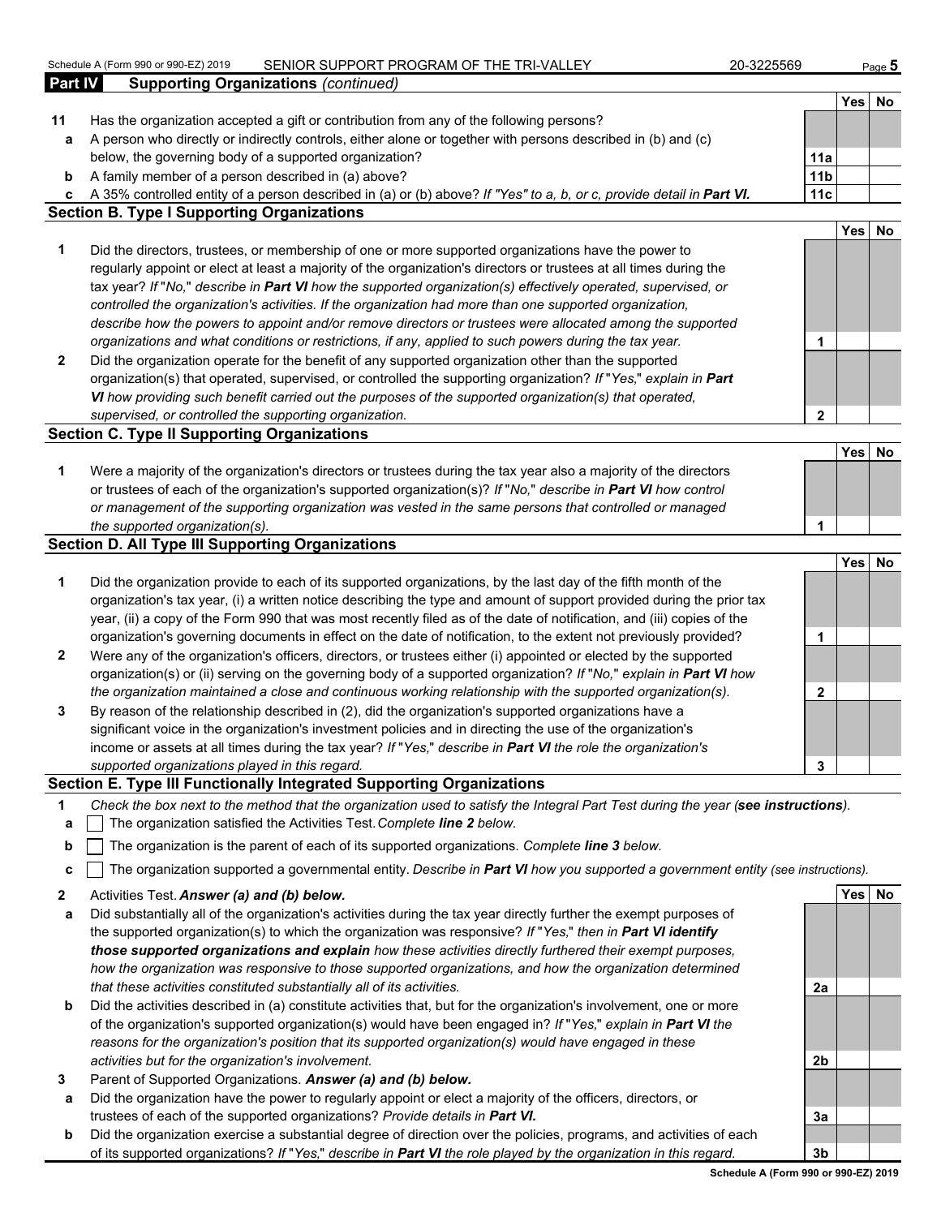Schedule A (Form 990 or 990-EZ) 2019 SENIOR SUPPORT PROGRAM OF THE TRI-VALLEY 20-3225569

## Part IV Supporting Organizations *(continued)*

| | | | Yes | No |
|---|---|---|---|---|
| **11** | Has the organization accepted a gift or contribution from any of the following persons? | | | |
| **a** | A person who directly or indirectly controls, either alone or together with persons described in (b) and (c) below, the governing body of a supported organization? | 11a | | |
| **b** | A family member of a person described in (a) above? | 11b | | |
| **c** | A 35% controlled entity of a person described in (a) or (b) above? *If "Yes" to a, b, or c, provide detail in* ***Part VI.*** | 11c | | |

### Section B. Type I Supporting Organizations

| | | | Yes | No |
|---|---|---|---|---|
| **1** | Did the directors, trustees, or membership of one or more supported organizations have the power to regularly appoint or elect at least a majority of the organization's directors or trustees at all times during the tax year? *If "No," describe in* ***Part VI*** *how the supported organization(s) effectively operated, supervised, or controlled the organization's activities. If the organization had more than one supported organization, describe how the powers to appoint and/or remove directors or trustees were allocated among the supported organizations and what conditions or restrictions, if any, applied to such powers during the tax year.* | 1 | | |
| **2** | Did the organization operate for the benefit of any supported organization other than the supported organization(s) that operated, supervised, or controlled the supporting organization? *If "Yes," explain in* ***Part VI*** *how providing such benefit carried out the purposes of the supported organization(s) that operated, supervised, or controlled the supporting organization.* | 2 | | |

### Section C. Type II Supporting Organizations

| | | | Yes | No |
|---|---|---|---|---|
| **1** | Were a majority of the organization's directors or trustees during the tax year also a majority of the directors or trustees of each of the organization's supported organization(s)? *If "No," describe in* ***Part VI*** *how control or management of the supporting organization was vested in the same persons that controlled or managed the supported organization(s).* | 1 | | |

### Section D. All Type III Supporting Organizations

| | | | Yes | No |
|---|---|---|---|---|
| **1** | Did the organization provide to each of its supported organizations, by the last day of the fifth month of the organization's tax year, (i) a written notice describing the type and amount of support provided during the prior tax year, (ii) a copy of the Form 990 that was most recently filed as of the date of notification, and (iii) copies of the organization's governing documents in effect on the date of notification, to the extent not previously provided? | 1 | | |
| **2** | Were any of the organization's officers, directors, or trustees either (i) appointed or elected by the supported organization(s) or (ii) serving on the governing body of a supported organization? *If "No," explain in* ***Part VI*** *how the organization maintained a close and continuous working relationship with the supported organization(s).* | 2 | | |
| **3** | By reason of the relationship described in (2), did the organization's supported organizations have a significant voice in the organization's investment policies and in directing the use of the organization's income or assets at all times during the tax year? *If "Yes," describe in* ***Part VI*** *the role the organization's supported organizations played in this regard.* | 3 | | |

### Section E. Type III Functionally Integrated Supporting Organizations

**1** *Check the box next to the method that the organization used to satisfy the Integral Part Test during the year (****see instructions****).*

- **a** ☐ The organization satisfied the Activities Test. *Complete* ***line 2*** *below.*
- **b** ☐ The organization is the parent of each of its supported organizations. *Complete* ***line 3*** *below.*
- **c** ☐ The organization supported a governmental entity. *Describe in* ***Part VI*** *how you supported a government entity (see instructions).*

| | | | Yes | No |
|---|---|---|---|---|
| **2** | Activities Test. ***Answer (a) and (b) below.*** | | | |
| **a** | Did substantially all of the organization's activities during the tax year directly further the exempt purposes of the supported organization(s) to which the organization was responsive? *If "Yes," then in* ***Part VI identify those supported organizations and explain*** *how these activities directly furthered their exempt purposes, how the organization was responsive to those supported organizations, and how the organization determined that these activities constituted substantially all of its activities.* | 2a | | |
| **b** | Did the activities described in (a) constitute activities that, but for the organization's involvement, one or more of the organization's supported organization(s) would have been engaged in? *If "Yes," explain in* ***Part VI*** *the reasons for the organization's position that its supported organization(s) would have engaged in these activities but for the organization's involvement.* | 2b | | |
| **3** | Parent of Supported Organizations. ***Answer (a) and (b) below.*** | | | |
| **a** | Did the organization have the power to regularly appoint or elect a majority of the officers, directors, or trustees of each of the supported organizations? *Provide details in* ***Part VI.*** | 3a | | |
| **b** | Did the organization exercise a substantial degree of direction over the policies, programs, and activities of each of its supported organizations? *If "Yes," describe in* ***Part VI*** *the role played by the organization in this regard.* | 3b | | |

**Schedule A (Form 990 or 990-EZ) 2019**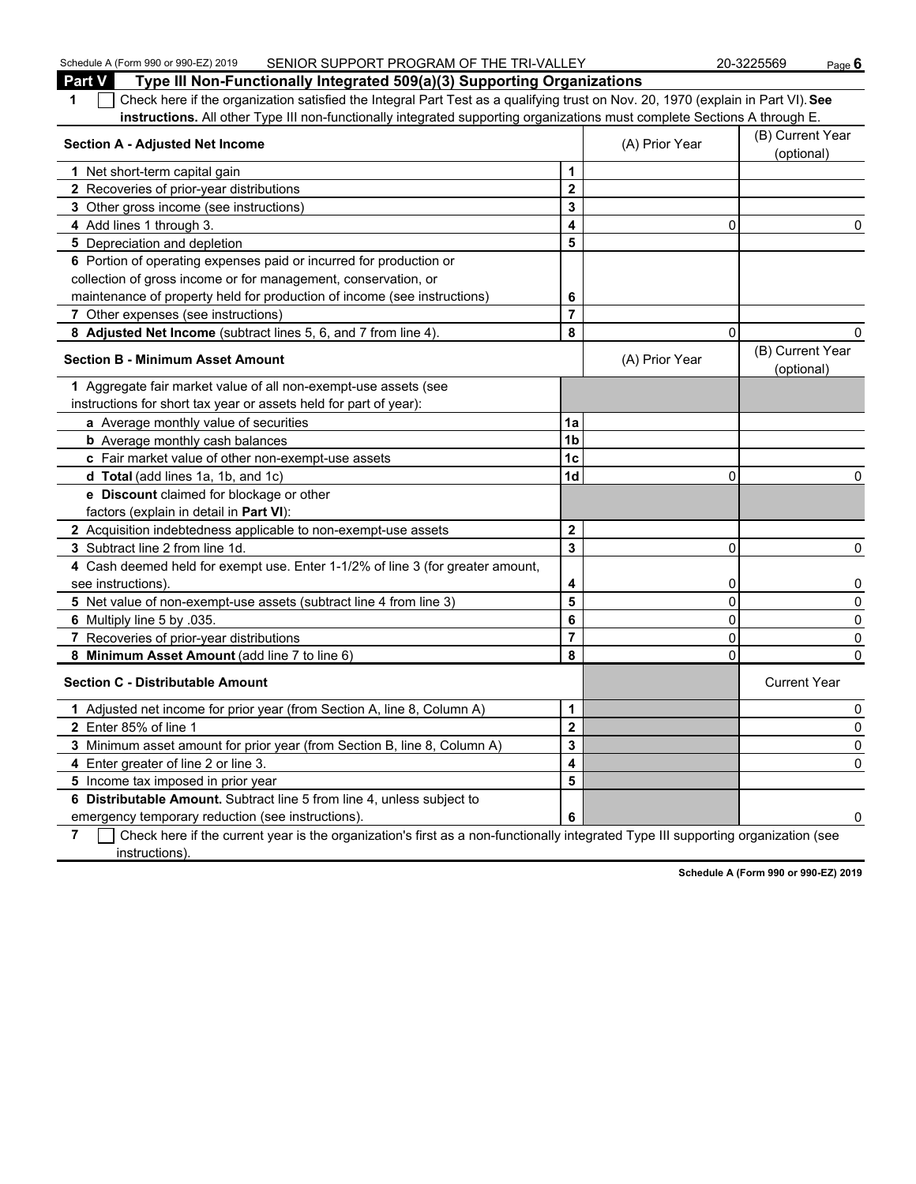## Part V Type III Non-Functionally Integrated 509(a)(3) Supporting Organizations

**1** ☐ Check here if the organization satisfied the Integral Part Test as a qualifying trust on Nov. 20, 1970 (explain in Part VI). **See instructions.** All other Type III non-functionally integrated supporting organizations must complete Sections A through E.

| Section A - Adjusted Net Income | | (A) Prior Year | (B) Current Year (optional) |
|---|---|---|---|
| 1 Net short-term capital gain | 1 | | |
| 2 Recoveries of prior-year distributions | 2 | | |
| 3 Other gross income (see instructions) | 3 | | |
| 4 Add lines 1 through 3. | 4 | 0 | 0 |
| 5 Depreciation and depletion | 5 | | |
| 6 Portion of operating expenses paid or incurred for production or collection of gross income or for management, conservation, or maintenance of property held for production of income (see instructions) | 6 | | |
| 7 Other expenses (see instructions) | 7 | | |
| 8 **Adjusted Net Income** (subtract lines 5, 6, and 7 from line 4). | 8 | 0 | 0 |

| Section B - Minimum Asset Amount | | (A) Prior Year | (B) Current Year (optional) |
|---|---|---|---|
| 1 Aggregate fair market value of all non-exempt-use assets (see instructions for short tax year or assets held for part of year): | | | |
| a Average monthly value of securities | 1a | | |
| b Average monthly cash balances | 1b | | |
| c Fair market value of other non-exempt-use assets | 1c | | |
| d **Total** (add lines 1a, 1b, and 1c) | 1d | 0 | 0 |
| e **Discount** claimed for blockage or other factors (explain in detail in **Part VI**): | | | |
| 2 Acquisition indebtedness applicable to non-exempt-use assets | 2 | | |
| 3 Subtract line 2 from line 1d. | 3 | 0 | 0 |
| 4 Cash deemed held for exempt use. Enter 1-1/2% of line 3 (for greater amount, see instructions). | 4 | 0 | 0 |
| 5 Net value of non-exempt-use assets (subtract line 4 from line 3) | 5 | 0 | 0 |
| 6 Multiply line 5 by .035. | 6 | 0 | 0 |
| 7 Recoveries of prior-year distributions | 7 | 0 | 0 |
| 8 **Minimum Asset Amount** (add line 7 to line 6) | 8 | 0 | 0 |

| Section C - Distributable Amount | | | Current Year |
|---|---|---|---|
| 1 Adjusted net income for prior year (from Section A, line 8, Column A) | 1 | | 0 |
| 2 Enter 85% of line 1 | 2 | | 0 |
| 3 Minimum asset amount for prior year (from Section B, line 8, Column A) | 3 | | 0 |
| 4 Enter greater of line 2 or line 3. | 4 | | 0 |
| 5 Income tax imposed in prior year | 5 | | |
| 6 **Distributable Amount.** Subtract line 5 from line 4, unless subject to emergency temporary reduction (see instructions). | 6 | | 0 |

**7** ☐ Check here if the current year is the organization's first as a non-functionally integrated Type III supporting organization (see instructions).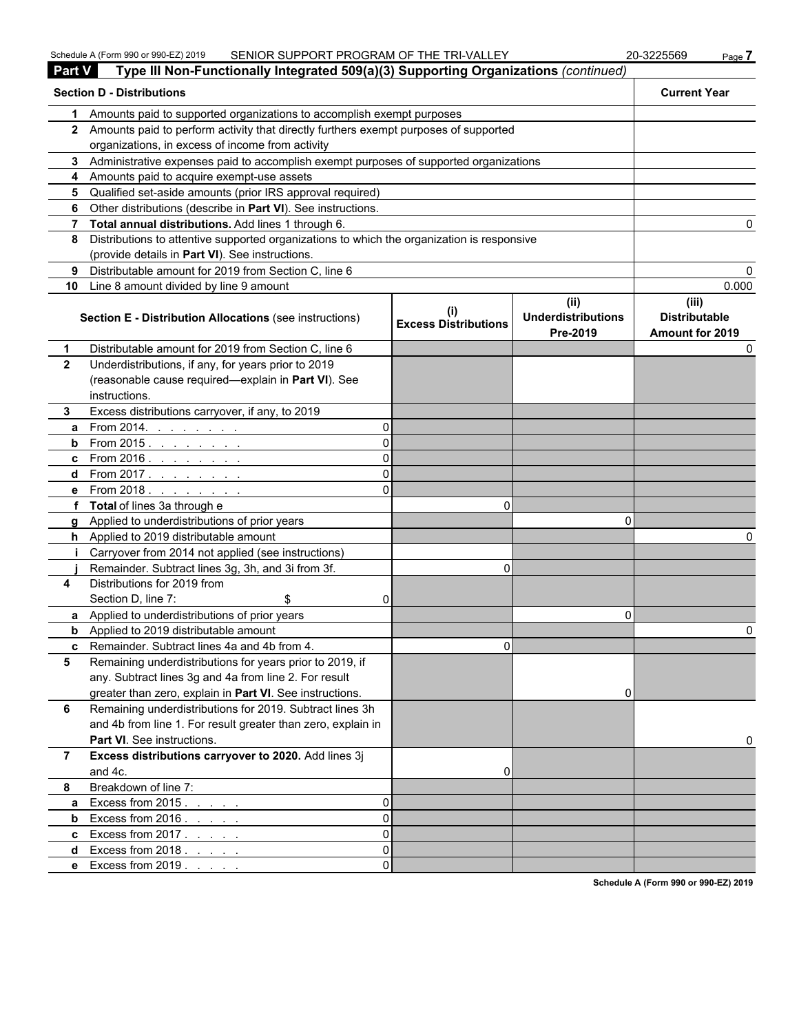## Part V Type III Non-Functionally Integrated 509(a)(3) Supporting Organizations *(continued)*

| Section D - Distributions | | Current Year |
|---|---|---|
| 1 | Amounts paid to supported organizations to accomplish exempt purposes | |
| 2 | Amounts paid to perform activity that directly furthers exempt purposes of supported organizations, in excess of income from activity | |
| 3 | Administrative expenses paid to accomplish exempt purposes of supported organizations | |
| 4 | Amounts paid to acquire exempt-use assets | |
| 5 | Qualified set-aside amounts (prior IRS approval required) | |
| 6 | Other distributions (describe in **Part VI**). See instructions. | |
| 7 | **Total annual distributions.** Add lines 1 through 6. | 0 |
| 8 | Distributions to attentive supported organizations to which the organization is responsive (provide details in **Part VI**). See instructions. | |
| 9 | Distributable amount for 2019 from Section C, line 6 | 0 |
| 10 | Line 8 amount divided by line 9 amount | 0.000 |

| | Section E - Distribution Allocations (see instructions) | | (i) Excess Distributions | (ii) Underdistributions Pre-2019 | (iii) Distributable Amount for 2019 |
|---|---|---|---|---|---|
| 1 | Distributable amount for 2019 from Section C, line 6 | | | | 0 |
| 2 | Underdistributions, if any, for years prior to 2019 (reasonable cause required—explain in **Part VI**). See instructions. | | | | |
| 3 | Excess distributions carryover, if any, to 2019 | | | | |
| a | From 2014. | 0 | | | |
| b | From 2015 | 0 | | | |
| c | From 2016 | 0 | | | |
| d | From 2017 | 0 | | | |
| e | From 2018 | 0 | | | |
| f | **Total** of lines 3a through e | | 0 | | |
| g | Applied to underdistributions of prior years | | | 0 | |
| h | Applied to 2019 distributable amount | | | | 0 |
| i | Carryover from 2014 not applied (see instructions) | | | | |
| j | Remainder. Subtract lines 3g, 3h, and 3i from 3f. | | 0 | | |
| 4 | Distributions for 2019 from Section D, line 7: $ | 0 | | | |
| a | Applied to underdistributions of prior years | | | 0 | |
| b | Applied to 2019 distributable amount | | | | 0 |
| c | Remainder. Subtract lines 4a and 4b from 4. | | 0 | | |
| 5 | Remaining underdistributions for years prior to 2019, if any. Subtract lines 3g and 4a from line 2. For result greater than zero, explain in **Part VI**. See instructions. | | | 0 | |
| 6 | Remaining underdistributions for 2019. Subtract lines 3h and 4b from line 1. For result greater than zero, explain in **Part VI**. See instructions. | | | | 0 |
| 7 | **Excess distributions carryover to 2020.** Add lines 3j and 4c. | | 0 | | |
| 8 | Breakdown of line 7: | | | | |
| a | Excess from 2015 | 0 | | | |
| b | Excess from 2016 | 0 | | | |
| c | Excess from 2017 | 0 | | | |
| d | Excess from 2018 | 0 | | | |
| e | Excess from 2019 | 0 | | | |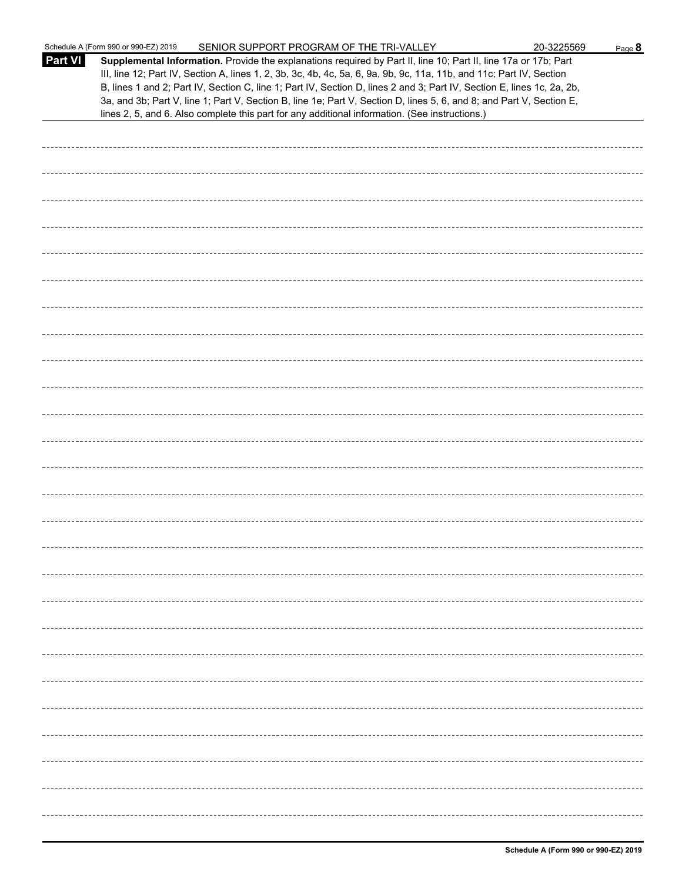Schedule A (Form 990 or 990-EZ) 2019 SENIOR SUPPORT PROGRAM OF THE TRI-VALLEY 20-3225569

**Part VI** **Supplemental Information.** Provide the explanations required by Part II, line 10; Part II, line 17a or 17b; Part III, line 12; Part IV, Section A, lines 1, 2, 3b, 3c, 4b, 4c, 5a, 6, 9a, 9b, 9c, 11a, 11b, and 11c; Part IV, Section B, lines 1 and 2; Part IV, Section C, line 1; Part IV, Section D, lines 2 and 3; Part IV, Section E, lines 1c, 2a, 2b, 3a, and 3b; Part V, line 1; Part V, Section B, line 1e; Part V, Section D, lines 5, 6, and 8; and Part V, Section E, lines 2, 5, and 6. Also complete this part for any additional information. (See instructions.)

**Schedule A (Form 990 or 990-EZ) 2019**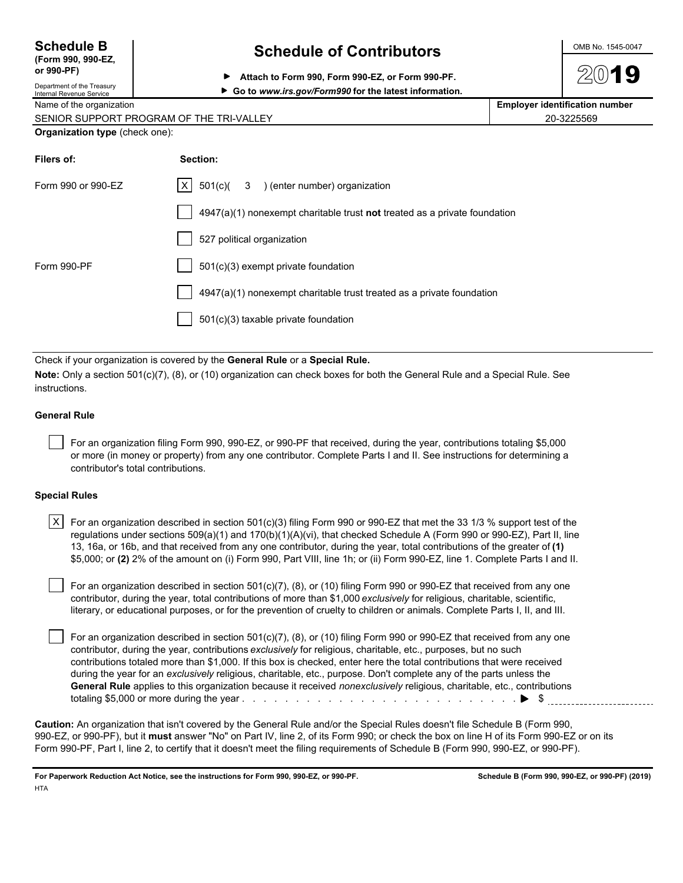# Schedule B (Form 990, 990-EZ, or 990-PF)

Department of the Treasury
Internal Revenue Service

## Schedule of Contributors

▶ Attach to Form 990, Form 990-EZ, or Form 990-PF.
▶ Go to *www.irs.gov/Form990* for the latest information.

OMB No. 1545-0047

**2019**

| Name of the organization | Employer identification number |
|---|---|
| SENIOR SUPPORT PROGRAM OF THE TRI-VALLEY | 20-3225569 |

**Organization type** (check one):

| Filers of: | Section: |
|---|---|
| Form 990 or 990-EZ | [X] 501(c)( 3 ) (enter number) organization |
| | [ ] 4947(a)(1) nonexempt charitable trust **not** treated as a private foundation |
| | [ ] 527 political organization |
| Form 990-PF | [ ] 501(c)(3) exempt private foundation |
| | [ ] 4947(a)(1) nonexempt charitable trust treated as a private foundation |
| | [ ] 501(c)(3) taxable private foundation |

Check if your organization is covered by the **General Rule** or a **Special Rule.**

**Note:** Only a section 501(c)(7), (8), or (10) organization can check boxes for both the General Rule and a Special Rule. See instructions.

### General Rule

[ ] For an organization filing Form 990, 990-EZ, or 990-PF that received, during the year, contributions totaling $5,000 or more (in money or property) from any one contributor. Complete Parts I and II. See instructions for determining a contributor's total contributions.

### Special Rules

[X] For an organization described in section 501(c)(3) filing Form 990 or 990-EZ that met the 33 1/3 % support test of the regulations under sections 509(a)(1) and 170(b)(1)(A)(vi), that checked Schedule A (Form 990 or 990-EZ), Part II, line 13, 16a, or 16b, and that received from any one contributor, during the year, total contributions of the greater of **(1)** $5,000; or **(2)** 2% of the amount on (i) Form 990, Part VIII, line 1h; or (ii) Form 990-EZ, line 1. Complete Parts I and II.

[ ] For an organization described in section 501(c)(7), (8), or (10) filing Form 990 or 990-EZ that received from any one contributor, during the year, total contributions of more than $1,000 *exclusively* for religious, charitable, scientific, literary, or educational purposes, or for the prevention of cruelty to children or animals. Complete Parts I, II, and III.

[ ] For an organization described in section 501(c)(7), (8), or (10) filing Form 990 or 990-EZ that received from any one contributor, during the year, contributions *exclusively* for religious, charitable, etc., purposes, but no such contributions totaled more than $1,000. If this box is checked, enter here the total contributions that were received during the year for an *exclusively* religious, charitable, etc., purpose. Don't complete any of the parts unless the **General Rule** applies to this organization because it received *nonexclusively* religious, charitable, etc., contributions totaling $5,000 or more during the year . . . . . . . . . . . . . . . . . . . . . . . . . . . . . . ▶ $ ____________

**Caution:** An organization that isn't covered by the General Rule and/or the Special Rules doesn't file Schedule B (Form 990, 990-EZ, or 990-PF), but it **must** answer "No" on Part IV, line 2, of its Form 990; or check the box on line H of its Form 990-EZ or on its Form 990-PF, Part I, line 2, to certify that it doesn't meet the filing requirements of Schedule B (Form 990, 990-EZ, or 990-PF).

**For Paperwork Reduction Act Notice, see the instructions for Form 990, 990-EZ, or 990-PF.** HTA

**Schedule B (Form 990, 990-EZ, or 990-PF) (2019)**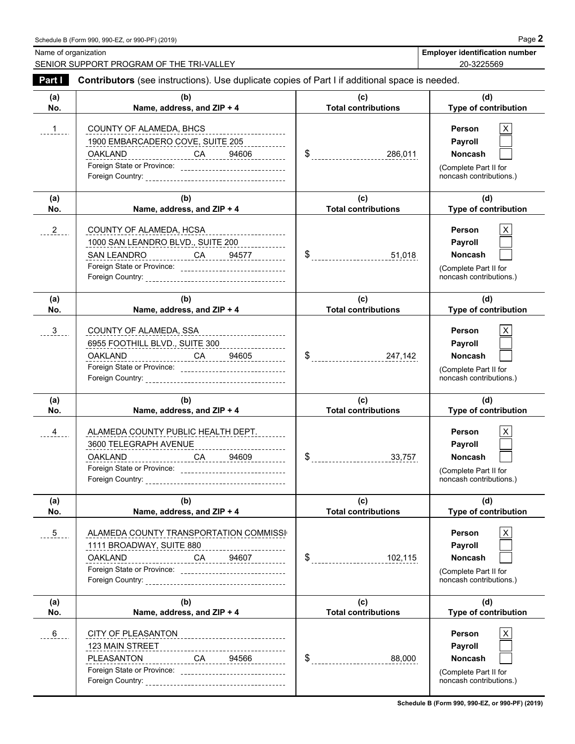Schedule B (Form 990, 990-EZ, or 990-PF) (2019)

| Name of organization | Employer identification number |
| --- | --- |
| SENIOR SUPPORT PROGRAM OF THE TRI-VALLEY | 20-3225569 |

**Part I** **Contributors** (see instructions). Use duplicate copies of Part I if additional space is needed.

| (a) No. | (b) Name, address, and ZIP + 4 | (c) Total contributions | (d) Type of contribution |
| --- | --- | --- | --- |
| 1 | COUNTY OF ALAMEDA, BHCS<br>1900 EMBARCADERO COVE, SUITE 205<br>OAKLAND CA 94606<br>Foreign State or Province:<br>Foreign Country: | $ 286,011 | Person [X]<br>Payroll [ ]<br>Noncash [ ]<br>(Complete Part II for noncash contributions.) |
| 2 | COUNTY OF ALAMEDA, HCSA<br>1000 SAN LEANDRO BLVD., SUITE 200<br>SAN LEANDRO CA 94577<br>Foreign State or Province:<br>Foreign Country: | $ 51,018 | Person [X]<br>Payroll [ ]<br>Noncash [ ]<br>(Complete Part II for noncash contributions.) |
| 3 | COUNTY OF ALAMEDA, SSA<br>6955 FOOTHILL BLVD., SUITE 300<br>OAKLAND CA 94605<br>Foreign State or Province:<br>Foreign Country: | $ 247,142 | Person [X]<br>Payroll [ ]<br>Noncash [ ]<br>(Complete Part II for noncash contributions.) |
| 4 | ALAMEDA COUNTY PUBLIC HEALTH DEPT.<br>3600 TELEGRAPH AVENUE<br>OAKLAND CA 94609<br>Foreign State or Province:<br>Foreign Country: | $ 33,757 | Person [X]<br>Payroll [ ]<br>Noncash [ ]<br>(Complete Part II for noncash contributions.) |
| 5 | ALAMEDA COUNTY TRANSPORTATION COMMISSI<br>1111 BROADWAY, SUITE 880<br>OAKLAND CA 94607<br>Foreign State or Province:<br>Foreign Country: | $ 102,115 | Person [X]<br>Payroll [ ]<br>Noncash [ ]<br>(Complete Part II for noncash contributions.) |
| 6 | CITY OF PLEASANTON<br>123 MAIN STREET<br>PLEASANTON CA 94566<br>Foreign State or Province:<br>Foreign Country: | $ 88,000 | Person [X]<br>Payroll [ ]<br>Noncash [ ]<br>(Complete Part II for noncash contributions.) |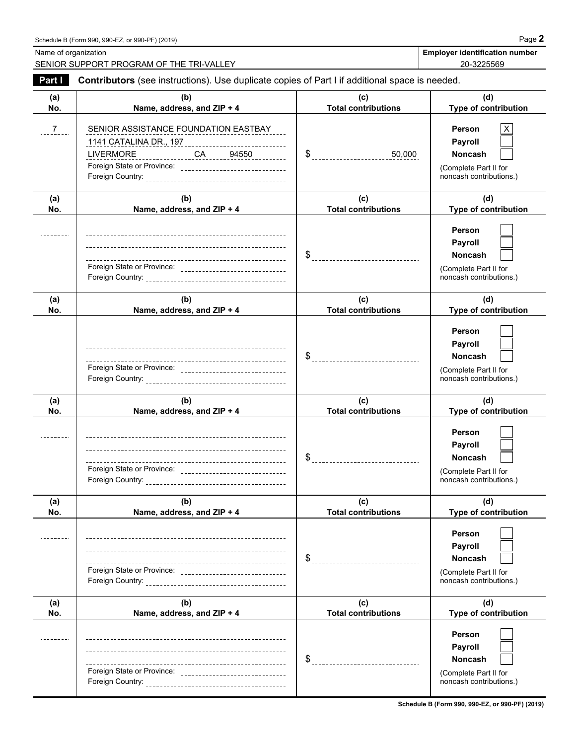Schedule B (Form 990, 990-EZ, or 990-PF) (2019) Page **2**

| Name of organization | Employer identification number |
|---|---|
| SENIOR SUPPORT PROGRAM OF THE TRI-VALLEY | 20-3225569 |

**Part I** **Contributors** (see instructions). Use duplicate copies of Part I if additional space is needed.

| (a) No. | (b) Name, address, and ZIP + 4 | (c) Total contributions | (d) Type of contribution |
|---|---|---|---|
| 7 | SENIOR ASSISTANCE FOUNDATION EASTBAY<br>1141 CATALINA DR., 197<br>LIVERMORE CA 94550<br>Foreign State or Province:<br>Foreign Country: | $ 50,000 | Person [X]<br>Payroll [ ]<br>Noncash [ ]<br>(Complete Part II for noncash contributions.) |
| | Foreign State or Province:<br>Foreign Country: | $ | Person [ ]<br>Payroll [ ]<br>Noncash [ ]<br>(Complete Part II for noncash contributions.) |
| | Foreign State or Province:<br>Foreign Country: | $ | Person [ ]<br>Payroll [ ]<br>Noncash [ ]<br>(Complete Part II for noncash contributions.) |
| | Foreign State or Province:<br>Foreign Country: | $ | Person [ ]<br>Payroll [ ]<br>Noncash [ ]<br>(Complete Part II for noncash contributions.) |
| | Foreign State or Province:<br>Foreign Country: | $ | Person [ ]<br>Payroll [ ]<br>Noncash [ ]<br>(Complete Part II for noncash contributions.) |
| | Foreign State or Province:<br>Foreign Country: | $ | Person [ ]<br>Payroll [ ]<br>Noncash [ ]<br>(Complete Part II for noncash contributions.) |

**Schedule B (Form 990, 990-EZ, or 990-PF) (2019)**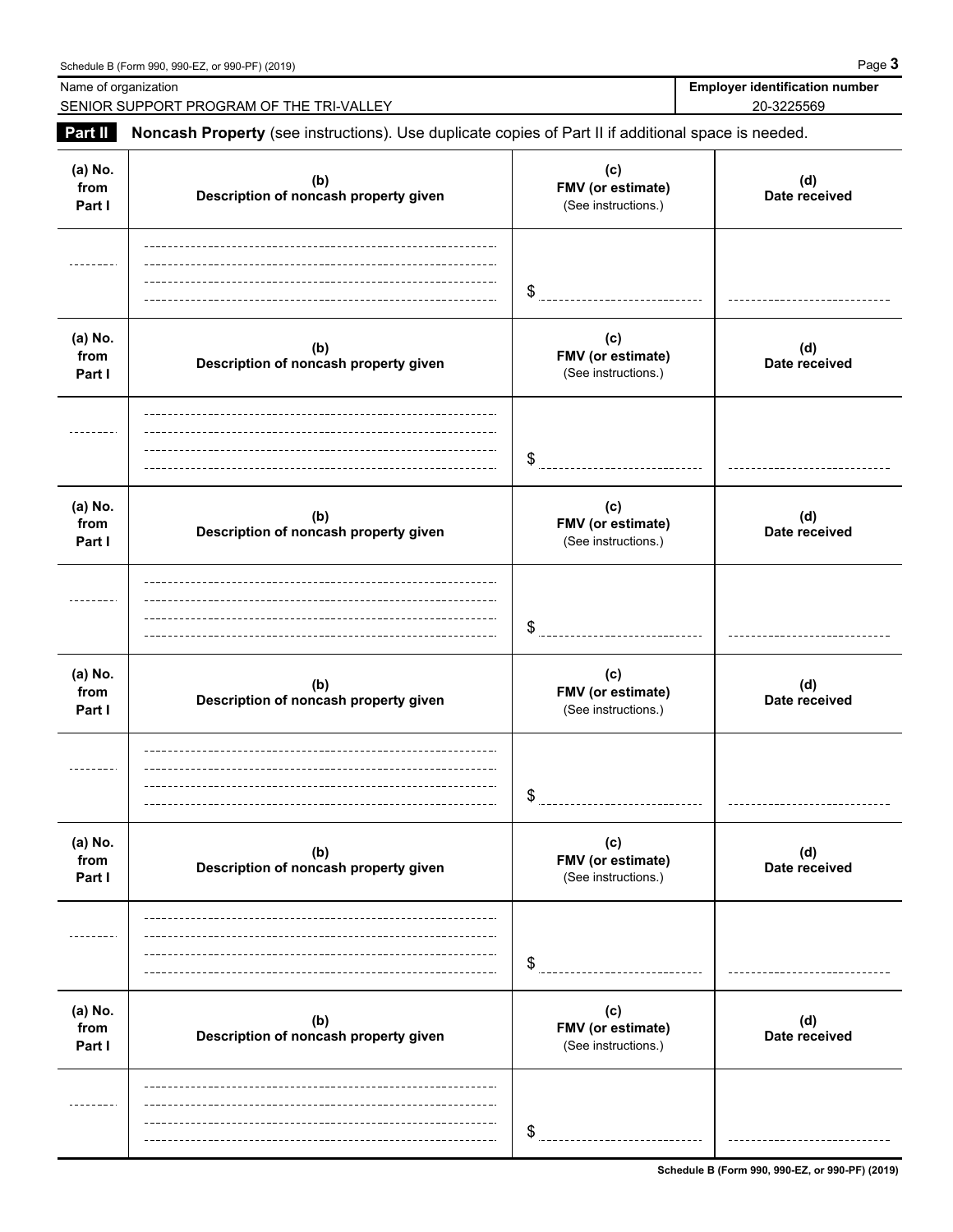Name of organization: SENIOR SUPPORT PROGRAM OF THE TRI-VALLEY

**Employer identification number**: 20-3225569

## Part II Noncash Property (see instructions). Use duplicate copies of Part II if additional space is needed.

| (a) No. from Part I | (b) Description of noncash property given | (c) FMV (or estimate) (See instructions.) | (d) Date received |
|---|---|---|---|
| | | $ | |

| (a) No. from Part I | (b) Description of noncash property given | (c) FMV (or estimate) (See instructions.) | (d) Date received |
|---|---|---|---|
| | | $ | |

| (a) No. from Part I | (b) Description of noncash property given | (c) FMV (or estimate) (See instructions.) | (d) Date received |
|---|---|---|---|
| | | $ | |

| (a) No. from Part I | (b) Description of noncash property given | (c) FMV (or estimate) (See instructions.) | (d) Date received |
|---|---|---|---|
| | | $ | |

| (a) No. from Part I | (b) Description of noncash property given | (c) FMV (or estimate) (See instructions.) | (d) Date received |
|---|---|---|---|
| | | $ | |

| (a) No. from Part I | (b) Description of noncash property given | (c) FMV (or estimate) (See instructions.) | (d) Date received |
|---|---|---|---|
| | | $ | |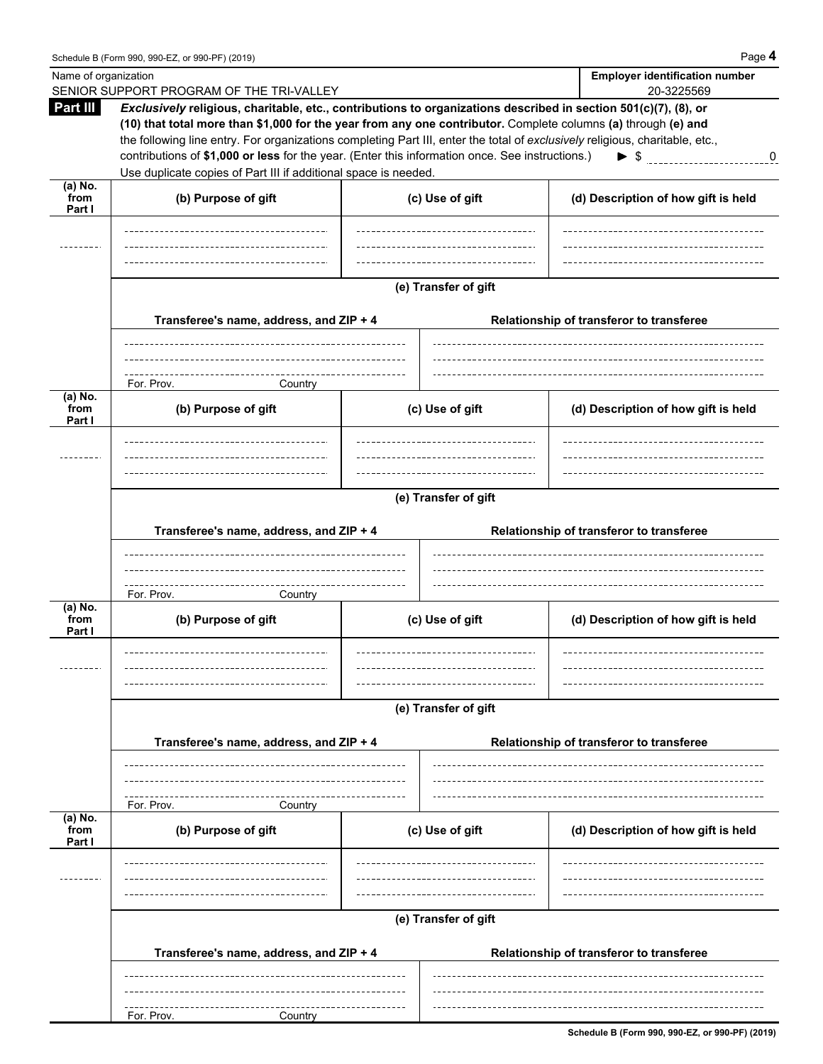Schedule B (Form 990, 990-EZ, or 990-PF) (2019) Page **4**

| Name of organization | Employer identification number |
|---|---|
| SENIOR SUPPORT PROGRAM OF THE TRI-VALLEY | 20-3225569 |

**Part III** ***Exclusively*** **religious, charitable, etc., contributions to organizations described in section 501(c)(7), (8), or (10) that total more than $1,000 for the year from any one contributor.** Complete columns **(a)** through **(e) and** the following line entry. For organizations completing Part III, enter the total of *exclusively* religious, charitable, etc., contributions of **$1,000 or less** for the year. (Enter this information once. See instructions.) ▶ $ 0

Use duplicate copies of Part III if additional space is needed.

| (a) No. from Part I | (b) Purpose of gift | (c) Use of gift | (d) Description of how gift is held |
|---|---|---|---|
| | | | |

**(e) Transfer of gift**

| Transferee's name, address, and ZIP + 4 | Relationship of transferor to transferee |
|---|---|
| For. Prov. Country | |

| (a) No. from Part I | (b) Purpose of gift | (c) Use of gift | (d) Description of how gift is held |
|---|---|---|---|
| | | | |

**(e) Transfer of gift**

| Transferee's name, address, and ZIP + 4 | Relationship of transferor to transferee |
|---|---|
| For. Prov. Country | |

| (a) No. from Part I | (b) Purpose of gift | (c) Use of gift | (d) Description of how gift is held |
|---|---|---|---|
| | | | |

**(e) Transfer of gift**

| Transferee's name, address, and ZIP + 4 | Relationship of transferor to transferee |
|---|---|
| For. Prov. Country | |

| (a) No. from Part I | (b) Purpose of gift | (c) Use of gift | (d) Description of how gift is held |
|---|---|---|---|
| | | | |

**(e) Transfer of gift**

| Transferee's name, address, and ZIP + 4 | Relationship of transferor to transferee |
|---|---|
| For. Prov. Country | |

**Schedule B (Form 990, 990-EZ, or 990-PF) (2019)**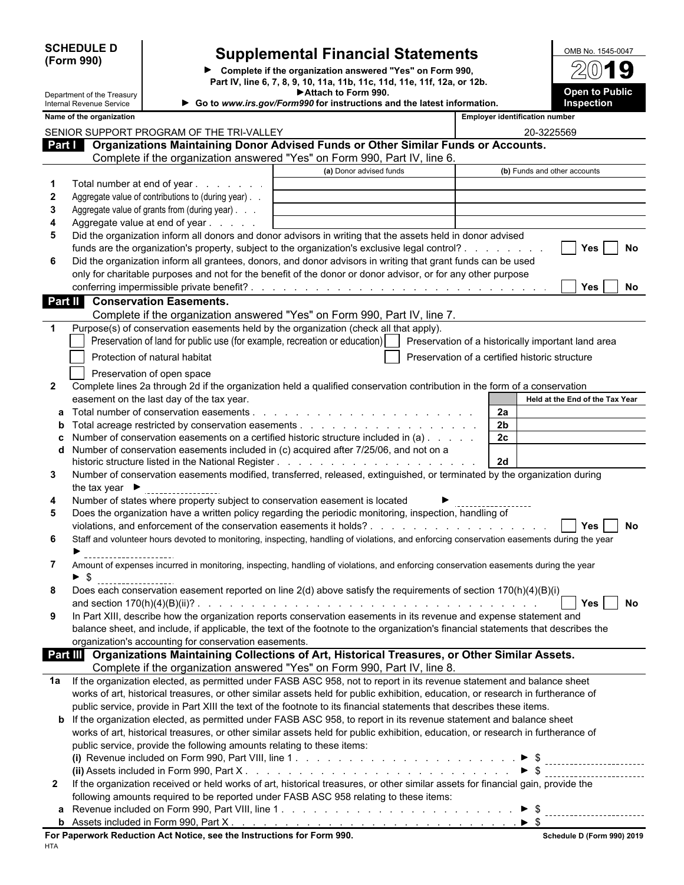**SCHEDULE D (Form 990)**

Department of the Treasury
Internal Revenue Service

# Supplemental Financial Statements

► Complete if the organization answered "Yes" on Form 990, Part IV, line 6, 7, 8, 9, 10, 11a, 11b, 11c, 11d, 11e, 11f, 12a, or 12b.
► Attach to Form 990.
► Go to *www.irs.gov/Form990* for instructions and the latest information.

OMB No. 1545-0047

**2019**

**Open to Public Inspection**

| Name of the organization | Employer identification number |
|---|---|
| SENIOR SUPPORT PROGRAM OF THE TRI-VALLEY | 20-3225569 |

## Part I Organizations Maintaining Donor Advised Funds or Other Similar Funds or Accounts.

Complete if the organization answered "Yes" on Form 990, Part IV, line 6.

| | | (a) Donor advised funds | (b) Funds and other accounts |
|---|---|---|---|
| 1 | Total number at end of year | | |
| 2 | Aggregate value of contributions to (during year) | | |
| 3 | Aggregate value of grants from (during year) | | |
| 4 | Aggregate value at end of year | | |

5 Did the organization inform all donors and donor advisors in writing that the assets held in donor advised funds are the organization's property, subject to the organization's exclusive legal control? ☐ Yes ☐ No

6 Did the organization inform all grantees, donors, and donor advisors in writing that grant funds can be used only for charitable purposes and not for the benefit of the donor or donor advisor, or for any other purpose conferring impermissible private benefit? ☐ Yes ☐ No

## Part II Conservation Easements.

Complete if the organization answered "Yes" on Form 990, Part IV, line 7.

1 Purpose(s) of conservation easements held by the organization (check all that apply).

- ☐ Preservation of land for public use (for example, recreation or education)
- ☐ Preservation of a historically important land area
- ☐ Protection of natural habitat
- ☐ Preservation of a certified historic structure
- ☐ Preservation of open space

2 Complete lines 2a through 2d if the organization held a qualified conservation contribution in the form of a conservation easement on the last day of the tax year.

| | | | Held at the End of the Tax Year |
|---|---|---|---|
| a | Total number of conservation easements | 2a | |
| b | Total acreage restricted by conservation easements | 2b | |
| c | Number of conservation easements on a certified historic structure included in (a) | 2c | |
| d | Number of conservation easements included in (c) acquired after 7/25/06, and not on a historic structure listed in the National Register | 2d | |

3 Number of conservation easements modified, transferred, released, extinguished, or terminated by the organization during the tax year ►

4 Number of states where property subject to conservation easement is located ►

5 Does the organization have a written policy regarding the periodic monitoring, inspection, handling of violations, and enforcement of the conservation easements it holds? ☐ Yes ☐ No

6 Staff and volunteer hours devoted to monitoring, inspecting, handling of violations, and enforcing conservation easements during the year ►

7 Amount of expenses incurred in monitoring, inspecting, handling of violations, and enforcing conservation easements during the year ► $

8 Does each conservation easement reported on line 2(d) above satisfy the requirements of section 170(h)(4)(B)(i) and section 170(h)(4)(B)(ii)? ☐ Yes ☐ No

9 In Part XIII, describe how the organization reports conservation easements in its revenue and expense statement and balance sheet, and include, if applicable, the text of the footnote to the organization's financial statements that describes the organization's accounting for conservation easements.

## Part III Organizations Maintaining Collections of Art, Historical Treasures, or Other Similar Assets.

Complete if the organization answered "Yes" on Form 990, Part IV, line 8.

1a If the organization elected, as permitted under FASB ASC 958, not to report in its revenue statement and balance sheet works of art, historical treasures, or other similar assets held for public exhibition, education, or research in furtherance of public service, provide in Part XIII the text of the footnote to its financial statements that describes these items.

b If the organization elected, as permitted under FASB ASC 958, to report in its revenue statement and balance sheet works of art, historical treasures, or other similar assets held for public exhibition, education, or research in furtherance of public service, provide the following amounts relating to these items:

(i) Revenue included on Form 990, Part VIII, line 1 ► $

(ii) Assets included in Form 990, Part X ► $

2 If the organization received or held works of art, historical treasures, or other similar assets for financial gain, provide the following amounts required to be reported under FASB ASC 958 relating to these items:

a Revenue included on Form 990, Part VIII, line 1 ► $

b Assets included in Form 990, Part X ► $

**For Paperwork Reduction Act Notice, see the Instructions for Form 990.** **Schedule D (Form 990) 2019**

HTA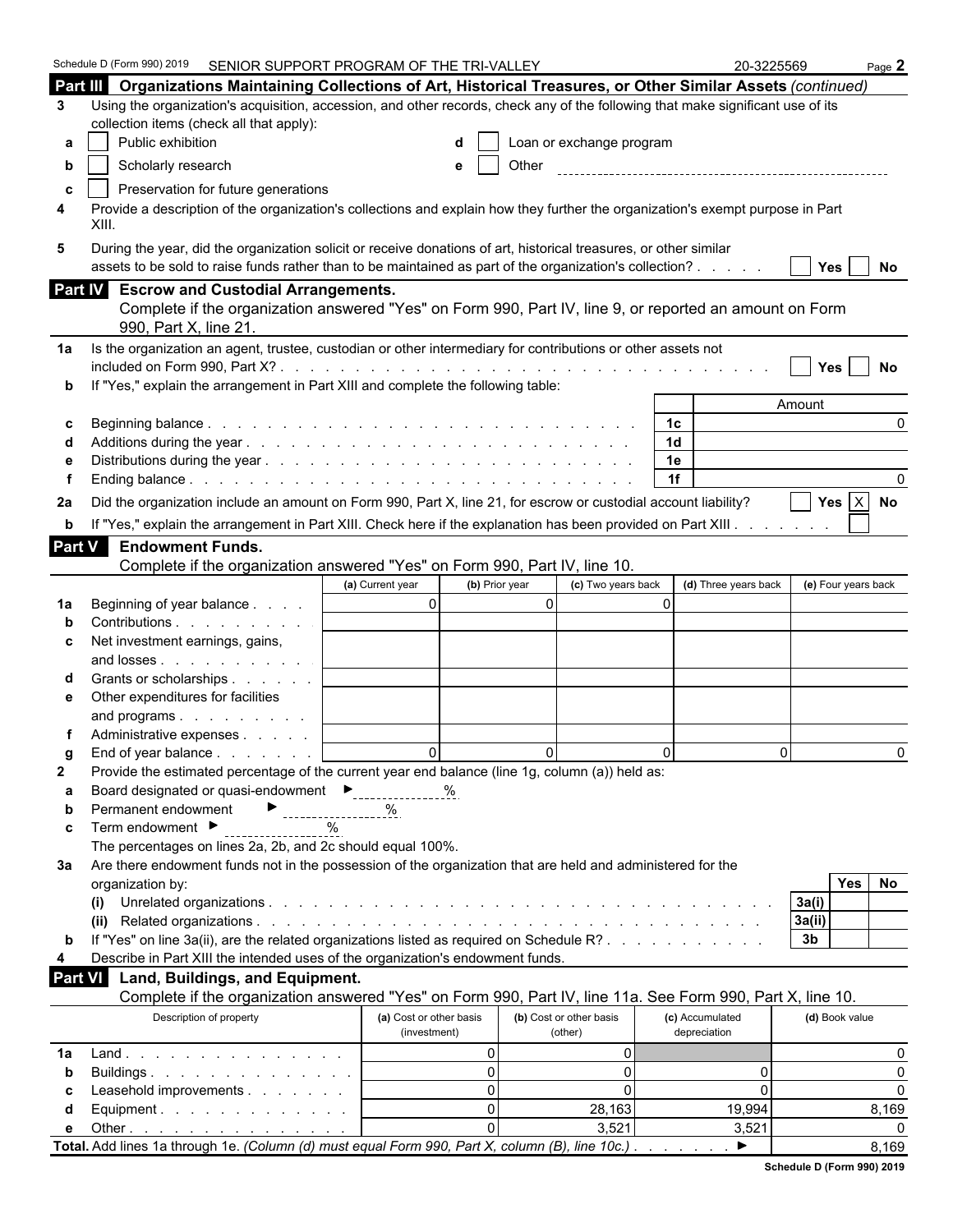Schedule D (Form 990) 2019 SENIOR SUPPORT PROGRAM OF THE TRI-VALLEY 20-3225569

## Part III Organizations Maintaining Collections of Art, Historical Treasures, or Other Similar Assets *(continued)*

**3** Using the organization's acquisition, accession, and other records, check any of the following that make significant use of its collection items (check all that apply):

- **a** ☐ Public exhibition
- **b** ☐ Scholarly research
- **c** ☐ Preservation for future generations
- **d** ☐ Loan or exchange program
- **e** ☐ Other

**4** Provide a description of the organization's collections and explain how they further the organization's exempt purpose in Part XIII.

**5** During the year, did the organization solicit or receive donations of art, historical treasures, or other similar assets to be sold to raise funds rather than to be maintained as part of the organization's collection? ☐ Yes ☐ No

## Part IV Escrow and Custodial Arrangements.

Complete if the organization answered "Yes" on Form 990, Part IV, line 9, or reported an amount on Form 990, Part X, line 21.

**1a** Is the organization an agent, trustee, custodian or other intermediary for contributions or other assets not included on Form 990, Part X? ☐ Yes ☐ No

**b** If "Yes," explain the arrangement in Part XIII and complete the following table:

| | | | Amount |
|---|---|---|---|
| c | Beginning balance | 1c | 0 |
| d | Additions during the year | 1d | |
| e | Distributions during the year | 1e | |
| f | Ending balance | 1f | 0 |

**2a** Did the organization include an amount on Form 990, Part X, line 21, for escrow or custodial account liability? ☐ Yes ☒ No

**b** If "Yes," explain the arrangement in Part XIII. Check here if the explanation has been provided on Part XIII ☐

## Part V Endowment Funds.

Complete if the organization answered "Yes" on Form 990, Part IV, line 10.

| | | (a) Current year | (b) Prior year | (c) Two years back | (d) Three years back | (e) Four years back |
|---|---|---|---|---|---|---|
| 1a | Beginning of year balance | 0 | 0 | 0 | | |
| b | Contributions | | | | | |
| c | Net investment earnings, gains, and losses | | | | | |
| d | Grants or scholarships | | | | | |
| e | Other expenditures for facilities and programs | | | | | |
| f | Administrative expenses | | | | | |
| g | End of year balance | 0 | 0 | 0 | 0 | 0 |

**2** Provide the estimated percentage of the current year end balance (line 1g, column (a)) held as:

- **a** Board designated or quasi-endowment ► ______ %
- **b** Permanent endowment ► ______ %
- **c** Term endowment ► ______ %

The percentages on lines 2a, 2b, and 2c should equal 100%.

**3a** Are there endowment funds not in the possession of the organization that are held and administered for the organization by:

| | | | Yes | No |
|---|---|---|---|---|
| (i) | Unrelated organizations | 3a(i) | | |
| (ii) | Related organizations | 3a(ii) | | |
| b | If "Yes" on line 3a(ii), are the related organizations listed as required on Schedule R? | 3b | | |

**4** Describe in Part XIII the intended uses of the organization's endowment funds.

## Part VI Land, Buildings, and Equipment.

Complete if the organization answered "Yes" on Form 990, Part IV, line 11a. See Form 990, Part X, line 10.

| | Description of property | (a) Cost or other basis (investment) | (b) Cost or other basis (other) | (c) Accumulated depreciation | (d) Book value |
|---|---|---|---|---|---|
| 1a | Land | 0 | 0 | | 0 |
| b | Buildings | 0 | 0 | 0 | 0 |
| c | Leasehold improvements | 0 | 0 | 0 | 0 |
| d | Equipment | 0 | 28,163 | 19,994 | 8,169 |
| e | Other | 0 | 3,521 | 3,521 | 0 |
| **Total.** | Add lines 1a through 1e. *(Column (d) must equal Form 990, Part X, column (B), line 10c.)* ► | | | | 8,169 |

Schedule D (Form 990) 2019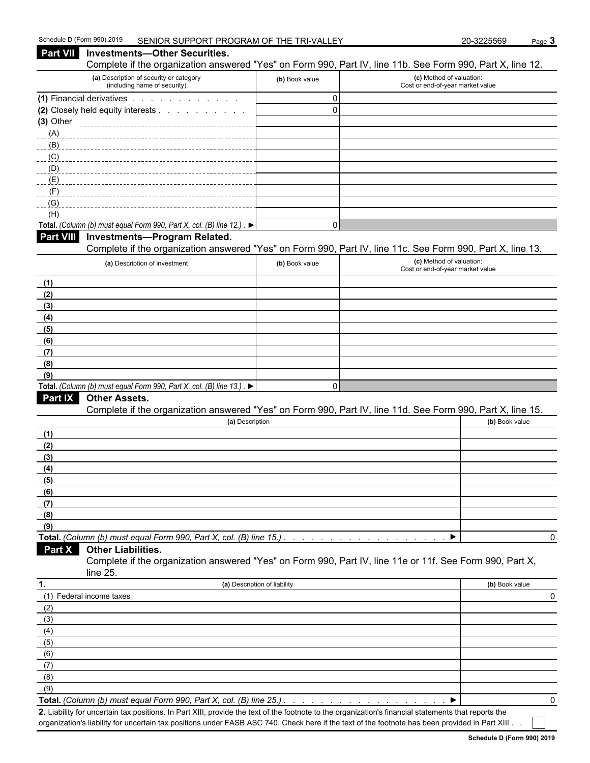Schedule D (Form 990) 2019 SENIOR SUPPORT PROGRAM OF THE TRI-VALLEY 20-3225569 Page **3**

## Part VII Investments—Other Securities.

Complete if the organization answered "Yes" on Form 990, Part IV, line 11b. See Form 990, Part X, line 12.

| (a) Description of security or category (including name of security) | (b) Book value | (c) Method of valuation: Cost or end-of-year market value |
|---|---|---|
| (1) Financial derivatives | 0 | |
| (2) Closely held equity interests | 0 | |
| (3) Other | | |
| (A) | | |
| (B) | | |
| (C) | | |
| (D) | | |
| (E) | | |
| (F) | | |
| (G) | | |
| (H) | | |
| **Total.** *(Column (b) must equal Form 990, Part X, col. (B) line 12.)* ▶ | 0 | |

## Part VIII Investments—Program Related.

Complete if the organization answered "Yes" on Form 990, Part IV, line 11c. See Form 990, Part X, line 13.

| (a) Description of investment | (b) Book value | (c) Method of valuation: Cost or end-of-year market value |
|---|---|---|
| (1) | | |
| (2) | | |
| (3) | | |
| (4) | | |
| (5) | | |
| (6) | | |
| (7) | | |
| (8) | | |
| (9) | | |
| **Total.** *(Column (b) must equal Form 990, Part X, col. (B) line 13.)* ▶ | 0 | |

## Part IX Other Assets.

Complete if the organization answered "Yes" on Form 990, Part IV, line 11d. See Form 990, Part X, line 15.

| (a) Description | (b) Book value |
|---|---|
| (1) | |
| (2) | |
| (3) | |
| (4) | |
| (5) | |
| (6) | |
| (7) | |
| (8) | |
| (9) | |
| **Total.** *(Column (b) must equal Form 990, Part X, col. (B) line 15.)* ▶ | 0 |

## Part X Other Liabilities.

Complete if the organization answered "Yes" on Form 990, Part IV, line 11e or 11f. See Form 990, Part X, line 25.

| 1. (a) Description of liability | (b) Book value |
|---|---|
| (1) Federal income taxes | 0 |
| (2) | |
| (3) | |
| (4) | |
| (5) | |
| (6) | |
| (7) | |
| (8) | |
| (9) | |
| **Total.** *(Column (b) must equal Form 990, Part X, col. (B) line 25.)* ▶ | 0 |

**2.** Liability for uncertain tax positions. In Part XIII, provide the text of the footnote to the organization's financial statements that reports the organization's liability for uncertain tax positions under FASB ASC 740. Check here if the text of the footnote has been provided in Part XIII ☐

**Schedule D (Form 990) 2019**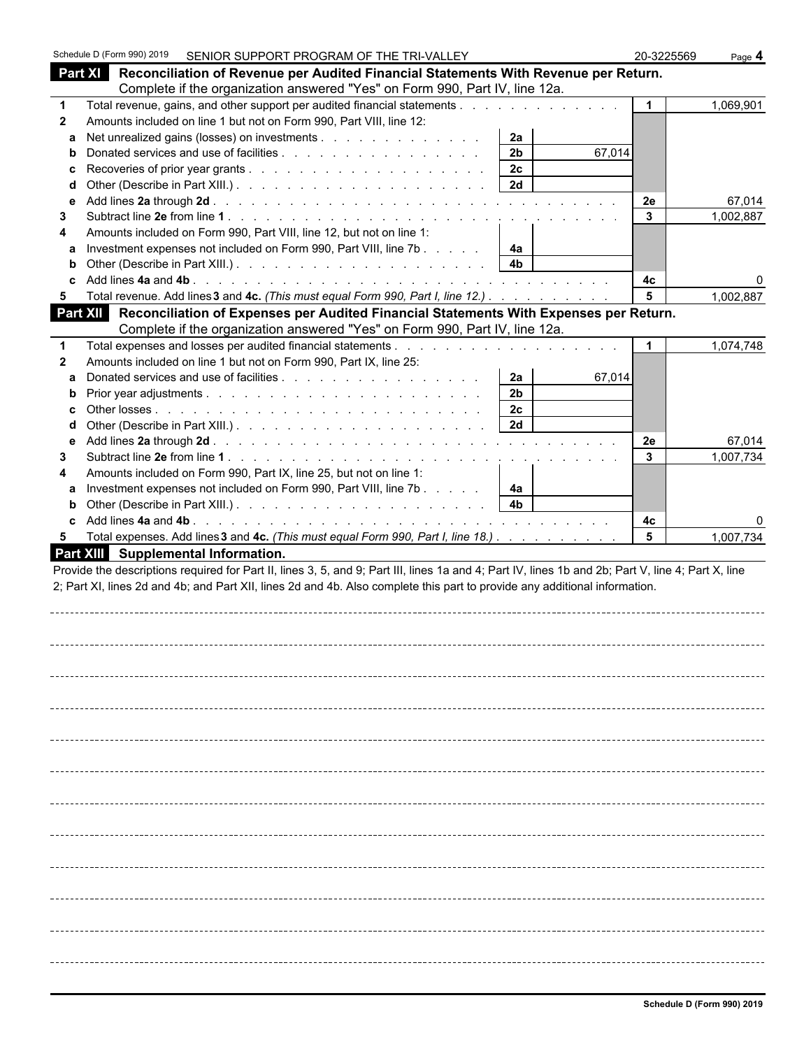Schedule D (Form 990) 2019 SENIOR SUPPORT PROGRAM OF THE TRI-VALLEY 20-3225569 Page **4**

## Part XI Reconciliation of Revenue per Audited Financial Statements With Revenue per Return.

Complete if the organization answered "Yes" on Form 990, Part IV, line 12a.

| | | | | | |
|---|---|---|---|---|---|
| **1** | Total revenue, gains, and other support per audited financial statements | | | 1 | 1,069,901 |
| **2** | Amounts included on line 1 but not on Form 990, Part VIII, line 12: | | | | |
| **a** | Net unrealized gains (losses) on investments | 2a | | | |
| **b** | Donated services and use of facilities | 2b | 67,014 | | |
| **c** | Recoveries of prior year grants | 2c | | | |
| **d** | Other (Describe in Part XIII.) | 2d | | | |
| **e** | Add lines **2a** through **2d** | | | 2e | 67,014 |
| **3** | Subtract line **2e** from line **1** | | | 3 | 1,002,887 |
| **4** | Amounts included on Form 990, Part VIII, line 12, but not on line 1: | | | | |
| **a** | Investment expenses not included on Form 990, Part VIII, line 7b | 4a | | | |
| **b** | Other (Describe in Part XIII.) | 4b | | | |
| **c** | Add lines **4a** and **4b** | | | 4c | 0 |
| **5** | Total revenue. Add lines **3** and **4c.** *(This must equal Form 990, Part I, line 12.)* | | | 5 | 1,002,887 |

## Part XII Reconciliation of Expenses per Audited Financial Statements With Expenses per Return.

Complete if the organization answered "Yes" on Form 990, Part IV, line 12a.

| | | | | | |
|---|---|---|---|---|---|
| **1** | Total expenses and losses per audited financial statements | | | 1 | 1,074,748 |
| **2** | Amounts included on line 1 but not on Form 990, Part IX, line 25: | | | | |
| **a** | Donated services and use of facilities | 2a | 67,014 | | |
| **b** | Prior year adjustments | 2b | | | |
| **c** | Other losses | 2c | | | |
| **d** | Other (Describe in Part XIII.) | 2d | | | |
| **e** | Add lines **2a** through **2d** | | | 2e | 67,014 |
| **3** | Subtract line **2e** from line **1** | | | 3 | 1,007,734 |
| **4** | Amounts included on Form 990, Part IX, line 25, but not on line 1: | | | | |
| **a** | Investment expenses not included on Form 990, Part VIII, line 7b | 4a | | | |
| **b** | Other (Describe in Part XIII.) | 4b | | | |
| **c** | Add lines **4a** and **4b** | | | 4c | 0 |
| **5** | Total expenses. Add lines **3** and **4c.** *(This must equal Form 990, Part I, line 18.)* | | | 5 | 1,007,734 |

## Part XIII Supplemental Information.

Provide the descriptions required for Part II, lines 3, 5, and 9; Part III, lines 1a and 4; Part IV, lines 1b and 2b; Part V, line 4; Part X, line 2; Part XI, lines 2d and 4b; and Part XII, lines 2d and 4b. Also complete this part to provide any additional information.

Schedule D (Form 990) 2019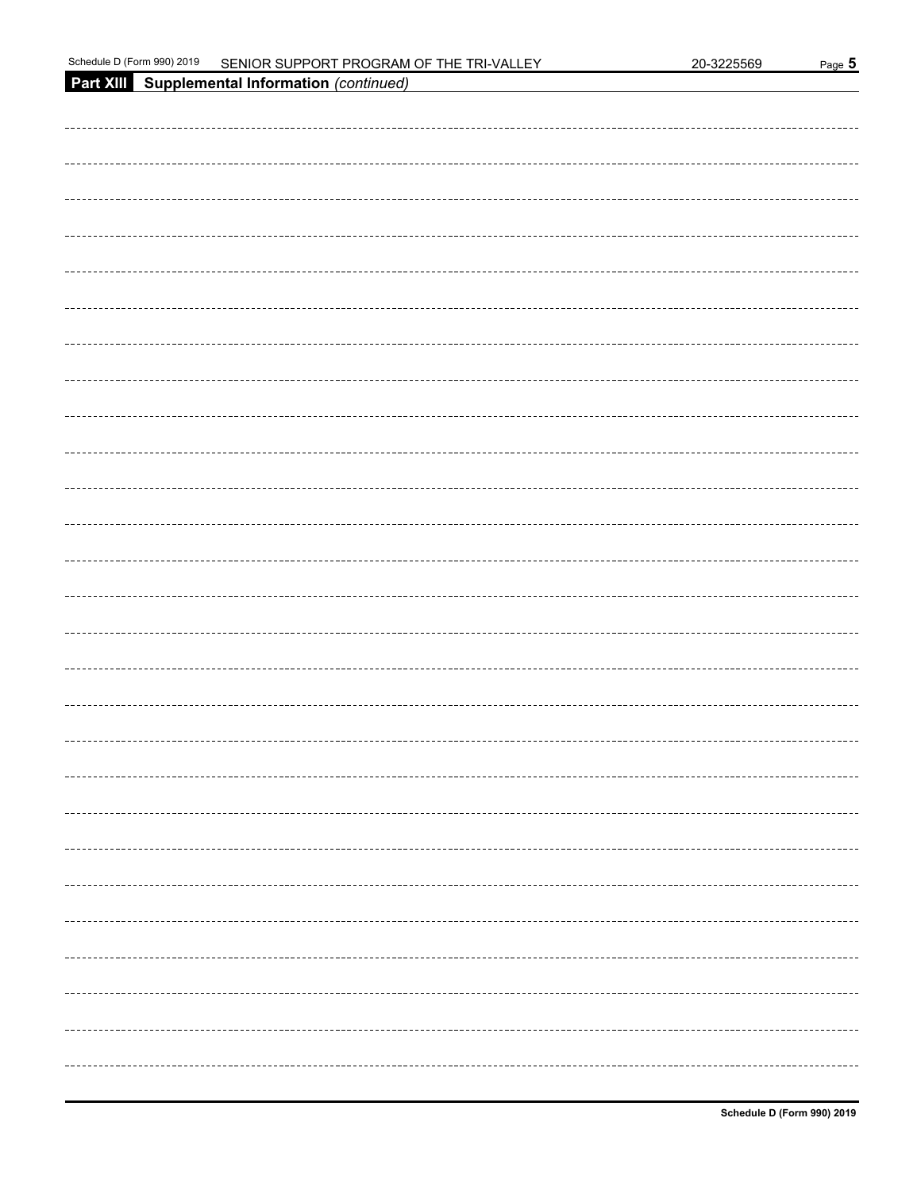## Part XIII Supplemental Information *(continued)*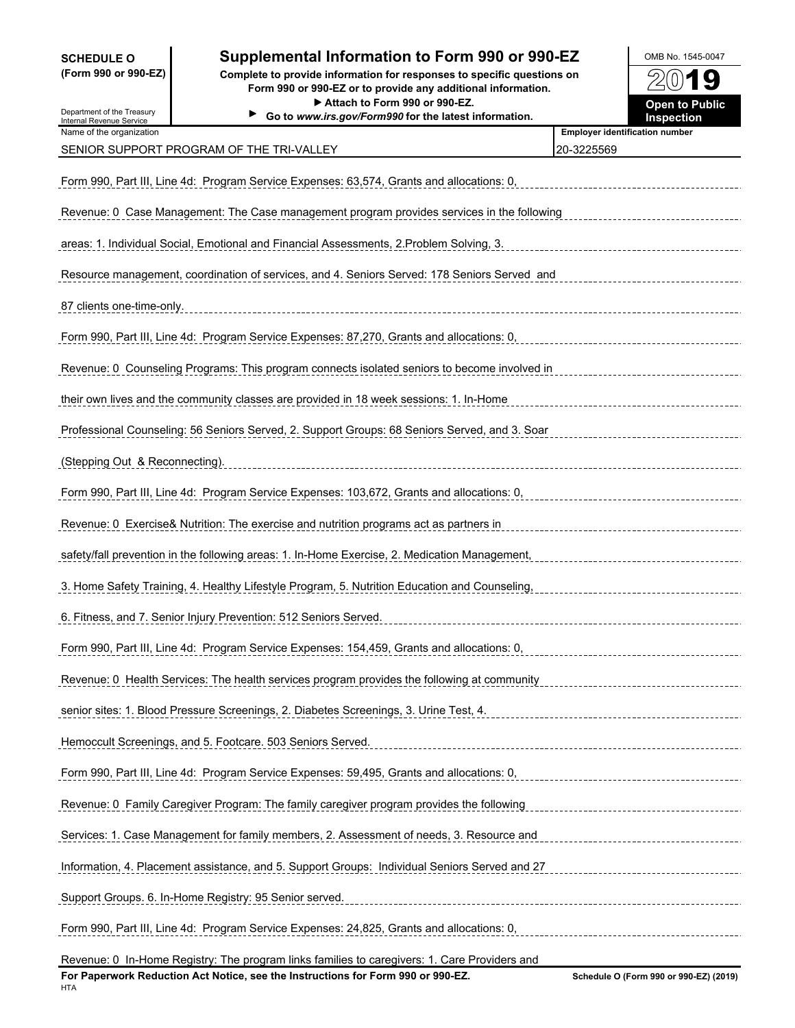**SCHEDULE O (Form 990 or 990-EZ)**

Department of the Treasury
Internal Revenue Service

# Supplemental Information to Form 990 or 990-EZ

**Complete to provide information for responses to specific questions on Form 990 or 990-EZ or to provide any additional information.**
**▶ Attach to Form 990 or 990-EZ.**
**▶ Go to *www.irs.gov/Form990* for the latest information.**

OMB No. 1545-0047

**2019**

**Open to Public Inspection**

| Name of the organization | Employer identification number |
|---|---|
| SENIOR SUPPORT PROGRAM OF THE TRI-VALLEY | 20-3225569 |

Form 990, Part III, Line 4d: Program Service Expenses: 63,574, Grants and allocations: 0, Revenue: 0 Case Management: The Case management program provides services in the following areas: 1. Individual Social, Emotional and Financial Assessments, 2.Problem Solving, 3. Resource management, coordination of services, and 4. Seniors Served: 178 Seniors Served and 87 clients one-time-only.

Form 990, Part III, Line 4d: Program Service Expenses: 87,270, Grants and allocations: 0, Revenue: 0 Counseling Programs: This program connects isolated seniors to become involved in their own lives and the community classes are provided in 18 week sessions: 1. In-Home Professional Counseling: 56 Seniors Served, 2. Support Groups: 68 Seniors Served, and 3. Soar (Stepping Out & Reconnecting).

Form 990, Part III, Line 4d: Program Service Expenses: 103,672, Grants and allocations: 0, Revenue: 0 Exercise& Nutrition: The exercise and nutrition programs act as partners in safety/fall prevention in the following areas: 1. In-Home Exercise, 2. Medication Management, 3. Home Safety Training, 4. Healthy Lifestyle Program, 5. Nutrition Education and Counseling, 6. Fitness, and 7. Senior Injury Prevention: 512 Seniors Served.

Form 990, Part III, Line 4d: Program Service Expenses: 154,459, Grants and allocations: 0, Revenue: 0 Health Services: The health services program provides the following at community senior sites: 1. Blood Pressure Screenings, 2. Diabetes Screenings, 3. Urine Test, 4. Hemoccult Screenings, and 5. Footcare. 503 Seniors Served.

Form 990, Part III, Line 4d: Program Service Expenses: 59,495, Grants and allocations: 0, Revenue: 0 Family Caregiver Program: The family caregiver program provides the following Services: 1. Case Management for family members, 2. Assessment of needs, 3. Resource and Information, 4. Placement assistance, and 5. Support Groups: Individual Seniors Served and 27 Support Groups. 6. In-Home Registry: 95 Senior served.

Form 990, Part III, Line 4d: Program Service Expenses: 24,825, Grants and allocations: 0, Revenue: 0 In-Home Registry: The program links families to caregivers: 1. Care Providers and

**For Paperwork Reduction Act Notice, see the Instructions for Form 990 or 990-EZ.** HTA **Schedule O (Form 990 or 990-EZ) (2019)**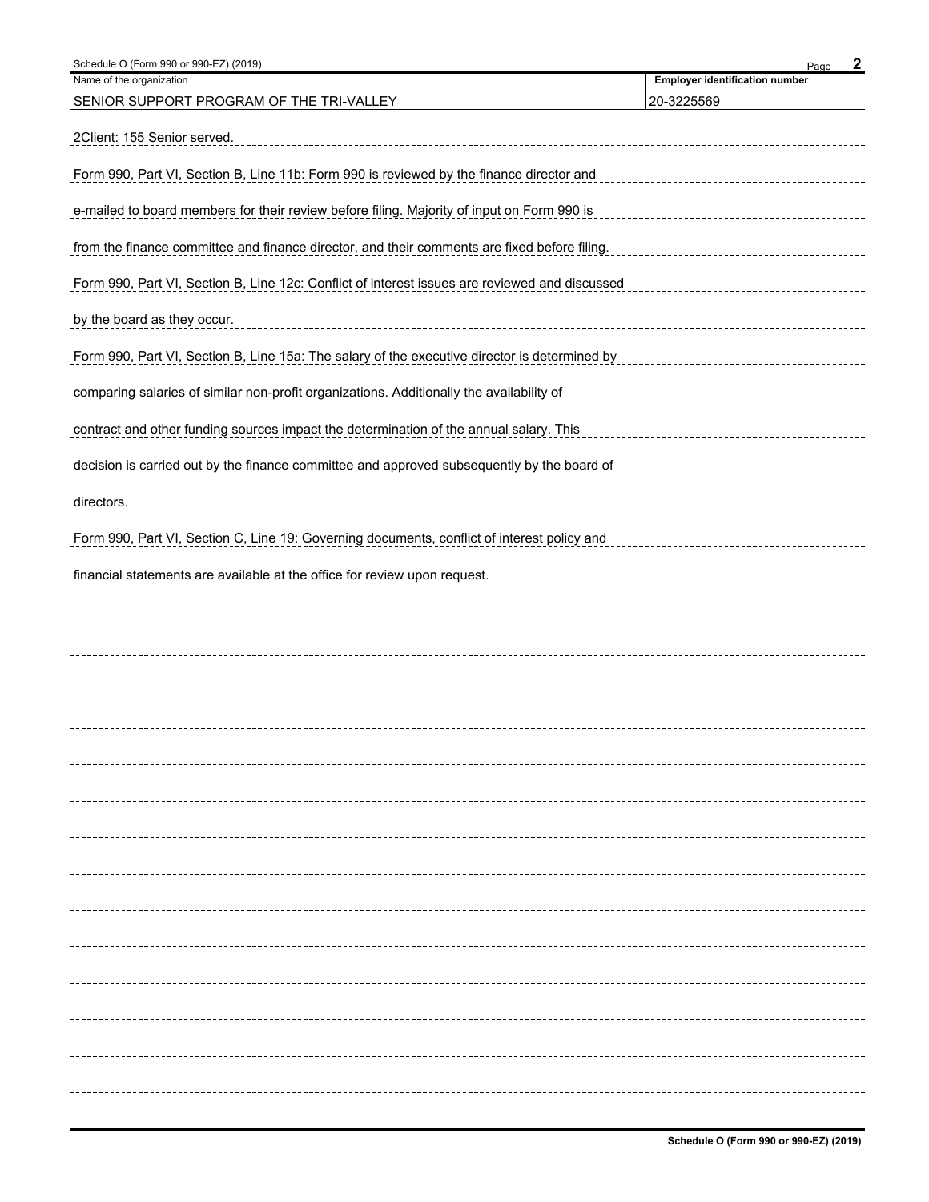Schedule O (Form 990 or 990-EZ) (2019)

| Name of the organization | Employer identification number |
| --- | --- |
| SENIOR SUPPORT PROGRAM OF THE TRI-VALLEY | 20-3225569 |

2Client: 155 Senior served.

Form 990, Part VI, Section B, Line 11b: Form 990 is reviewed by the finance director and e-mailed to board members for their review before filing. Majority of input on Form 990 is from the finance committee and finance director, and their comments are fixed before filing.

Form 990, Part VI, Section B, Line 12c: Conflict of interest issues are reviewed and discussed by the board as they occur.

Form 990, Part VI, Section B, Line 15a: The salary of the executive director is determined by comparing salaries of similar non-profit organizations. Additionally the availability of contract and other funding sources impact the determination of the annual salary. This decision is carried out by the finance committee and approved subsequently by the board of directors.

Form 990, Part VI, Section C, Line 19: Governing documents, conflict of interest policy and financial statements are available at the office for review upon request.

Schedule O (Form 990 or 990-EZ) (2019)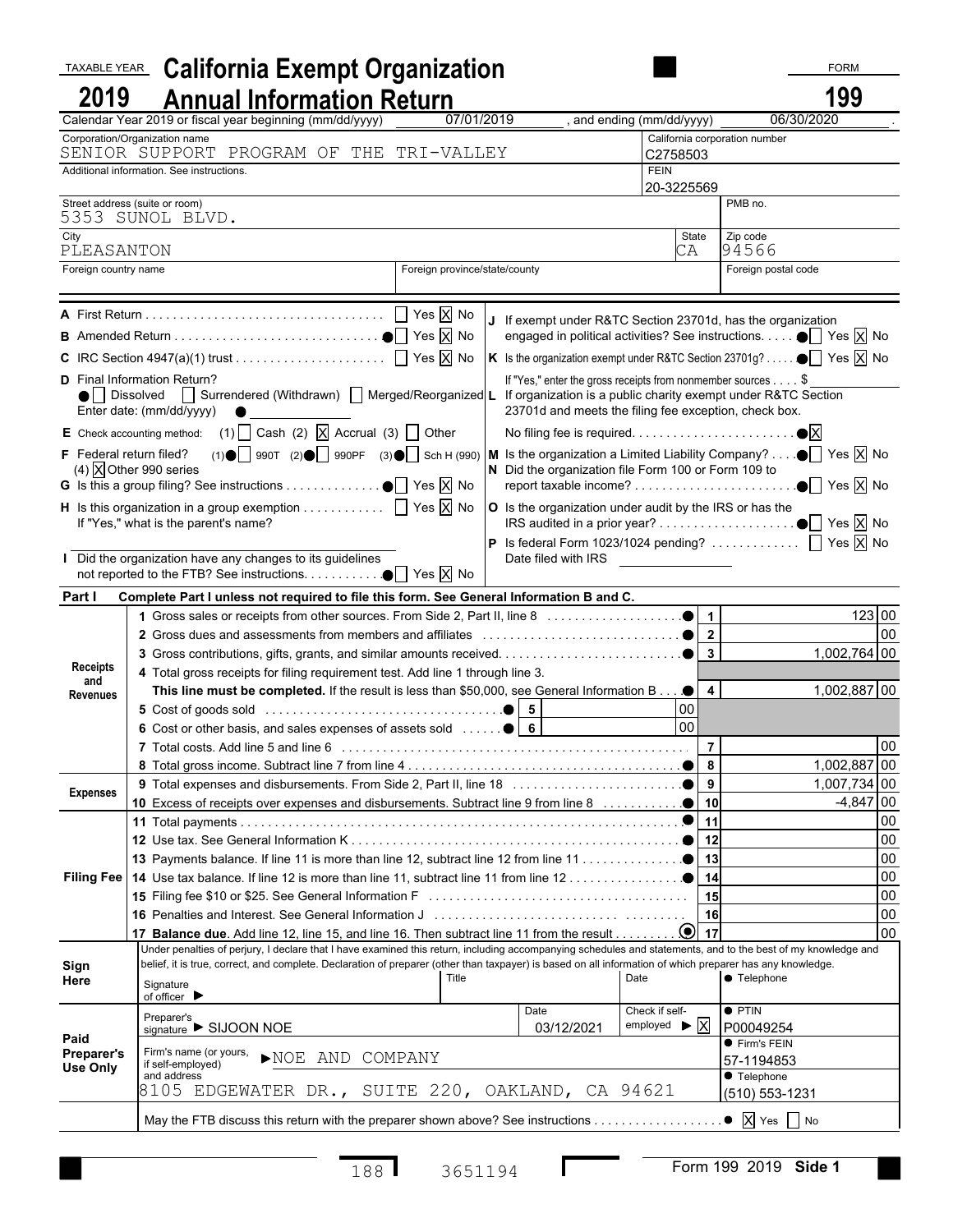TAXABLE YEAR **2019**

# California Exempt Organization Annual Information Return

FORM **199**

Calendar Year 2019 or fiscal year beginning (mm/dd/yyyy) 07/01/2019, and ending (mm/dd/yyyy) 06/30/2020.

| | |
|---|---|
| Corporation/Organization name: SENIOR SUPPORT PROGRAM OF THE TRI-VALLEY | California corporation number: C2758503 |
| Additional information. See instructions. | FEIN: 20-3225569 |
| Street address (suite or room): 5353 SUNOL BLVD. | PMB no. |
| City: PLEASANTON | State: CA / Zip code: 94566 |
| Foreign country name | Foreign province/state/county / Foreign postal code |

**A** First Return .......... ☐ Yes ☒ No

**B** Amended Return .......... ☐ Yes ☒ No

**C** IRC Section 4947(a)(1) trust .......... ☐ Yes ☒ No

**D** Final Information Return?
☐ Dissolved ☐ Surrendered (Withdrawn) ☐ Merged/Reorganized
Enter date: (mm/dd/yyyy)

**E** Check accounting method: (1) ☐ Cash (2) ☒ Accrual (3) ☐ Other

**F** Federal return filed? (1) ☐ 990T (2) ☐ 990PF (3) ☐ Sch H (990) (4) ☒ Other 990 series

**G** Is this a group filing? See instructions .......... ☐ Yes ☒ No

**H** Is this organization in a group exemption .......... ☐ Yes ☒ No
If "Yes," what is the parent's name?

**I** Did the organization have any changes to its guidelines not reported to the FTB? See instructions. .......... ☐ Yes ☒ No

**J** If exempt under R&TC Section 23701d, has the organization engaged in political activities? See instructions. .......... ☐ Yes ☒ No

**K** Is the organization exempt under R&TC Section 23701g? .......... ☐ Yes ☒ No
If "Yes," enter the gross receipts from nonmember sources .... $

**L** If organization is a public charity exempt under R&TC Section 23701d and meets the filing fee exception, check box.
No filing fee is required. .......... ☒

**M** Is the organization a Limited Liability Company? .......... ☐ Yes ☒ No

**N** Did the organization file Form 100 or Form 109 to report taxable income? .......... ☐ Yes ☒ No

**O** Is the organization under audit by the IRS or has the IRS audited in a prior year? .......... ☐ Yes ☒ No

**P** Is federal Form 1023/1024 pending? .......... ☐ Yes ☒ No
Date filed with IRS

**Part I Complete Part I unless not required to file this form. See General Information B and C.**

| Section | Line | Description | | | Line | Amount |
|---|---|---|---|---|---|---|
| Receipts and Revenues | 1 | Gross sales or receipts from other sources. From Side 2, Part II, line 8 | | | 1 | 123 00 |
| | 2 | Gross dues and assessments from members and affiliates | | | 2 | 00 |
| | 3 | Gross contributions, gifts, grants, and similar amounts received. | | | 3 | 1,002,764 00 |
| | 4 | Total gross receipts for filing requirement test. Add line 1 through line 3. **This line must be completed.** If the result is less than $50,000, see General Information B | | | 4 | 1,002,887 00 |
| | 5 | Cost of goods sold | 5 | 00 | | |
| | 6 | Cost or other basis, and sales expenses of assets sold | 6 | 00 | | |
| | 7 | Total costs. Add line 5 and line 6 | | | 7 | 00 |
| | 8 | Total gross income. Subtract line 7 from line 4 | | | 8 | 1,002,887 00 |
| Expenses | 9 | Total expenses and disbursements. From Side 2, Part II, line 18 | | | 9 | 1,007,734 00 |
| | 10 | Excess of receipts over expenses and disbursements. Subtract line 9 from line 8 | | | 10 | -4,847 00 |
| Filing Fee | 11 | Total payments | | | 11 | 00 |
| | 12 | Use tax. See General Information K | | | 12 | 00 |
| | 13 | Payments balance. If line 11 is more than line 12, subtract line 12 from line 11 | | | 13 | 00 |
| | 14 | Use tax balance. If line 12 is more than line 11, subtract line 11 from line 12 | | | 14 | 00 |
| | 15 | Filing fee $10 or $25. See General Information F | | | 15 | 00 |
| | 16 | Penalties and Interest. See General Information J | | | 16 | 00 |
| | 17 | **Balance due**. Add line 12, line 15, and line 16. Then subtract line 11 from the result | | | 17 | 00 |

**Sign Here**

Under penalties of perjury, I declare that I have examined this return, including accompanying schedules and statements, and to the best of my knowledge and belief, it is true, correct, and complete. Declaration of preparer (other than taxpayer) is based on all information of which preparer has any knowledge.

Signature of officer ▶ | Title | Date | Telephone

**Paid Preparer's Use Only**

| | | | |
|---|---|---|---|
| Preparer's signature ▶ SIJOON NOE | Date 03/12/2021 | Check if self-employed ▶ ☒ | PTIN P00049254 |
| Firm's name (or yours, if self-employed) and address ▶ NOE AND COMPANY 8105 EDGEWATER DR., SUITE 220, OAKLAND, CA 94621 | | | Firm's FEIN 57-1194853 / Telephone (510) 553-1231 |

May the FTB discuss this return with the preparer shown above? See instructions .......... ☒ Yes ☐ No

188 3651194 Form 199 2019 Side 1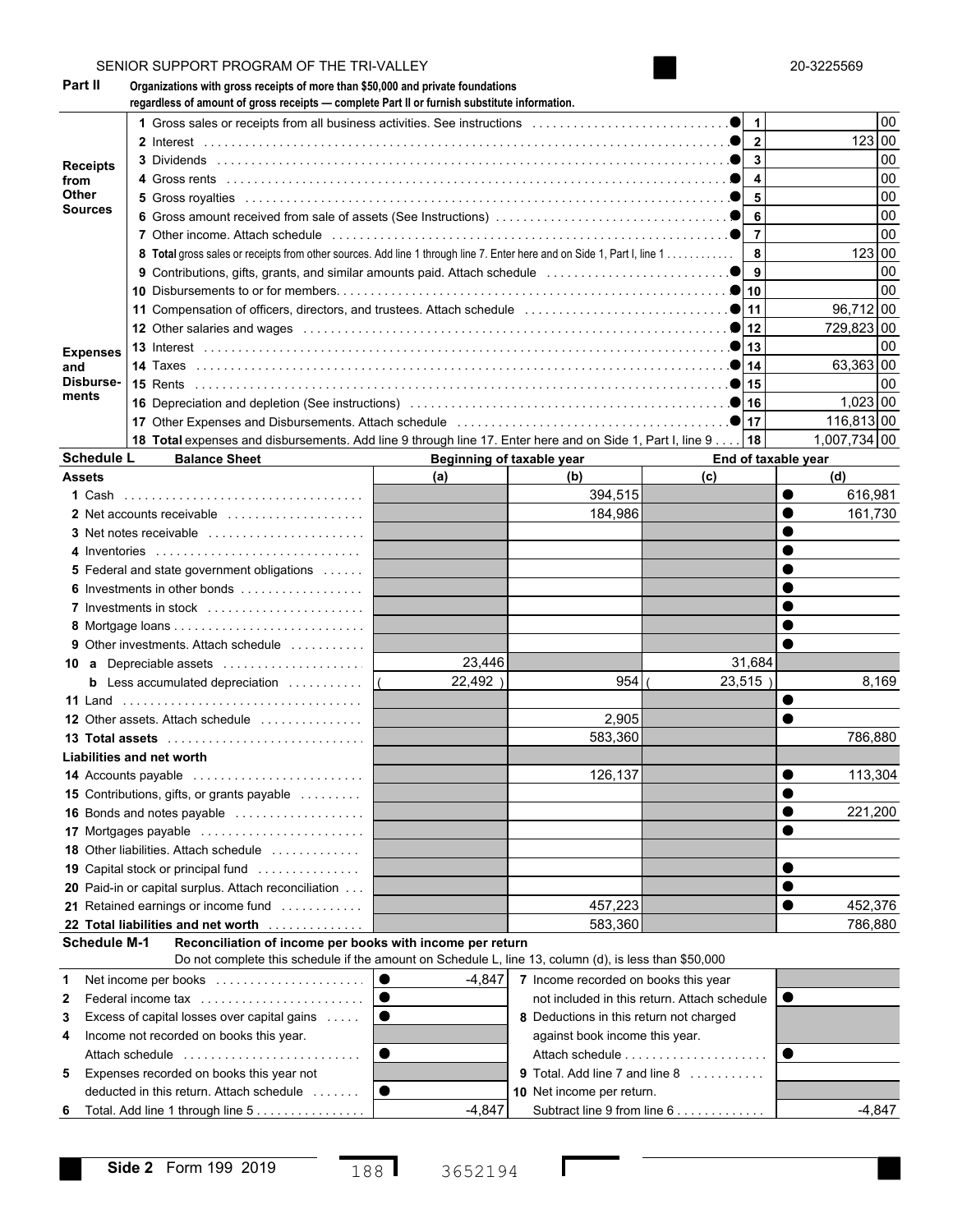SENIOR SUPPORT PROGRAM OF THE TRI-VALLEY 20-3225569

**Part II** **Organizations with gross receipts of more than $50,000 and private foundations regardless of amount of gross receipts — complete Part II or furnish substitute information.**

| | | Line | Amount |
|---|---|---|---|
| Receipts from Other Sources | 1 Gross sales or receipts from all business activities. See instructions | 1 | 00 |
| | 2 Interest | 2 | 123 00 |
| | 3 Dividends | 3 | 00 |
| | 4 Gross rents | 4 | 00 |
| | 5 Gross royalties | 5 | 00 |
| | 6 Gross amount received from sale of assets (See Instructions) | 6 | 00 |
| | 7 Other income. Attach schedule | 7 | 00 |
| | 8 **Total** gross sales or receipts from other sources. Add line 1 through line 7. Enter here and on Side 1, Part I, line 1 | 8 | 123 00 |
| Expenses and Disburse-ments | 9 Contributions, gifts, grants, and similar amounts paid. Attach schedule | 9 | 00 |
| | 10 Disbursements to or for members | 10 | 00 |
| | 11 Compensation of officers, directors, and trustees. Attach schedule | 11 | 96,712 00 |
| | 12 Other salaries and wages | 12 | 729,823 00 |
| | 13 Interest | 13 | 00 |
| | 14 Taxes | 14 | 63,363 00 |
| | 15 Rents | 15 | 00 |
| | 16 Depreciation and depletion (See instructions) | 16 | 1,023 00 |
| | 17 Other Expenses and Disbursements. Attach schedule | 17 | 116,813 00 |
| | 18 **Total** expenses and disbursements. Add line 9 through line 17. Enter here and on Side 1, Part I, line 9 | 18 | 1,007,734 00 |

**Schedule L** **Balance Sheet**

| Assets | Beginning of taxable year (a) | (b) | End of taxable year (c) | (d) |
|---|---|---|---|---|
| 1 Cash | | 394,515 | | 616,981 |
| 2 Net accounts receivable | | 184,986 | | 161,730 |
| 3 Net notes receivable | | | | |
| 4 Inventories | | | | |
| 5 Federal and state government obligations | | | | |
| 6 Investments in other bonds | | | | |
| 7 Investments in stock | | | | |
| 8 Mortgage loans | | | | |
| 9 Other investments. Attach schedule | | | | |
| 10 a Depreciable assets | 23,446 | | 31,684 | |
| b Less accumulated depreciation | ( 22,492 ) | 954 | ( 23,515 ) | 8,169 |
| 11 Land | | | | |
| 12 Other assets. Attach schedule | | 2,905 | | |
| 13 **Total assets** | | 583,360 | | 786,880 |
| **Liabilities and net worth** | | | | |
| 14 Accounts payable | | 126,137 | | 113,304 |
| 15 Contributions, gifts, or grants payable | | | | |
| 16 Bonds and notes payable | | | | 221,200 |
| 17 Mortgages payable | | | | |
| 18 Other liabilities. Attach schedule | | | | |
| 19 Capital stock or principal fund | | | | |
| 20 Paid-in or capital surplus. Attach reconciliation | | | | |
| 21 Retained earnings or income fund | | 457,223 | | 452,376 |
| 22 **Total liabilities and net worth** | | 583,360 | | 786,880 |

**Schedule M-1** **Reconciliation of income per books with income per return**
Do not complete this schedule if the amount on Schedule L, line 13, column (d), is less than $50,000

| | | | |
|---|---|---|---|
| 1 Net income per books | -4,847 | 7 Income recorded on books this year not included in this return. Attach schedule | |
| 2 Federal income tax | | 8 Deductions in this return not charged against book income this year. Attach schedule | |
| 3 Excess of capital losses over capital gains | | | |
| 4 Income not recorded on books this year. Attach schedule | | | |
| 5 Expenses recorded on books this year not deducted in this return. Attach schedule | | 9 Total. Add line 7 and line 8 | |
| 6 Total. Add line 1 through line 5 | -4,847 | 10 Net income per return. Subtract line 9 from line 6 | -4,847 |

**Side 2** Form 199 2019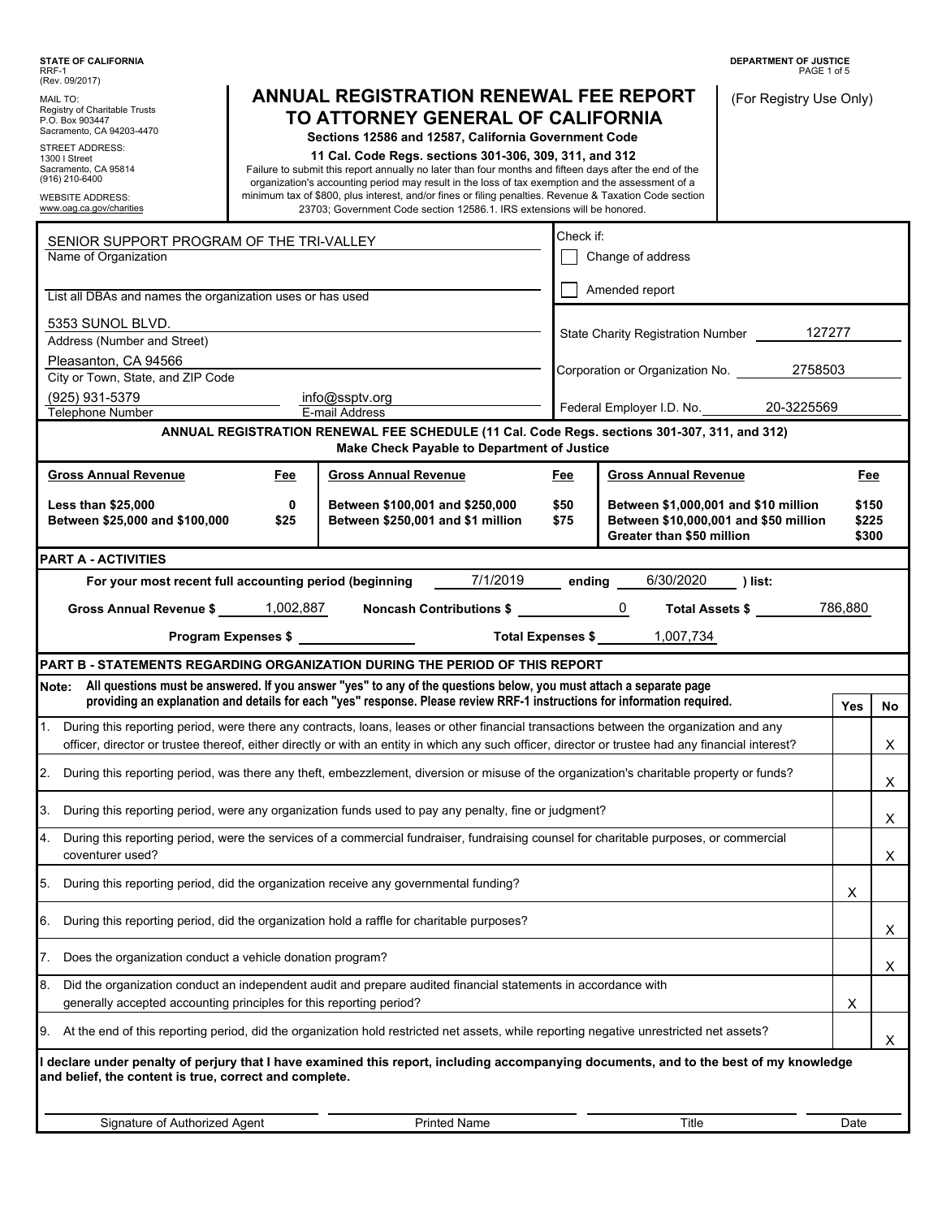STATE OF CALIFORNIA
RRF-1
(Rev. 09/2017)

DEPARTMENT OF JUSTICE

MAIL TO:
Registry of Charitable Trusts
P.O. Box 903447
Sacramento, CA 94203-4470

STREET ADDRESS:
1300 I Street
Sacramento, CA 95814
(916) 210-6400

WEBSITE ADDRESS:
www.oag.ca.gov/charities

# ANNUAL REGISTRATION RENEWAL FEE REPORT TO ATTORNEY GENERAL OF CALIFORNIA

**Sections 12586 and 12587, California Government Code**

**11 Cal. Code Regs. sections 301-306, 309, 311, and 312**

Failure to submit this report annually no later than four months and fifteen days after the end of the organization's accounting period may result in the loss of tax exemption and the assessment of a minimum tax of $800, plus interest, and/or fines or filing penalties. Revenue & Taxation Code section 23703; Government Code section 12586.1. IRS extensions will be honored.

(For Registry Use Only)

Name of Organization: SENIOR SUPPORT PROGRAM OF THE TRI-VALLEY

List all DBAs and names the organization uses or has used:

Address (Number and Street): 5353 SUNOL BLVD.

City or Town, State, and ZIP Code: Pleasanton, CA 94566

Telephone Number: (925) 931-5379

E-mail Address: info@ssptv.org

Check if:
- [ ] Change of address
- [ ] Amended report

State Charity Registration Number: 127277

Corporation or Organization No.: 2758503

Federal Employer I.D. No.: 20-3225569

**ANNUAL REGISTRATION RENEWAL FEE SCHEDULE (11 Cal. Code Regs. sections 301-307, 311, and 312)**
**Make Check Payable to Department of Justice**

| Gross Annual Revenue | Fee | Gross Annual Revenue | Fee | Gross Annual Revenue | Fee |
|---|---|---|---|---|---|
| Less than $25,000 | 0 | Between $100,001 and $250,000 | $50 | Between $1,000,001 and $10 million | $150 |
| Between $25,000 and $100,000 | $25 | Between $250,001 and $1 million | $75 | Between $10,000,001 and $50 million | $225 |
| | | | | Greater than $50 million | $300 |

## PART A - ACTIVITIES

For your most recent full accounting period (beginning 7/1/2019 ending 6/30/2020 ) list:

Gross Annual Revenue $ 1,002,887 Noncash Contributions $ 0 Total Assets $ 786,880

Program Expenses $ \_\_\_\_\_\_ Total Expenses $ 1,007,734

## PART B - STATEMENTS REGARDING ORGANIZATION DURING THE PERIOD OF THIS REPORT

**Note: All questions must be answered. If you answer "yes" to any of the questions below, you must attach a separate page providing an explanation and details for each "yes" response. Please review RRF-1 instructions for information required.**

| | Question | Yes | No |
|---|---|---|---|
| 1. | During this reporting period, were there any contracts, loans, leases or other financial transactions between the organization and any officer, director or trustee thereof, either directly or with an entity in which any such officer, director or trustee had any financial interest? | | X |
| 2. | During this reporting period, was there any theft, embezzlement, diversion or misuse of the organization's charitable property or funds? | | X |
| 3. | During this reporting period, were any organization funds used to pay any penalty, fine or judgment? | | X |
| 4. | During this reporting period, were the services of a commercial fundraiser, fundraising counsel for charitable purposes, or commercial coventurer used? | | X |
| 5. | During this reporting period, did the organization receive any governmental funding? | X | |
| 6. | During this reporting period, did the organization hold a raffle for charitable purposes? | | X |
| 7. | Does the organization conduct a vehicle donation program? | | X |
| 8. | Did the organization conduct an independent audit and prepare audited financial statements in accordance with generally accepted accounting principles for this reporting period? | X | |
| 9. | At the end of this reporting period, did the organization hold restricted net assets, while reporting negative unrestricted net assets? | | X |

**I declare under penalty of perjury that I have examined this report, including accompanying documents, and to the best of my knowledge and belief, the content is true, correct and complete.**

| Signature of Authorized Agent | Printed Name | Title | Date |
|---|---|---|---|
| | | | |